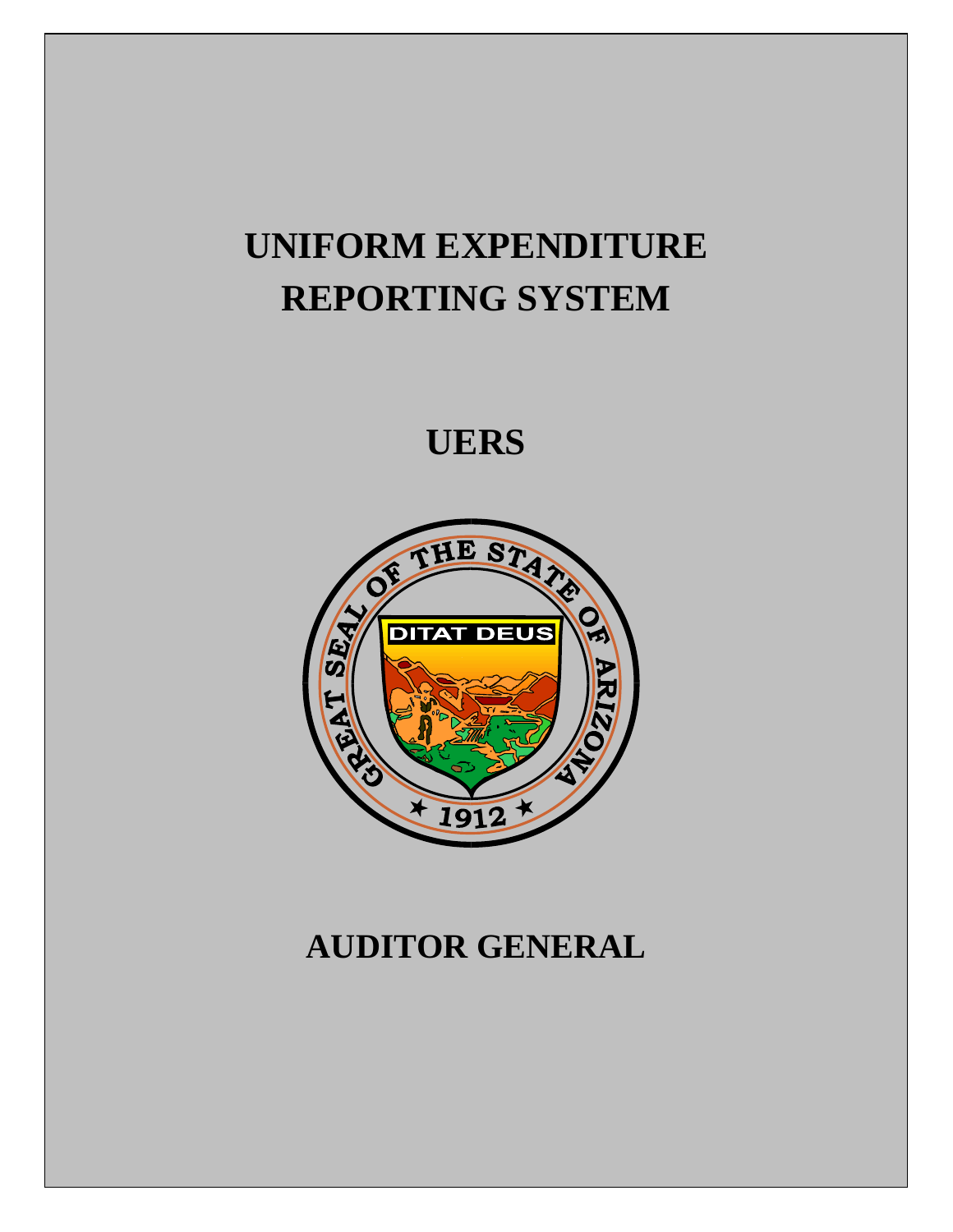# UNIFORM EXPENDITURE REPORTING SYSTEM

# UERS

# AUDITOR GENERAL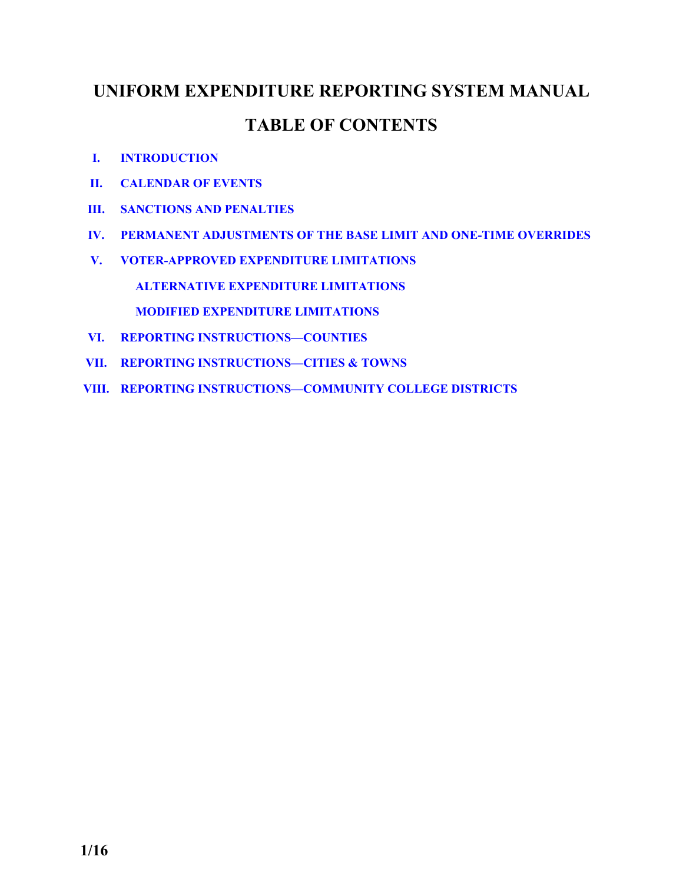# UNIFORM EXPENDITURE REPORTING SYSTEM MANUAL

# TABLE OF CONTENTS

I. INTRODUCTION

II. CALENDAR OF EVENTS

III. SANCTIONS AND PENALTIES

IV. PERMANENT ADJUSTMENTS OF THE BASE LIMIT AND ONE-TIME OVERRIDES

V. VOTER-APPROVED EXPENDITURE LIMITATIONS

- ALTERNATIVE EXPENDITURE LIMITATIONS
- MODIFIED EXPENDITURE LIMITATIONS

VI. REPORTING INSTRUCTIONS—COUNTIES

VII. REPORTING INSTRUCTIONS—CITIES & TOWNS

VIII. REPORTING INSTRUCTIONS—COMMUNITY COLLEGE DISTRICTS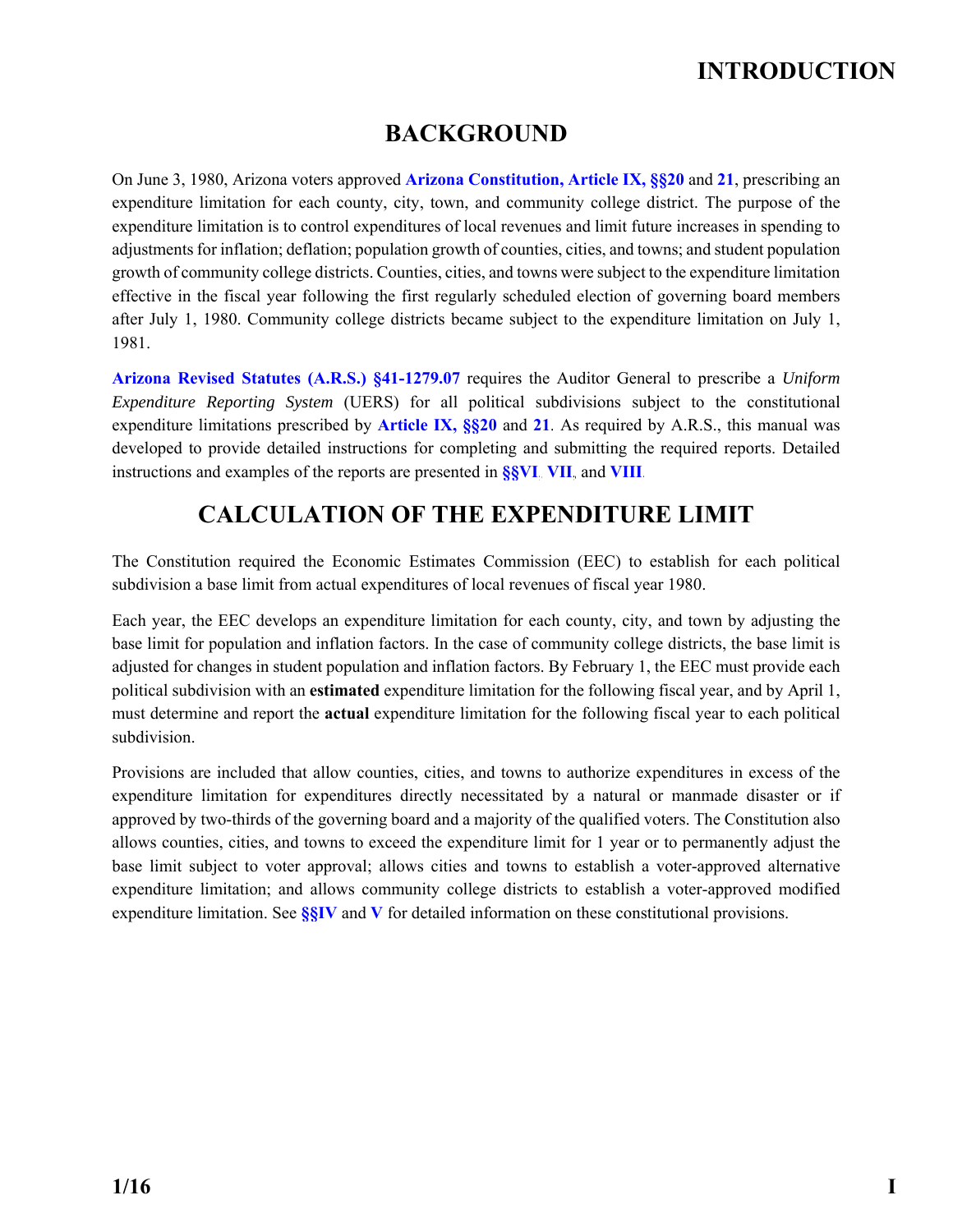# INTRODUCTION

## BACKGROUND

On June 3, 1980, Arizona voters approved **Arizona Constitution, Article IX, §§20** and **21**, prescribing an expenditure limitation for each county, city, town, and community college district. The purpose of the expenditure limitation is to control expenditures of local revenues and limit future increases in spending to adjustments for inflation; deflation; population growth of counties, cities, and towns; and student population growth of community college districts. Counties, cities, and towns were subject to the expenditure limitation effective in the fiscal year following the first regularly scheduled election of governing board members after July 1, 1980. Community college districts became subject to the expenditure limitation on July 1, 1981.

**Arizona Revised Statutes (A.R.S.) §41-1279.07** requires the Auditor General to prescribe a *Uniform Expenditure Reporting System* (UERS) for all political subdivisions subject to the constitutional expenditure limitations prescribed by **Article IX, §§20** and **21**. As required by A.R.S., this manual was developed to provide detailed instructions for completing and submitting the required reports. Detailed instructions and examples of the reports are presented in **§§VI**, **VII**, and **VIII**.

## CALCULATION OF THE EXPENDITURE LIMIT

The Constitution required the Economic Estimates Commission (EEC) to establish for each political subdivision a base limit from actual expenditures of local revenues of fiscal year 1980.

Each year, the EEC develops an expenditure limitation for each county, city, and town by adjusting the base limit for population and inflation factors. In the case of community college districts, the base limit is adjusted for changes in student population and inflation factors. By February 1, the EEC must provide each political subdivision with an **estimated** expenditure limitation for the following fiscal year, and by April 1, must determine and report the **actual** expenditure limitation for the following fiscal year to each political subdivision.

Provisions are included that allow counties, cities, and towns to authorize expenditures in excess of the expenditure limitation for expenditures directly necessitated by a natural or manmade disaster or if approved by two-thirds of the governing board and a majority of the qualified voters. The Constitution also allows counties, cities, and towns to exceed the expenditure limit for 1 year or to permanently adjust the base limit subject to voter approval; allows cities and towns to establish a voter-approved alternative expenditure limitation; and allows community college districts to establish a voter-approved modified expenditure limitation. See **§§IV** and **V** for detailed information on these constitutional provisions.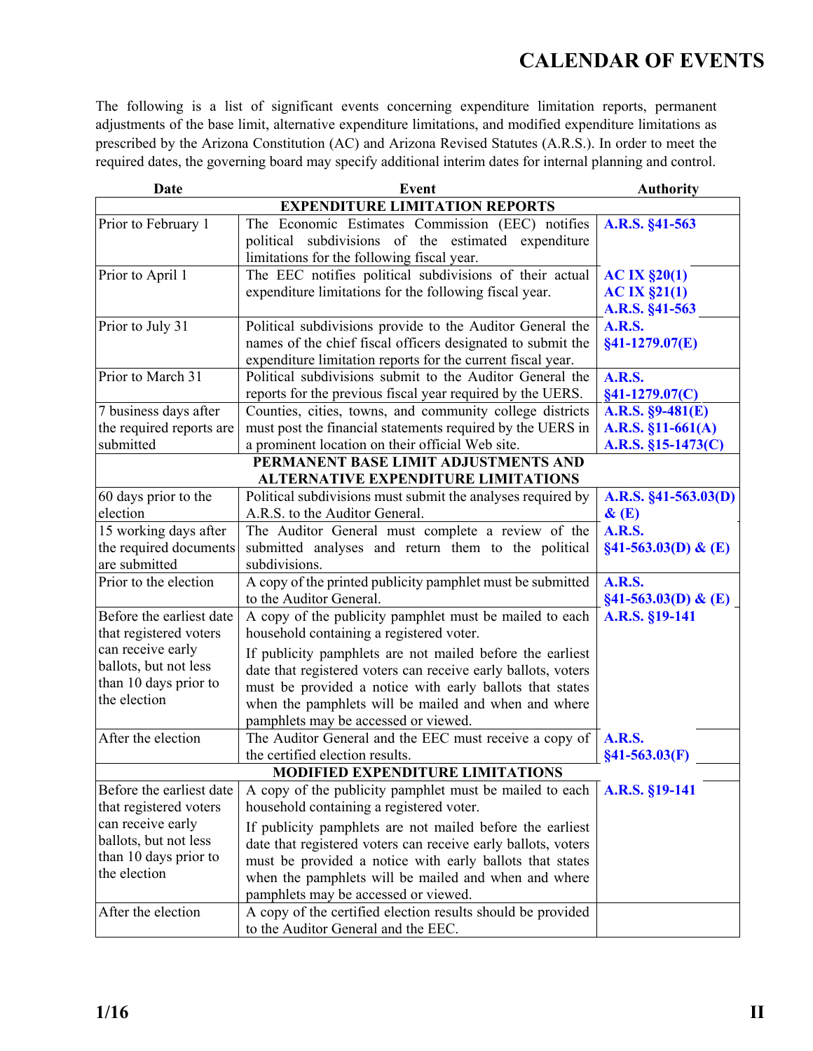# CALENDAR OF EVENTS

The following is a list of significant events concerning expenditure limitation reports, permanent adjustments of the base limit, alternative expenditure limitations, and modified expenditure limitations as prescribed by the Arizona Constitution (AC) and Arizona Revised Statutes (A.R.S.). In order to meet the required dates, the governing board may specify additional interim dates for internal planning and control.

| Date | Event | Authority |
|---|---|---|
| **EXPENDITURE LIMITATION REPORTS** | | |
| Prior to February 1 | The Economic Estimates Commission (EEC) notifies political subdivisions of the estimated expenditure limitations for the following fiscal year. | **A.R.S. §41-563** |
| Prior to April 1 | The EEC notifies political subdivisions of their actual expenditure limitations for the following fiscal year. | **AC IX §20(1)**<br>**AC IX §21(1)**<br>**A.R.S. §41-563** |
| Prior to July 31 | Political subdivisions provide to the Auditor General the names of the chief fiscal officers designated to submit the expenditure limitation reports for the current fiscal year. | **A.R.S. §41-1279.07(E)** |
| Prior to March 31 | Political subdivisions submit to the Auditor General the reports for the previous fiscal year required by the UERS. | **A.R.S. §41-1279.07(C)** |
| 7 business days after the required reports are submitted | Counties, cities, towns, and community college districts must post the financial statements required by the UERS in a prominent location on their official Web site. | **A.R.S. §9-481(E)**<br>**A.R.S. §11-661(A)**<br>**A.R.S. §15-1473(C)** |
| **PERMANENT BASE LIMIT ADJUSTMENTS AND ALTERNATIVE EXPENDITURE LIMITATIONS** | | |
| 60 days prior to the election | Political subdivisions must submit the analyses required by A.R.S. to the Auditor General. | **A.R.S. §41-563.03(D) & (E)** |
| 15 working days after the required documents are submitted | The Auditor General must complete a review of the submitted analyses and return them to the political subdivisions. | **A.R.S. §41-563.03(D) & (E)** |
| Prior to the election | A copy of the printed publicity pamphlet must be submitted to the Auditor General. | **A.R.S. §41-563.03(D) & (E)** |
| Before the earliest date that registered voters can receive early ballots, but not less than 10 days prior to the election | A copy of the publicity pamphlet must be mailed to each household containing a registered voter.<br><br>If publicity pamphlets are not mailed before the earliest date that registered voters can receive early ballots, voters must be provided a notice with early ballots that states when the pamphlets will be mailed and when and where pamphlets may be accessed or viewed. | **A.R.S. §19-141** |
| After the election | The Auditor General and the EEC must receive a copy of the certified election results. | **A.R.S. §41-563.03(F)** |
| **MODIFIED EXPENDITURE LIMITATIONS** | | |
| Before the earliest date that registered voters can receive early ballots, but not less than 10 days prior to the election | A copy of the publicity pamphlet must be mailed to each household containing a registered voter.<br><br>If publicity pamphlets are not mailed before the earliest date that registered voters can receive early ballots, voters must be provided a notice with early ballots that states when the pamphlets will be mailed and when and where pamphlets may be accessed or viewed. | **A.R.S. §19-141** |
| After the election | A copy of the certified election results should be provided to the Auditor General and the EEC. | |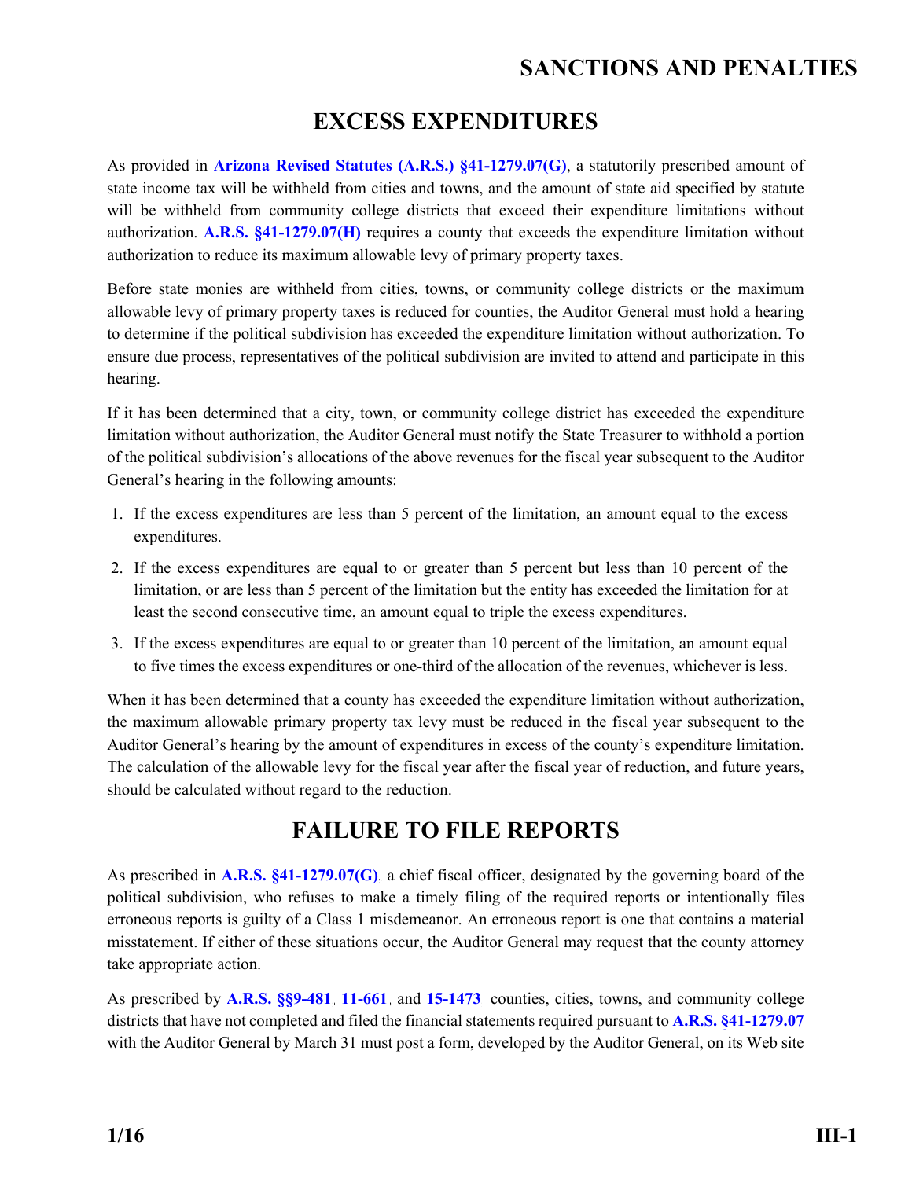# SANCTIONS AND PENALTIES

## EXCESS EXPENDITURES

As provided in **Arizona Revised Statutes (A.R.S.) §41-1279.07(G)**, a statutorily prescribed amount of state income tax will be withheld from cities and towns, and the amount of state aid specified by statute will be withheld from community college districts that exceed their expenditure limitations without authorization. **A.R.S. §41-1279.07(H)** requires a county that exceeds the expenditure limitation without authorization to reduce its maximum allowable levy of primary property taxes.

Before state monies are withheld from cities, towns, or community college districts or the maximum allowable levy of primary property taxes is reduced for counties, the Auditor General must hold a hearing to determine if the political subdivision has exceeded the expenditure limitation without authorization. To ensure due process, representatives of the political subdivision are invited to attend and participate in this hearing.

If it has been determined that a city, town, or community college district has exceeded the expenditure limitation without authorization, the Auditor General must notify the State Treasurer to withhold a portion of the political subdivision's allocations of the above revenues for the fiscal year subsequent to the Auditor General's hearing in the following amounts:

1. If the excess expenditures are less than 5 percent of the limitation, an amount equal to the excess expenditures.
2. If the excess expenditures are equal to or greater than 5 percent but less than 10 percent of the limitation, or are less than 5 percent of the limitation but the entity has exceeded the limitation for at least the second consecutive time, an amount equal to triple the excess expenditures.
3. If the excess expenditures are equal to or greater than 10 percent of the limitation, an amount equal to five times the excess expenditures or one-third of the allocation of the revenues, whichever is less.

When it has been determined that a county has exceeded the expenditure limitation without authorization, the maximum allowable primary property tax levy must be reduced in the fiscal year subsequent to the Auditor General's hearing by the amount of expenditures in excess of the county's expenditure limitation. The calculation of the allowable levy for the fiscal year after the fiscal year of reduction, and future years, should be calculated without regard to the reduction.

## FAILURE TO FILE REPORTS

As prescribed in **A.R.S. §41-1279.07(G)**, a chief fiscal officer, designated by the governing board of the political subdivision, who refuses to make a timely filing of the required reports or intentionally files erroneous reports is guilty of a Class 1 misdemeanor. An erroneous report is one that contains a material misstatement. If either of these situations occur, the Auditor General may request that the county attorney take appropriate action.

As prescribed by **A.R.S. §§9-481**, **11-661**, and **15-1473**, counties, cities, towns, and community college districts that have not completed and filed the financial statements required pursuant to **A.R.S. §41-1279.07** with the Auditor General by March 31 must post a form, developed by the Auditor General, on its Web site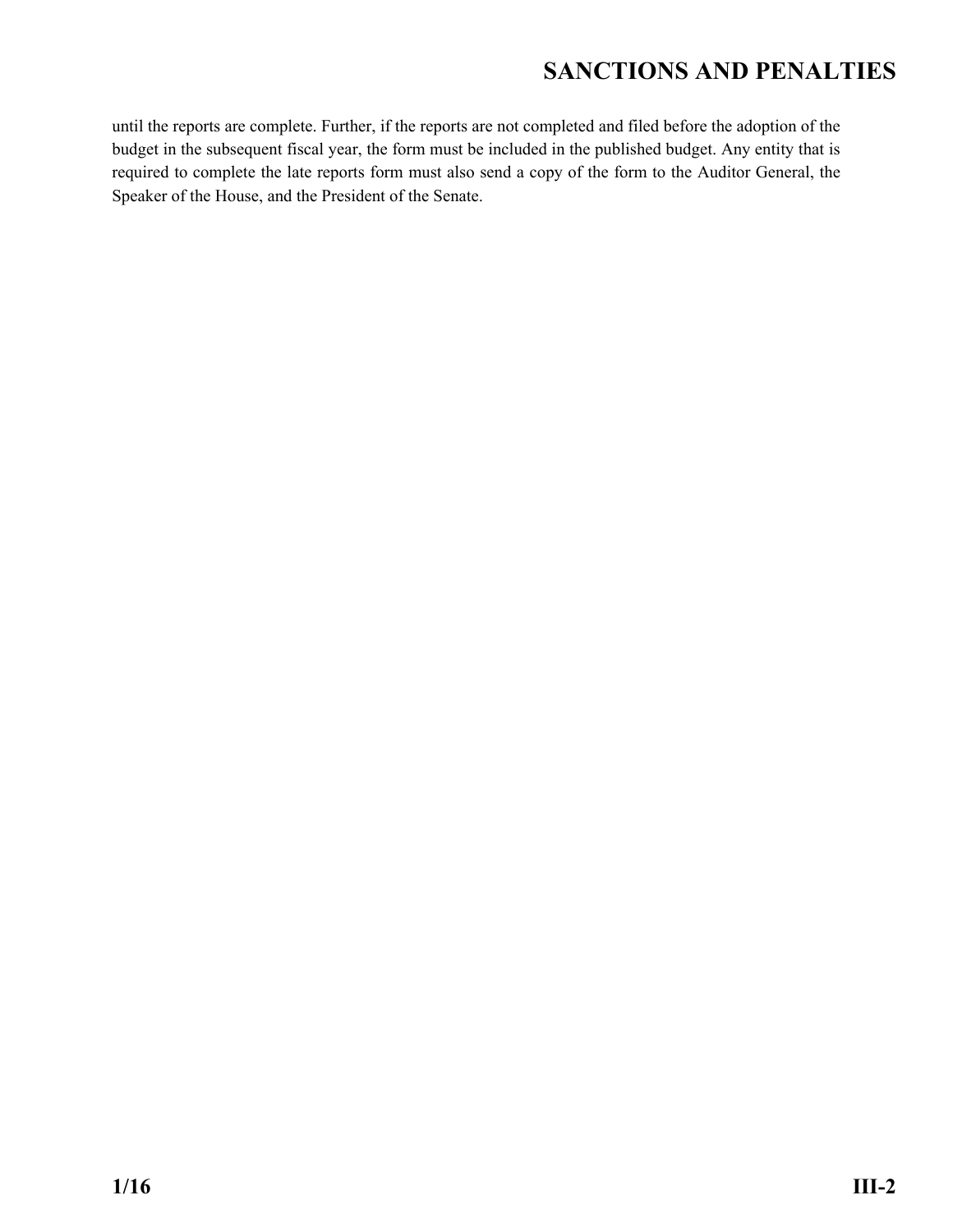until the reports are complete. Further, if the reports are not completed and filed before the adoption of the budget in the subsequent fiscal year, the form must be included in the published budget. Any entity that is required to complete the late reports form must also send a copy of the form to the Auditor General, the Speaker of the House, and the President of the Senate.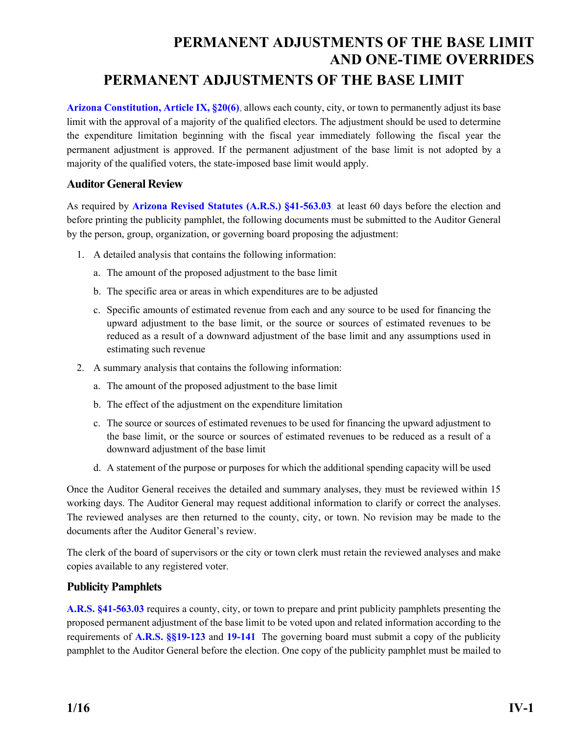# PERMANENT ADJUSTMENTS OF THE BASE LIMIT AND ONE-TIME OVERRIDES

## PERMANENT ADJUSTMENTS OF THE BASE LIMIT

**Arizona Constitution, Article IX, §20(6)**, allows each county, city, or town to permanently adjust its base limit with the approval of a majority of the qualified electors. The adjustment should be used to determine the expenditure limitation beginning with the fiscal year immediately following the fiscal year the permanent adjustment is approved. If the permanent adjustment of the base limit is not adopted by a majority of the qualified voters, the state-imposed base limit would apply.

### Auditor General Review

As required by **Arizona Revised Statutes (A.R.S.) §41-563.03**, at least 60 days before the election and before printing the publicity pamphlet, the following documents must be submitted to the Auditor General by the person, group, organization, or governing board proposing the adjustment:

1. A detailed analysis that contains the following information:
   a. The amount of the proposed adjustment to the base limit
   b. The specific area or areas in which expenditures are to be adjusted
   c. Specific amounts of estimated revenue from each and any source to be used for financing the upward adjustment to the base limit, or the source or sources of estimated revenues to be reduced as a result of a downward adjustment of the base limit and any assumptions used in estimating such revenue
2. A summary analysis that contains the following information:
   a. The amount of the proposed adjustment to the base limit
   b. The effect of the adjustment on the expenditure limitation
   c. The source or sources of estimated revenues to be used for financing the upward adjustment to the base limit, or the source or sources of estimated revenues to be reduced as a result of a downward adjustment of the base limit
   d. A statement of the purpose or purposes for which the additional spending capacity will be used

Once the Auditor General receives the detailed and summary analyses, they must be reviewed within 15 working days. The Auditor General may request additional information to clarify or correct the analyses. The reviewed analyses are then returned to the county, city, or town. No revision may be made to the documents after the Auditor General's review.

The clerk of the board of supervisors or the city or town clerk must retain the reviewed analyses and make copies available to any registered voter.

### Publicity Pamphlets

**A.R.S. §41-563.03** requires a county, city, or town to prepare and print publicity pamphlets presenting the proposed permanent adjustment of the base limit to be voted upon and related information according to the requirements of **A.R.S. §§19-123** and **19-141**. The governing board must submit a copy of the publicity pamphlet to the Auditor General before the election. One copy of the publicity pamphlet must be mailed to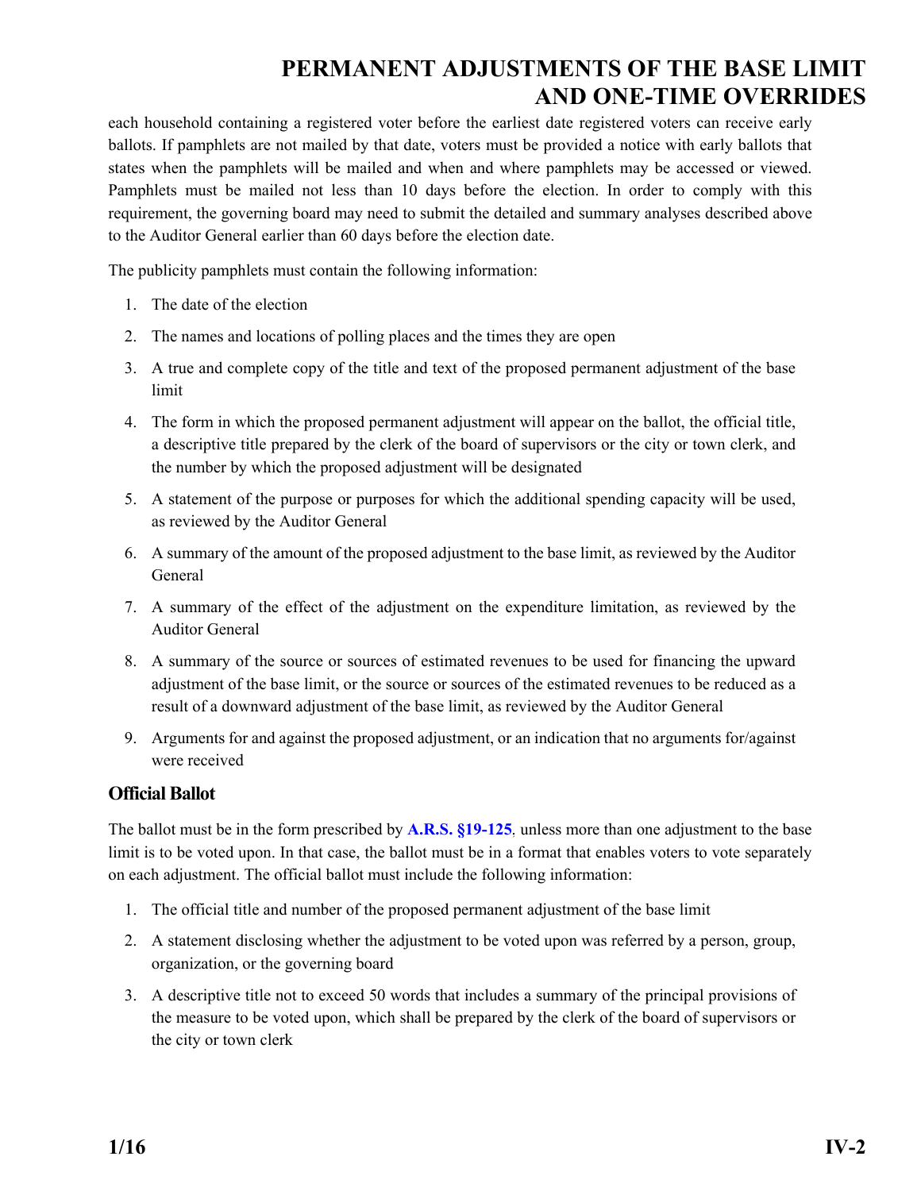each household containing a registered voter before the earliest date registered voters can receive early ballots. If pamphlets are not mailed by that date, voters must be provided a notice with early ballots that states when the pamphlets will be mailed and when and where pamphlets may be accessed or viewed. Pamphlets must be mailed not less than 10 days before the election. In order to comply with this requirement, the governing board may need to submit the detailed and summary analyses described above to the Auditor General earlier than 60 days before the election date.

The publicity pamphlets must contain the following information:

1. The date of the election
2. The names and locations of polling places and the times they are open
3. A true and complete copy of the title and text of the proposed permanent adjustment of the base limit
4. The form in which the proposed permanent adjustment will appear on the ballot, the official title, a descriptive title prepared by the clerk of the board of supervisors or the city or town clerk, and the number by which the proposed adjustment will be designated
5. A statement of the purpose or purposes for which the additional spending capacity will be used, as reviewed by the Auditor General
6. A summary of the amount of the proposed adjustment to the base limit, as reviewed by the Auditor General
7. A summary of the effect of the adjustment on the expenditure limitation, as reviewed by the Auditor General
8. A summary of the source or sources of estimated revenues to be used for financing the upward adjustment of the base limit, or the source or sources of the estimated revenues to be reduced as a result of a downward adjustment of the base limit, as reviewed by the Auditor General
9. Arguments for and against the proposed adjustment, or an indication that no arguments for/against were received

### Official Ballot

The ballot must be in the form prescribed by **A.R.S. §19-125**, unless more than one adjustment to the base limit is to be voted upon. In that case, the ballot must be in a format that enables voters to vote separately on each adjustment. The official ballot must include the following information:

1. The official title and number of the proposed permanent adjustment of the base limit
2. A statement disclosing whether the adjustment to be voted upon was referred by a person, group, organization, or the governing board
3. A descriptive title not to exceed 50 words that includes a summary of the principal provisions of the measure to be voted upon, which shall be prepared by the clerk of the board of supervisors or the city or town clerk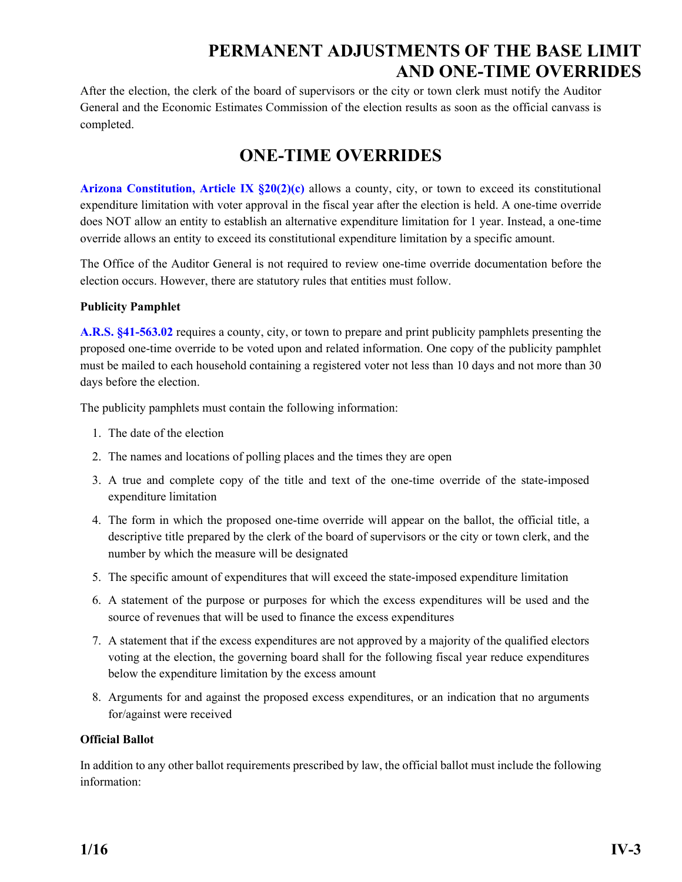# PERMANENT ADJUSTMENTS OF THE BASE LIMIT AND ONE-TIME OVERRIDES

After the election, the clerk of the board of supervisors or the city or town clerk must notify the Auditor General and the Economic Estimates Commission of the election results as soon as the official canvass is completed.

## ONE-TIME OVERRIDES

**Arizona Constitution, Article IX §20(2)(c)** allows a county, city, or town to exceed its constitutional expenditure limitation with voter approval in the fiscal year after the election is held. A one-time override does NOT allow an entity to establish an alternative expenditure limitation for 1 year. Instead, a one-time override allows an entity to exceed its constitutional expenditure limitation by a specific amount.

The Office of the Auditor General is not required to review one-time override documentation before the election occurs. However, there are statutory rules that entities must follow.

**Publicity Pamphlet**

**A.R.S. §41-563.02** requires a county, city, or town to prepare and print publicity pamphlets presenting the proposed one-time override to be voted upon and related information. One copy of the publicity pamphlet must be mailed to each household containing a registered voter not less than 10 days and not more than 30 days before the election.

The publicity pamphlets must contain the following information:

1. The date of the election
2. The names and locations of polling places and the times they are open
3. A true and complete copy of the title and text of the one-time override of the state-imposed expenditure limitation
4. The form in which the proposed one-time override will appear on the ballot, the official title, a descriptive title prepared by the clerk of the board of supervisors or the city or town clerk, and the number by which the measure will be designated
5. The specific amount of expenditures that will exceed the state-imposed expenditure limitation
6. A statement of the purpose or purposes for which the excess expenditures will be used and the source of revenues that will be used to finance the excess expenditures
7. A statement that if the excess expenditures are not approved by a majority of the qualified electors voting at the election, the governing board shall for the following fiscal year reduce expenditures below the expenditure limitation by the excess amount
8. Arguments for and against the proposed excess expenditures, or an indication that no arguments for/against were received

**Official Ballot**

In addition to any other ballot requirements prescribed by law, the official ballot must include the following information: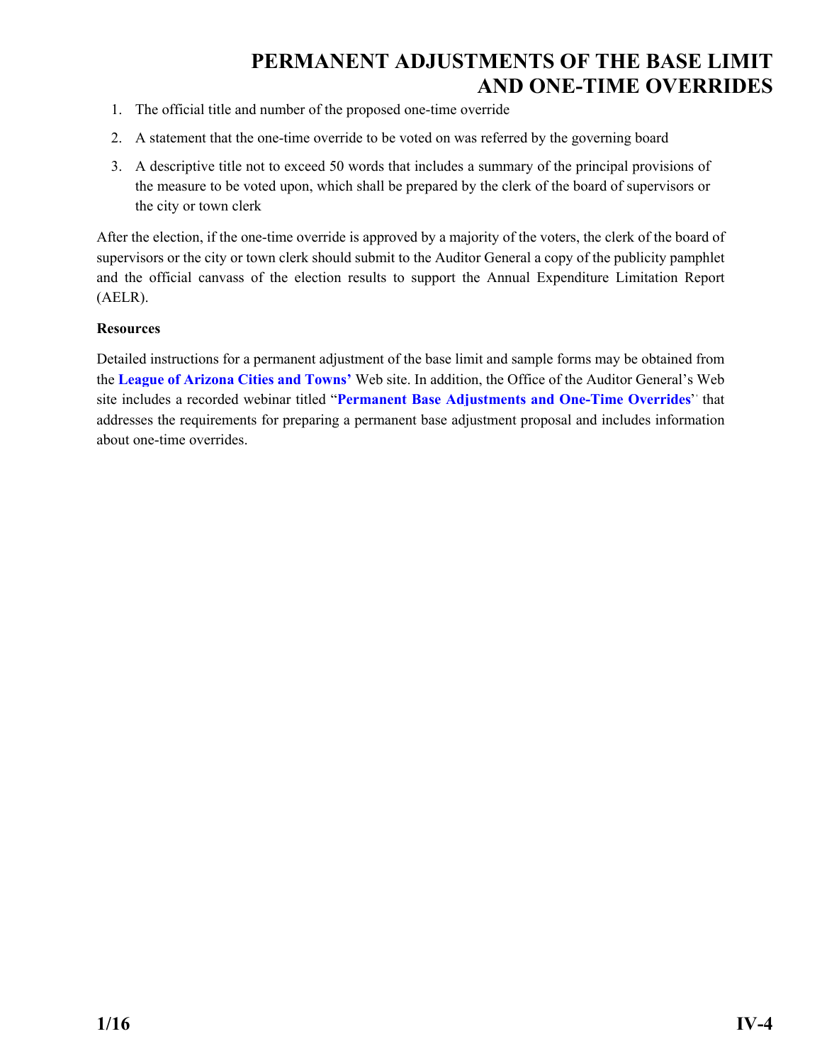1. The official title and number of the proposed one-time override
2. A statement that the one-time override to be voted on was referred by the governing board
3. A descriptive title not to exceed 50 words that includes a summary of the principal provisions of the measure to be voted upon, which shall be prepared by the clerk of the board of supervisors or the city or town clerk

After the election, if the one-time override is approved by a majority of the voters, the clerk of the board of supervisors or the city or town clerk should submit to the Auditor General a copy of the publicity pamphlet and the official canvass of the election results to support the Annual Expenditure Limitation Report (AELR).

**Resources**

Detailed instructions for a permanent adjustment of the base limit and sample forms may be obtained from the **League of Arizona Cities and Towns'** Web site. In addition, the Office of the Auditor General's Web site includes a recorded webinar titled "**Permanent Base Adjustments and One-Time Overrides**" that addresses the requirements for preparing a permanent base adjustment proposal and includes information about one-time overrides.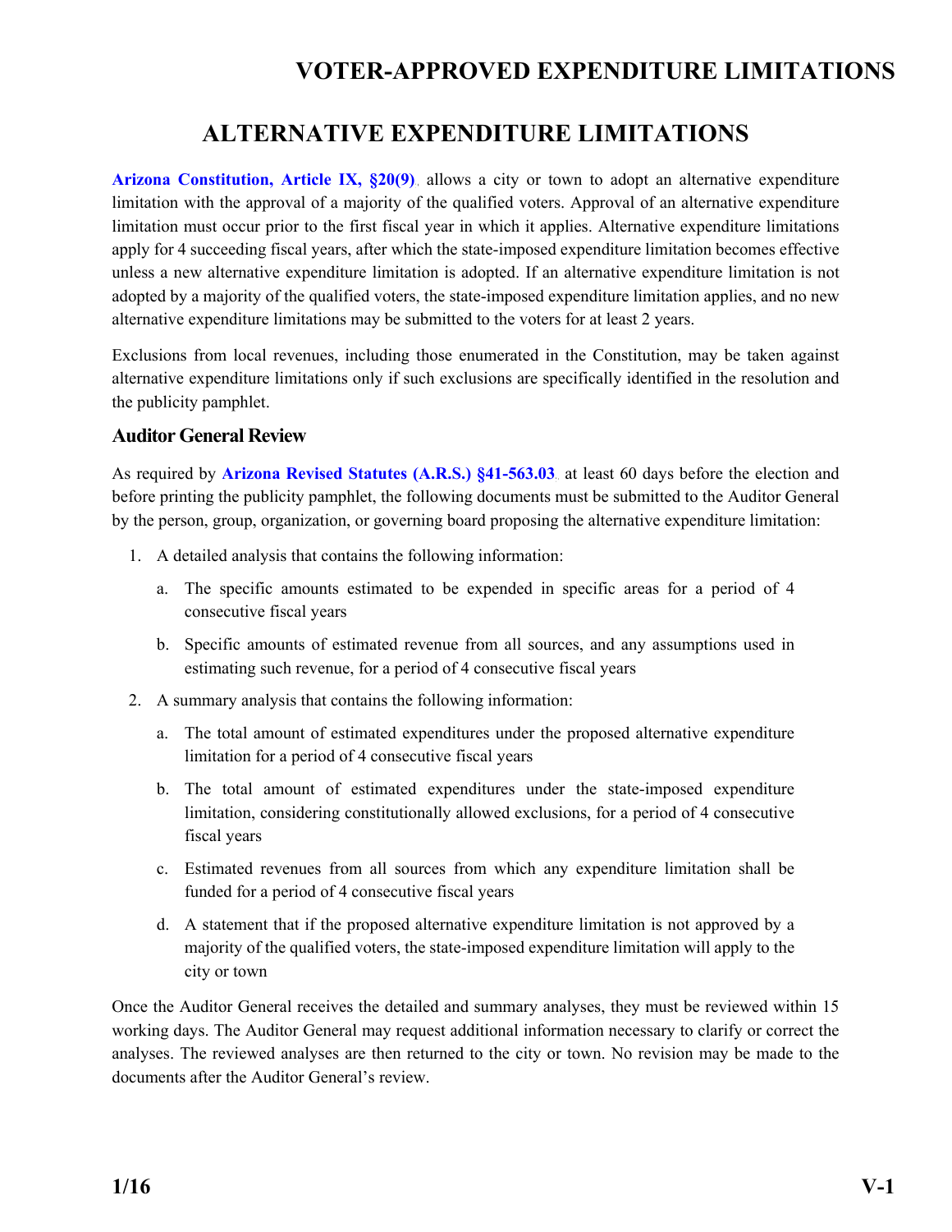# VOTER-APPROVED EXPENDITURE LIMITATIONS

## ALTERNATIVE EXPENDITURE LIMITATIONS

**Arizona Constitution, Article IX, §20(9)** allows a city or town to adopt an alternative expenditure limitation with the approval of a majority of the qualified voters. Approval of an alternative expenditure limitation must occur prior to the first fiscal year in which it applies. Alternative expenditure limitations apply for 4 succeeding fiscal years, after which the state-imposed expenditure limitation becomes effective unless a new alternative expenditure limitation is adopted. If an alternative expenditure limitation is not adopted by a majority of the qualified voters, the state-imposed expenditure limitation applies, and no new alternative expenditure limitations may be submitted to the voters for at least 2 years.

Exclusions from local revenues, including those enumerated in the Constitution, may be taken against alternative expenditure limitations only if such exclusions are specifically identified in the resolution and the publicity pamphlet.

### Auditor General Review

As required by **Arizona Revised Statutes (A.R.S.) §41-563.03** at least 60 days before the election and before printing the publicity pamphlet, the following documents must be submitted to the Auditor General by the person, group, organization, or governing board proposing the alternative expenditure limitation:

1. A detailed analysis that contains the following information:
   a. The specific amounts estimated to be expended in specific areas for a period of 4 consecutive fiscal years
   b. Specific amounts of estimated revenue from all sources, and any assumptions used in estimating such revenue, for a period of 4 consecutive fiscal years
2. A summary analysis that contains the following information:
   a. The total amount of estimated expenditures under the proposed alternative expenditure limitation for a period of 4 consecutive fiscal years
   b. The total amount of estimated expenditures under the state-imposed expenditure limitation, considering constitutionally allowed exclusions, for a period of 4 consecutive fiscal years
   c. Estimated revenues from all sources from which any expenditure limitation shall be funded for a period of 4 consecutive fiscal years
   d. A statement that if the proposed alternative expenditure limitation is not approved by a majority of the qualified voters, the state-imposed expenditure limitation will apply to the city or town

Once the Auditor General receives the detailed and summary analyses, they must be reviewed within 15 working days. The Auditor General may request additional information necessary to clarify or correct the analyses. The reviewed analyses are then returned to the city or town. No revision may be made to the documents after the Auditor General's review.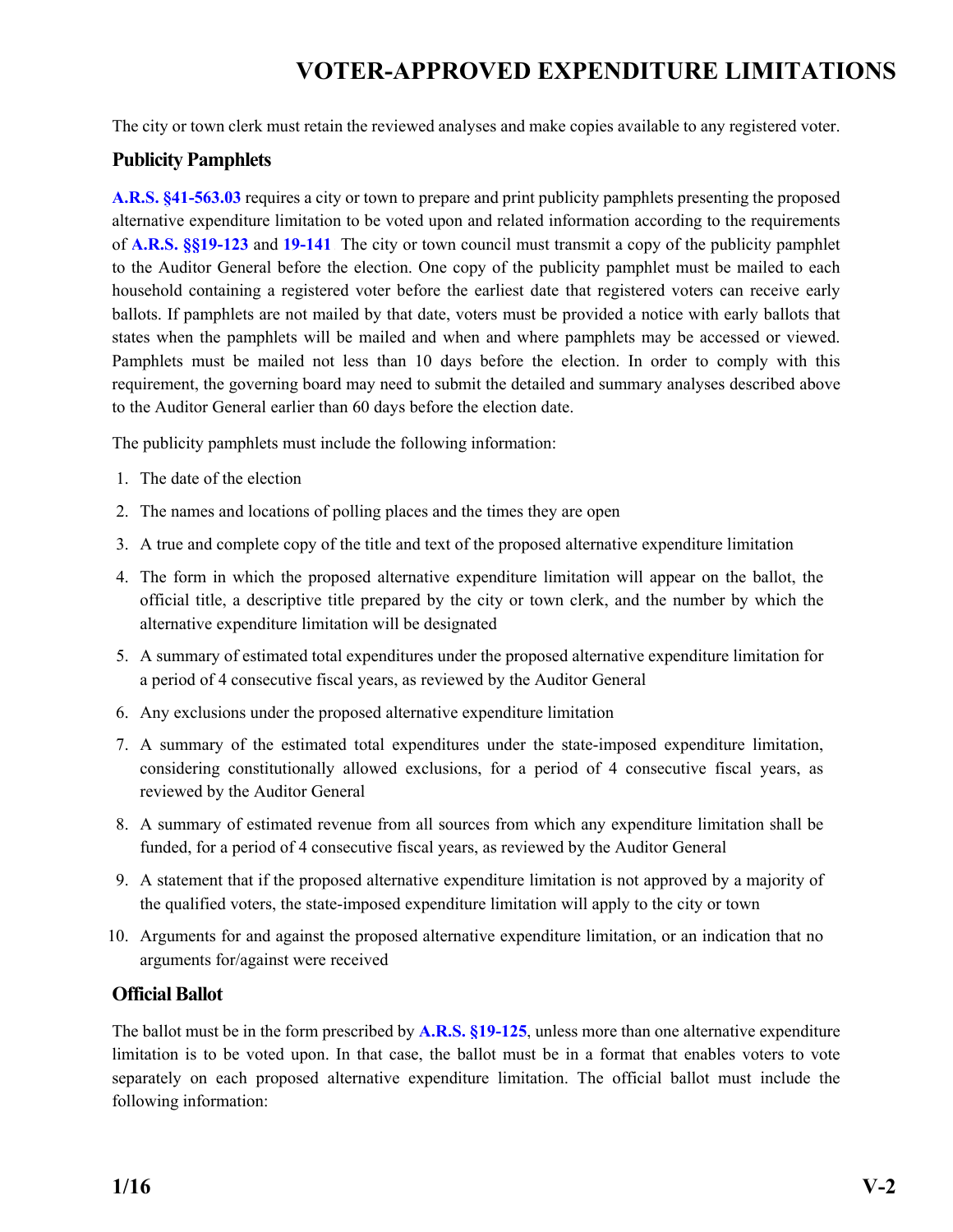The city or town clerk must retain the reviewed analyses and make copies available to any registered voter.

### Publicity Pamphlets

**A.R.S. §41-563.03** requires a city or town to prepare and print publicity pamphlets presenting the proposed alternative expenditure limitation to be voted upon and related information according to the requirements of **A.R.S. §§19-123** and **19-141** The city or town council must transmit a copy of the publicity pamphlet to the Auditor General before the election. One copy of the publicity pamphlet must be mailed to each household containing a registered voter before the earliest date that registered voters can receive early ballots. If pamphlets are not mailed by that date, voters must be provided a notice with early ballots that states when the pamphlets will be mailed and when and where pamphlets may be accessed or viewed. Pamphlets must be mailed not less than 10 days before the election. In order to comply with this requirement, the governing board may need to submit the detailed and summary analyses described above to the Auditor General earlier than 60 days before the election date.

The publicity pamphlets must include the following information:

1. The date of the election
2. The names and locations of polling places and the times they are open
3. A true and complete copy of the title and text of the proposed alternative expenditure limitation
4. The form in which the proposed alternative expenditure limitation will appear on the ballot, the official title, a descriptive title prepared by the city or town clerk, and the number by which the alternative expenditure limitation will be designated
5. A summary of estimated total expenditures under the proposed alternative expenditure limitation for a period of 4 consecutive fiscal years, as reviewed by the Auditor General
6. Any exclusions under the proposed alternative expenditure limitation
7. A summary of the estimated total expenditures under the state-imposed expenditure limitation, considering constitutionally allowed exclusions, for a period of 4 consecutive fiscal years, as reviewed by the Auditor General
8. A summary of estimated revenue from all sources from which any expenditure limitation shall be funded, for a period of 4 consecutive fiscal years, as reviewed by the Auditor General
9. A statement that if the proposed alternative expenditure limitation is not approved by a majority of the qualified voters, the state-imposed expenditure limitation will apply to the city or town
10. Arguments for and against the proposed alternative expenditure limitation, or an indication that no arguments for/against were received

### Official Ballot

The ballot must be in the form prescribed by **A.R.S. §19-125**, unless more than one alternative expenditure limitation is to be voted upon. In that case, the ballot must be in a format that enables voters to vote separately on each proposed alternative expenditure limitation. The official ballot must include the following information: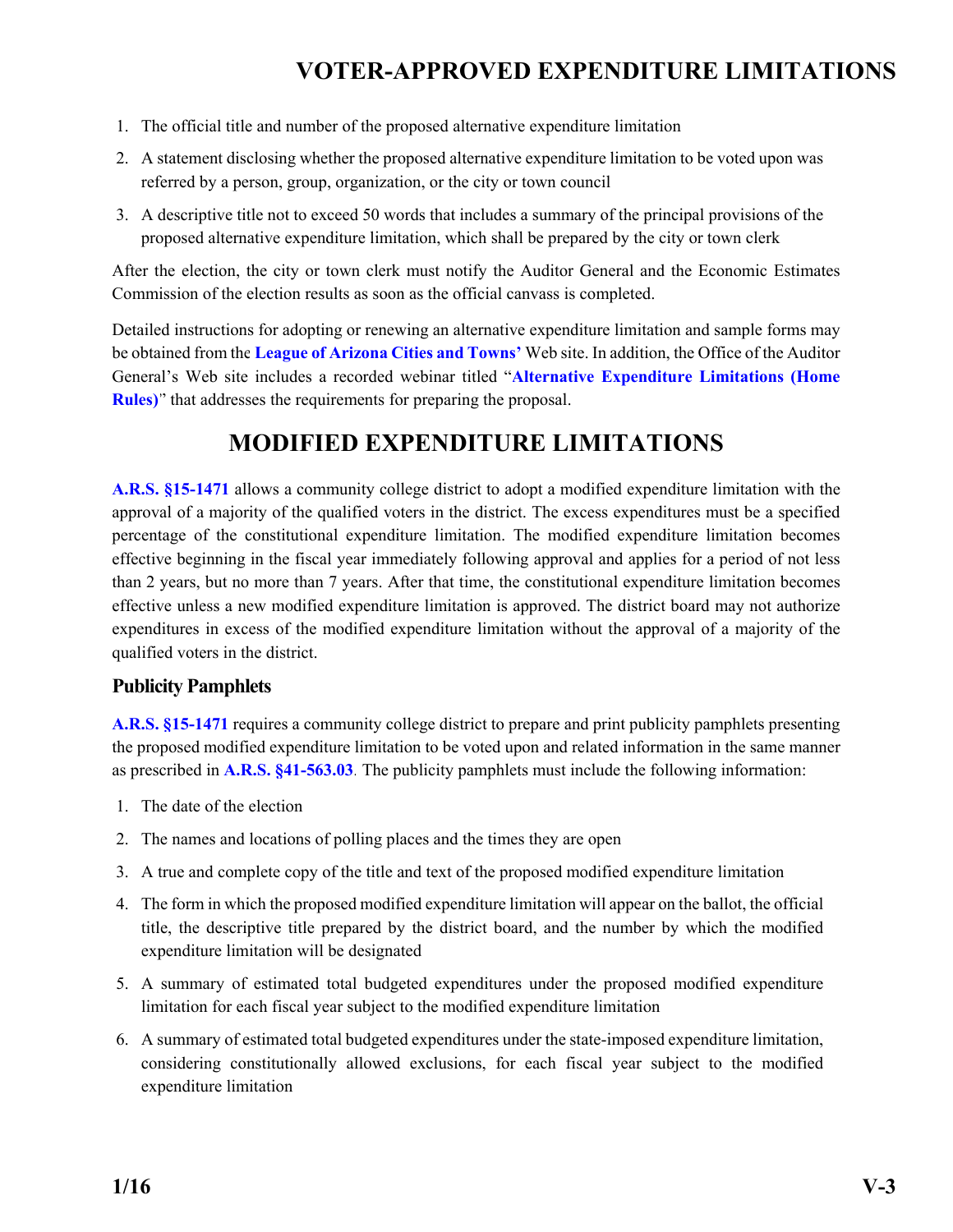1. The official title and number of the proposed alternative expenditure limitation
2. A statement disclosing whether the proposed alternative expenditure limitation to be voted upon was referred by a person, group, organization, or the city or town council
3. A descriptive title not to exceed 50 words that includes a summary of the principal provisions of the proposed alternative expenditure limitation, which shall be prepared by the city or town clerk

After the election, the city or town clerk must notify the Auditor General and the Economic Estimates Commission of the election results as soon as the official canvass is completed.

Detailed instructions for adopting or renewing an alternative expenditure limitation and sample forms may be obtained from the **League of Arizona Cities and Towns'** Web site. In addition, the Office of the Auditor General's Web site includes a recorded webinar titled "**Alternative Expenditure Limitations (Home Rules)**" that addresses the requirements for preparing the proposal.

## MODIFIED EXPENDITURE LIMITATIONS

**A.R.S. §15-1471** allows a community college district to adopt a modified expenditure limitation with the approval of a majority of the qualified voters in the district. The excess expenditures must be a specified percentage of the constitutional expenditure limitation. The modified expenditure limitation becomes effective beginning in the fiscal year immediately following approval and applies for a period of not less than 2 years, but no more than 7 years. After that time, the constitutional expenditure limitation becomes effective unless a new modified expenditure limitation is approved. The district board may not authorize expenditures in excess of the modified expenditure limitation without the approval of a majority of the qualified voters in the district.

### Publicity Pamphlets

**A.R.S. §15-1471** requires a community college district to prepare and print publicity pamphlets presenting the proposed modified expenditure limitation to be voted upon and related information in the same manner as prescribed in **A.R.S. §41-563.03**. The publicity pamphlets must include the following information:

1. The date of the election
2. The names and locations of polling places and the times they are open
3. A true and complete copy of the title and text of the proposed modified expenditure limitation
4. The form in which the proposed modified expenditure limitation will appear on the ballot, the official title, the descriptive title prepared by the district board, and the number by which the modified expenditure limitation will be designated
5. A summary of estimated total budgeted expenditures under the proposed modified expenditure limitation for each fiscal year subject to the modified expenditure limitation
6. A summary of estimated total budgeted expenditures under the state-imposed expenditure limitation, considering constitutionally allowed exclusions, for each fiscal year subject to the modified expenditure limitation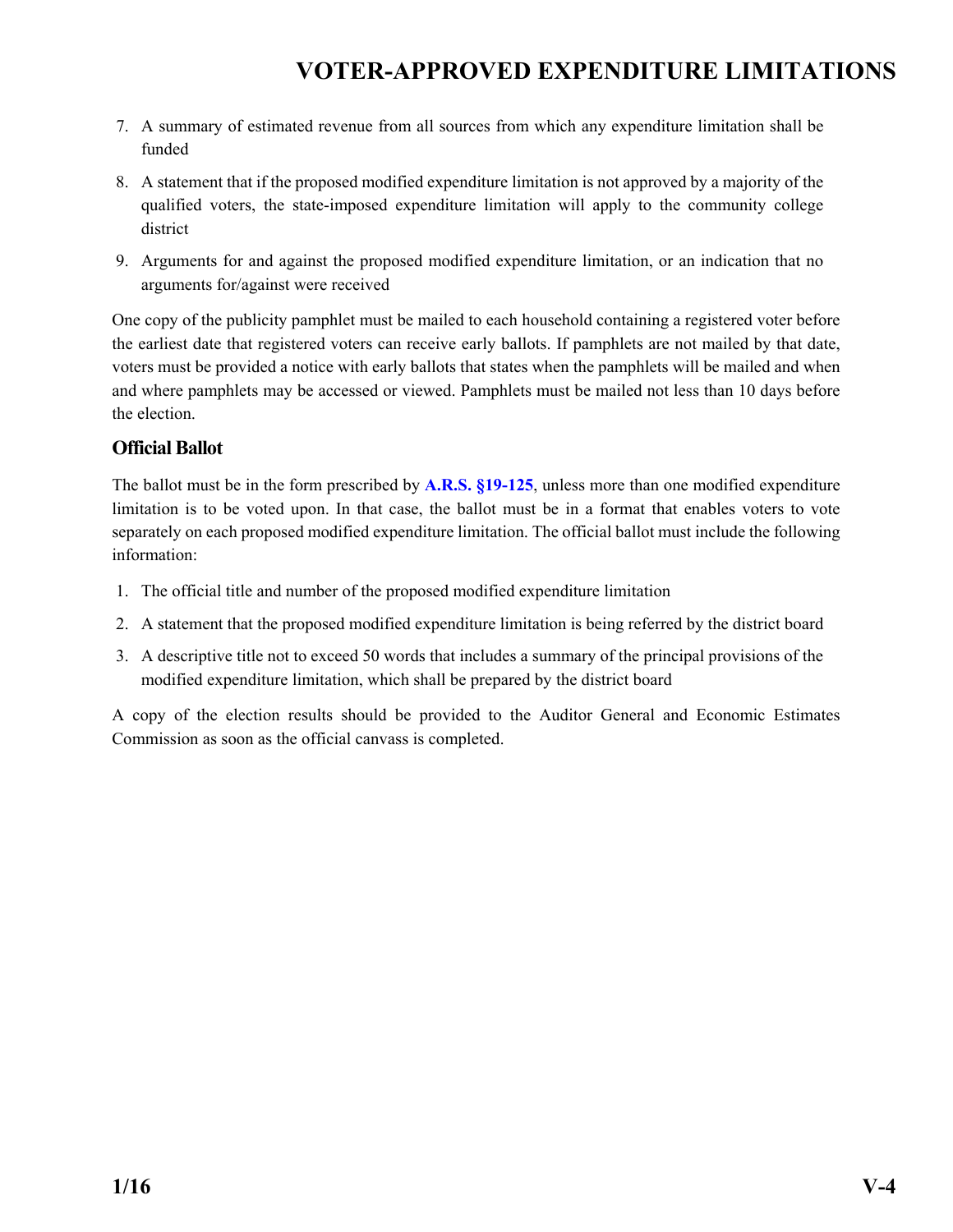7. A summary of estimated revenue from all sources from which any expenditure limitation shall be funded
8. A statement that if the proposed modified expenditure limitation is not approved by a majority of the qualified voters, the state-imposed expenditure limitation will apply to the community college district
9. Arguments for and against the proposed modified expenditure limitation, or an indication that no arguments for/against were received

One copy of the publicity pamphlet must be mailed to each household containing a registered voter before the earliest date that registered voters can receive early ballots. If pamphlets are not mailed by that date, voters must be provided a notice with early ballots that states when the pamphlets will be mailed and when and where pamphlets may be accessed or viewed. Pamphlets must be mailed not less than 10 days before the election.

### Official Ballot

The ballot must be in the form prescribed by **A.R.S. §19-125**, unless more than one modified expenditure limitation is to be voted upon. In that case, the ballot must be in a format that enables voters to vote separately on each proposed modified expenditure limitation. The official ballot must include the following information:

1. The official title and number of the proposed modified expenditure limitation
2. A statement that the proposed modified expenditure limitation is being referred by the district board
3. A descriptive title not to exceed 50 words that includes a summary of the principal provisions of the modified expenditure limitation, which shall be prepared by the district board

A copy of the election results should be provided to the Auditor General and Economic Estimates Commission as soon as the official canvass is completed.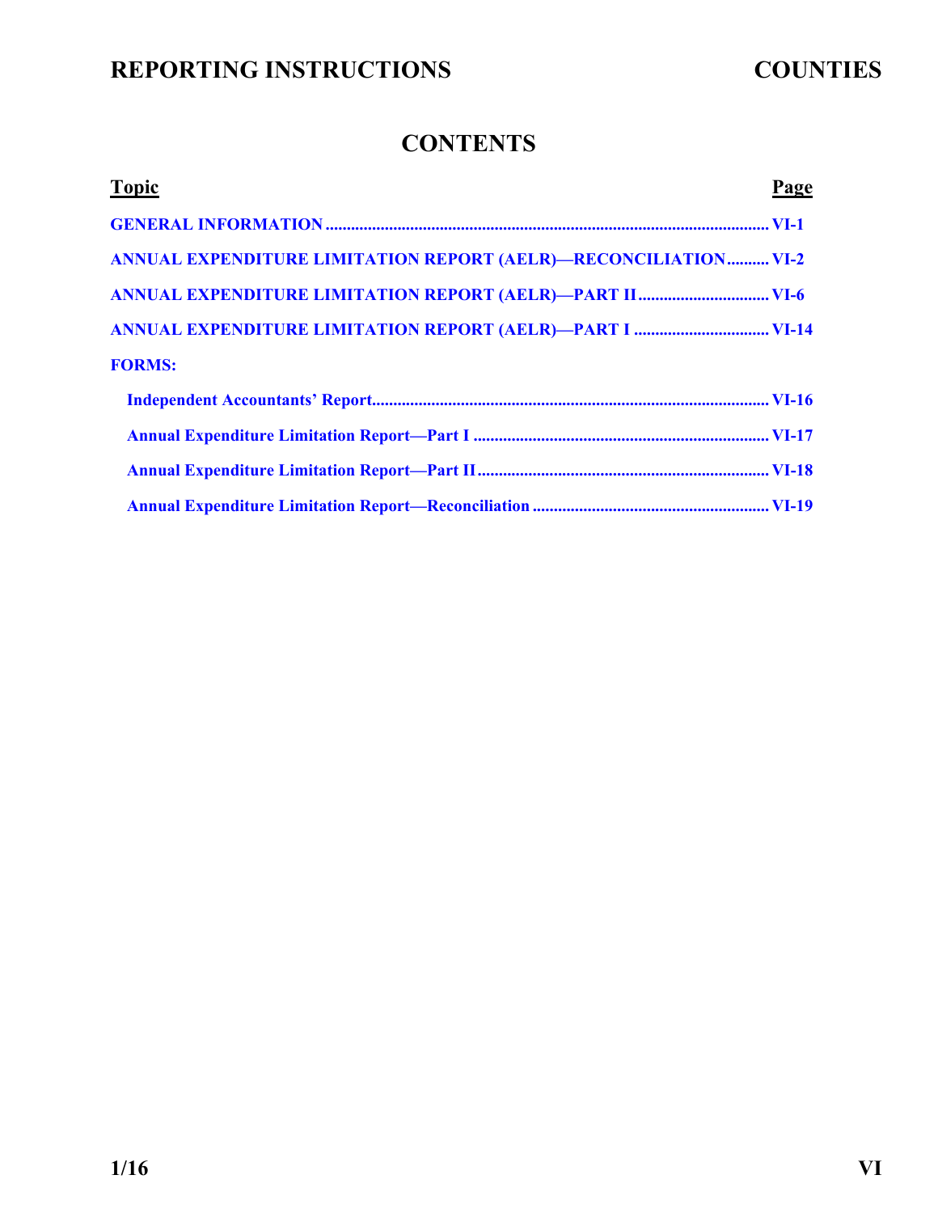# CONTENTS

| Topic | Page |
|---|---|
| **GENERAL INFORMATION** | **VI-1** |
| **ANNUAL EXPENDITURE LIMITATION REPORT (AELR)—RECONCILIATION** | **VI-2** |
| **ANNUAL EXPENDITURE LIMITATION REPORT (AELR)—PART II** | **VI-6** |
| **ANNUAL EXPENDITURE LIMITATION REPORT (AELR)—PART I** | **VI-14** |
| **FORMS:** | |
| **Independent Accountants' Report** | **VI-16** |
| **Annual Expenditure Limitation Report—Part I** | **VI-17** |
| **Annual Expenditure Limitation Report—Part II** | **VI-18** |
| **Annual Expenditure Limitation Report—Reconciliation** | **VI-19** |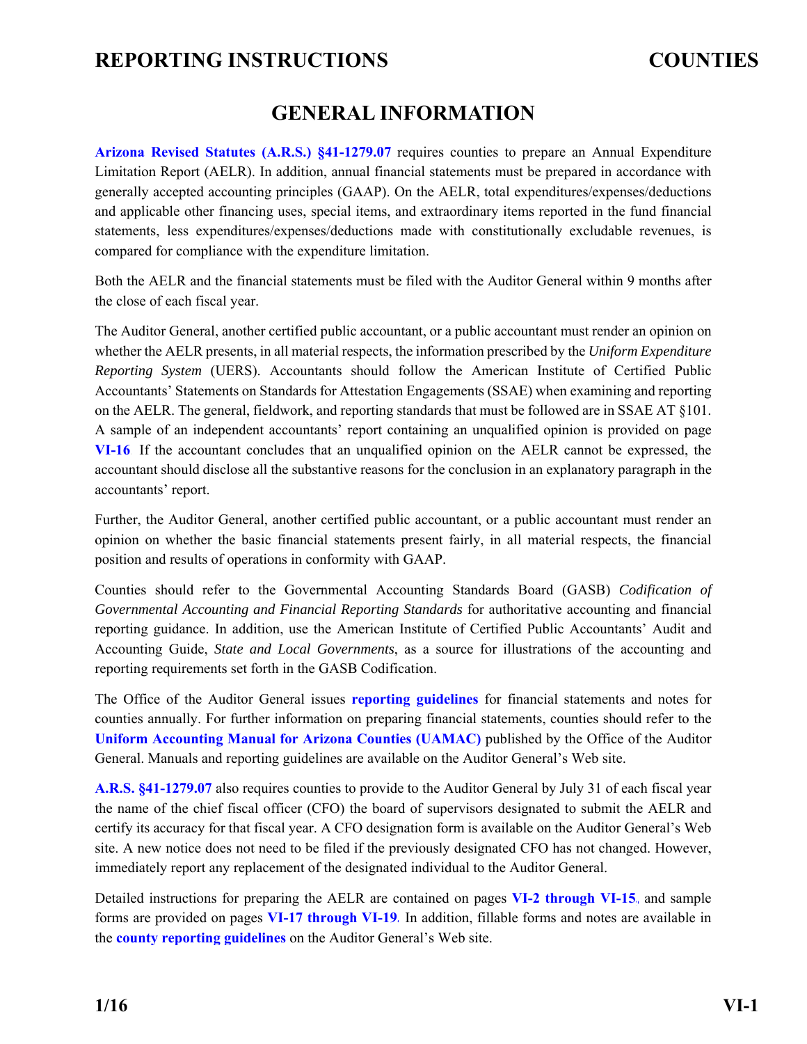# REPORTING INSTRUCTIONS COUNTIES

## GENERAL INFORMATION

**Arizona Revised Statutes (A.R.S.) §41-1279.07** requires counties to prepare an Annual Expenditure Limitation Report (AELR). In addition, annual financial statements must be prepared in accordance with generally accepted accounting principles (GAAP). On the AELR, total expenditures/expenses/deductions and applicable other financing uses, special items, and extraordinary items reported in the fund financial statements, less expenditures/expenses/deductions made with constitutionally excludable revenues, is compared for compliance with the expenditure limitation.

Both the AELR and the financial statements must be filed with the Auditor General within 9 months after the close of each fiscal year.

The Auditor General, another certified public accountant, or a public accountant must render an opinion on whether the AELR presents, in all material respects, the information prescribed by the *Uniform Expenditure Reporting System* (UERS). Accountants should follow the American Institute of Certified Public Accountants' Statements on Standards for Attestation Engagements (SSAE) when examining and reporting on the AELR. The general, fieldwork, and reporting standards that must be followed are in SSAE AT §101. A sample of an independent accountants' report containing an unqualified opinion is provided on page **VI-16** If the accountant concludes that an unqualified opinion on the AELR cannot be expressed, the accountant should disclose all the substantive reasons for the conclusion in an explanatory paragraph in the accountants' report.

Further, the Auditor General, another certified public accountant, or a public accountant must render an opinion on whether the basic financial statements present fairly, in all material respects, the financial position and results of operations in conformity with GAAP.

Counties should refer to the Governmental Accounting Standards Board (GASB) *Codification of Governmental Accounting and Financial Reporting Standards* for authoritative accounting and financial reporting guidance. In addition, use the American Institute of Certified Public Accountants' Audit and Accounting Guide, *State and Local Governments*, as a source for illustrations of the accounting and reporting requirements set forth in the GASB Codification.

The Office of the Auditor General issues **reporting guidelines** for financial statements and notes for counties annually. For further information on preparing financial statements, counties should refer to the **Uniform Accounting Manual for Arizona Counties (UAMAC)** published by the Office of the Auditor General. Manuals and reporting guidelines are available on the Auditor General's Web site.

**A.R.S. §41-1279.07** also requires counties to provide to the Auditor General by July 31 of each fiscal year the name of the chief fiscal officer (CFO) the board of supervisors designated to submit the AELR and certify its accuracy for that fiscal year. A CFO designation form is available on the Auditor General's Web site. A new notice does not need to be filed if the previously designated CFO has not changed. However, immediately report any replacement of the designated individual to the Auditor General.

Detailed instructions for preparing the AELR are contained on pages **VI-2 through VI-15**, and sample forms are provided on pages **VI-17 through VI-19**. In addition, fillable forms and notes are available in the **county reporting guidelines** on the Auditor General's Web site.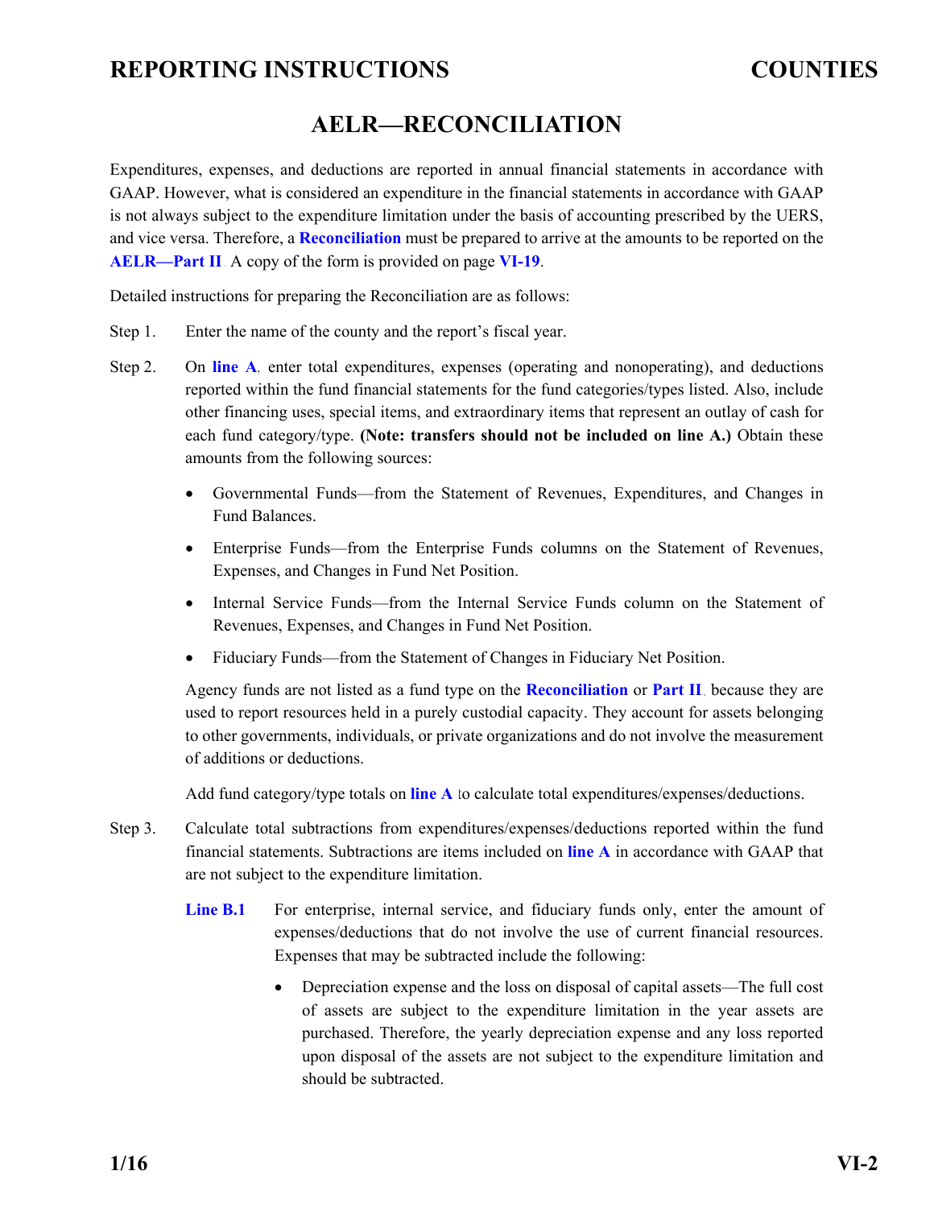# AELR—RECONCILIATION

Expenditures, expenses, and deductions are reported in annual financial statements in accordance with GAAP. However, what is considered an expenditure in the financial statements in accordance with GAAP is not always subject to the expenditure limitation under the basis of accounting prescribed by the UERS, and vice versa. Therefore, a **Reconciliation** must be prepared to arrive at the amounts to be reported on the **AELR—Part II**. A copy of the form is provided on page **VI-19**.

Detailed instructions for preparing the Reconciliation are as follows:

Step 1. Enter the name of the county and the report's fiscal year.

Step 2. On **line A**, enter total expenditures, expenses (operating and nonoperating), and deductions reported within the fund financial statements for the fund categories/types listed. Also, include other financing uses, special items, and extraordinary items that represent an outlay of cash for each fund category/type. **(Note: transfers should not be included on line A.)** Obtain these amounts from the following sources:

- Governmental Funds—from the Statement of Revenues, Expenditures, and Changes in Fund Balances.
- Enterprise Funds—from the Enterprise Funds columns on the Statement of Revenues, Expenses, and Changes in Fund Net Position.
- Internal Service Funds—from the Internal Service Funds column on the Statement of Revenues, Expenses, and Changes in Fund Net Position.
- Fiduciary Funds—from the Statement of Changes in Fiduciary Net Position.

Agency funds are not listed as a fund type on the **Reconciliation** or **Part II**, because they are used to report resources held in a purely custodial capacity. They account for assets belonging to other governments, individuals, or private organizations and do not involve the measurement of additions or deductions.

Add fund category/type totals on **line A** to calculate total expenditures/expenses/deductions.

Step 3. Calculate total subtractions from expenditures/expenses/deductions reported within the fund financial statements. Subtractions are items included on **line A** in accordance with GAAP that are not subject to the expenditure limitation.

**Line B.1** For enterprise, internal service, and fiduciary funds only, enter the amount of expenses/deductions that do not involve the use of current financial resources. Expenses that may be subtracted include the following:

- Depreciation expense and the loss on disposal of capital assets—The full cost of assets are subject to the expenditure limitation in the year assets are purchased. Therefore, the yearly depreciation expense and any loss reported upon disposal of the assets are not subject to the expenditure limitation and should be subtracted.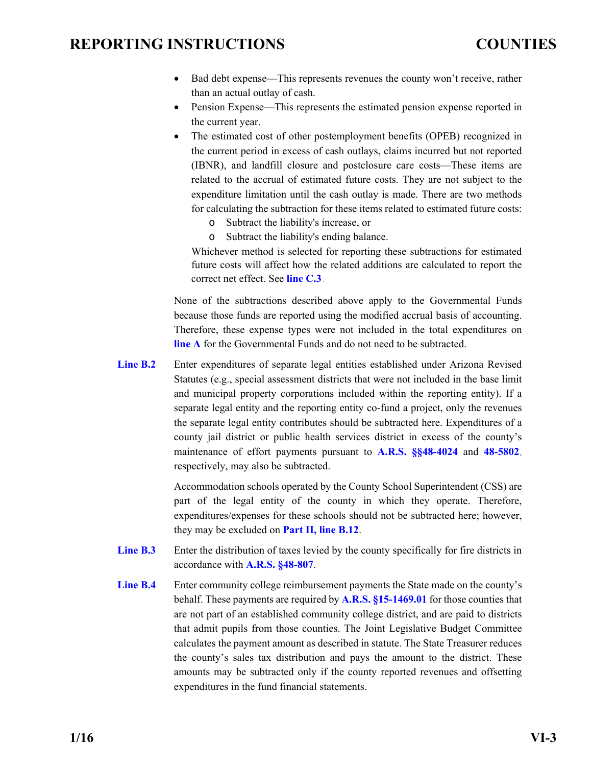- Bad debt expense—This represents revenues the county won't receive, rather than an actual outlay of cash.
- Pension Expense—This represents the estimated pension expense reported in the current year.
- The estimated cost of other postemployment benefits (OPEB) recognized in the current period in excess of cash outlays, claims incurred but not reported (IBNR), and landfill closure and postclosure care costs—These items are related to the accrual of estimated future costs. They are not subject to the expenditure limitation until the cash outlay is made. There are two methods for calculating the subtraction for these items related to estimated future costs:
  - Subtract the liability's increase, or
  - Subtract the liability's ending balance.

  Whichever method is selected for reporting these subtractions for estimated future costs will affect how the related additions are calculated to report the correct net effect. See **line C.3**.

None of the subtractions described above apply to the Governmental Funds because those funds are reported using the modified accrual basis of accounting. Therefore, these expense types were not included in the total expenditures on **line A** for the Governmental Funds and do not need to be subtracted.

**Line B.2** Enter expenditures of separate legal entities established under Arizona Revised Statutes (e.g., special assessment districts that were not included in the base limit and municipal property corporations included within the reporting entity). If a separate legal entity and the reporting entity co-fund a project, only the revenues the separate legal entity contributes should be subtracted here. Expenditures of a county jail district or public health services district in excess of the county's maintenance of effort payments pursuant to **A.R.S. §§48-4024** and **48-5802**, respectively, may also be subtracted.

Accommodation schools operated by the County School Superintendent (CSS) are part of the legal entity of the county in which they operate. Therefore, expenditures/expenses for these schools should not be subtracted here; however, they may be excluded on **Part II, line B.12**.

**Line B.3** Enter the distribution of taxes levied by the county specifically for fire districts in accordance with **A.R.S. §48-807**.

**Line B.4** Enter community college reimbursement payments the State made on the county's behalf. These payments are required by **A.R.S. §15-1469.01** for those counties that are not part of an established community college district, and are paid to districts that admit pupils from those counties. The Joint Legislative Budget Committee calculates the payment amount as described in statute. The State Treasurer reduces the county's sales tax distribution and pays the amount to the district. These amounts may be subtracted only if the county reported revenues and offsetting expenditures in the fund financial statements.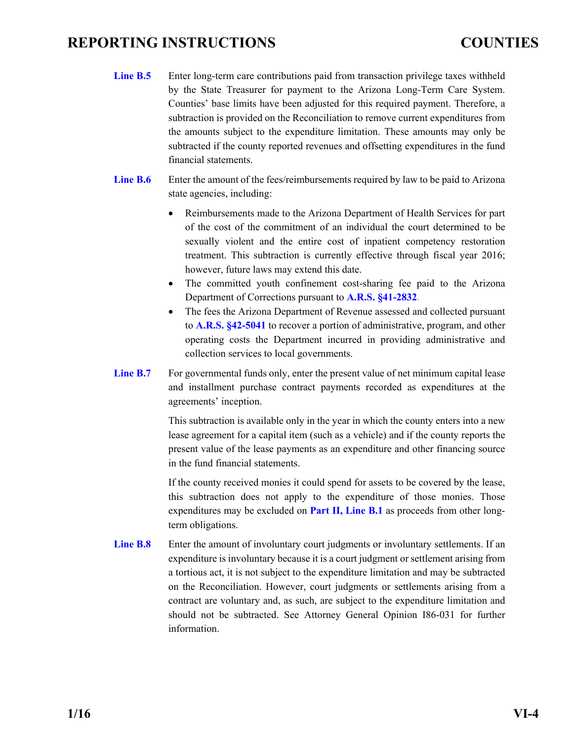**Line B.5** Enter long-term care contributions paid from transaction privilege taxes withheld by the State Treasurer for payment to the Arizona Long-Term Care System. Counties' base limits have been adjusted for this required payment. Therefore, a subtraction is provided on the Reconciliation to remove current expenditures from the amounts subject to the expenditure limitation. These amounts may only be subtracted if the county reported revenues and offsetting expenditures in the fund financial statements.

**Line B.6** Enter the amount of the fees/reimbursements required by law to be paid to Arizona state agencies, including:

- Reimbursements made to the Arizona Department of Health Services for part of the cost of the commitment of an individual the court determined to be sexually violent and the entire cost of inpatient competency restoration treatment. This subtraction is currently effective through fiscal year 2016; however, future laws may extend this date.
- The committed youth confinement cost-sharing fee paid to the Arizona Department of Corrections pursuant to **A.R.S. §41-2832**.
- The fees the Arizona Department of Revenue assessed and collected pursuant to **A.R.S. §42-5041** to recover a portion of administrative, program, and other operating costs the Department incurred in providing administrative and collection services to local governments.

**Line B.7** For governmental funds only, enter the present value of net minimum capital lease and installment purchase contract payments recorded as expenditures at the agreements' inception.

This subtraction is available only in the year in which the county enters into a new lease agreement for a capital item (such as a vehicle) and if the county reports the present value of the lease payments as an expenditure and other financing source in the fund financial statements.

If the county received monies it could spend for assets to be covered by the lease, this subtraction does not apply to the expenditure of those monies. Those expenditures may be excluded on **Part II, Line B.1** as proceeds from other long-term obligations.

**Line B.8** Enter the amount of involuntary court judgments or involuntary settlements. If an expenditure is involuntary because it is a court judgment or settlement arising from a tortious act, it is not subject to the expenditure limitation and may be subtracted on the Reconciliation. However, court judgments or settlements arising from a contract are voluntary and, as such, are subject to the expenditure limitation and should not be subtracted. See Attorney General Opinion I86-031 for further information.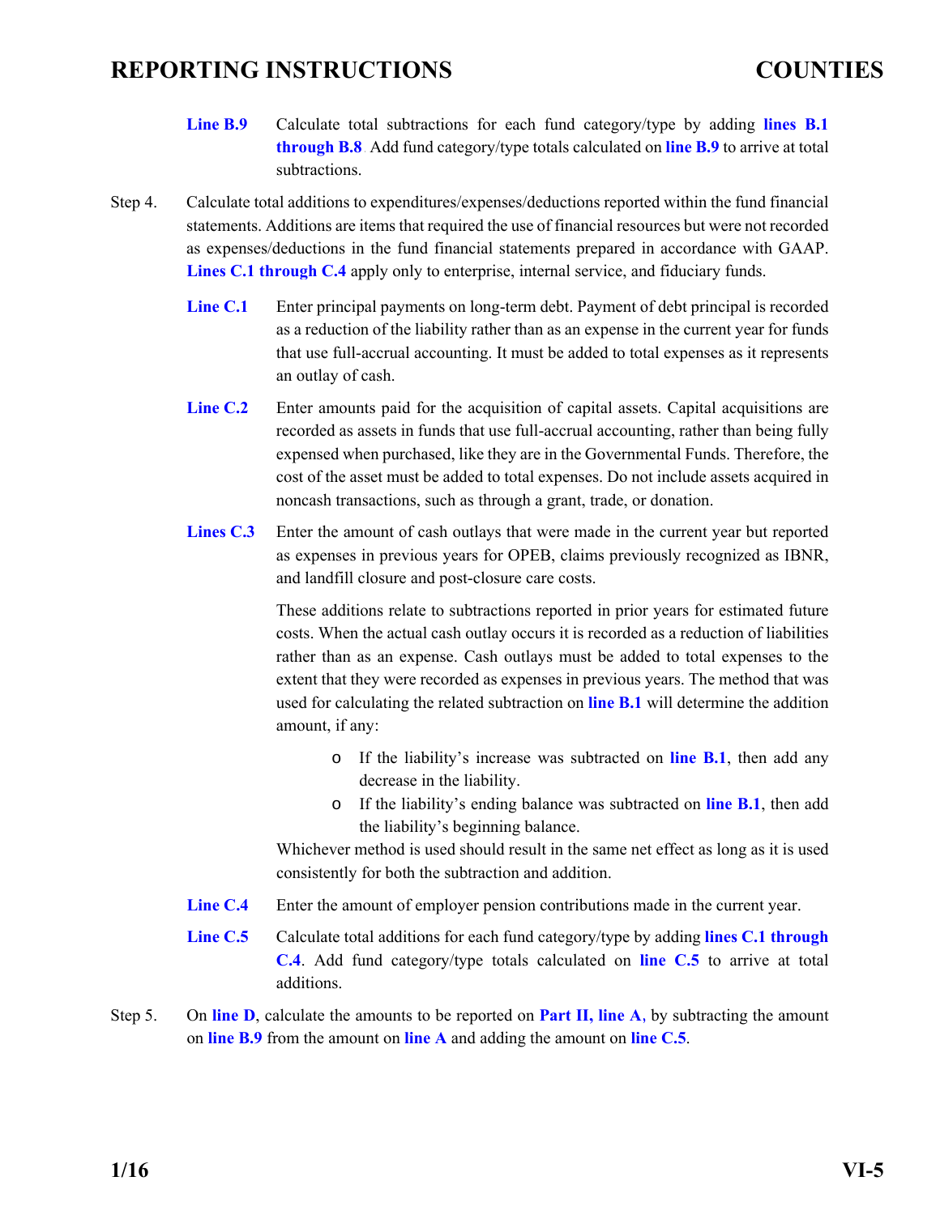**Line B.9** Calculate total subtractions for each fund category/type by adding **lines B.1 through B.8**. Add fund category/type totals calculated on **line B.9** to arrive at total subtractions.

Step 4. Calculate total additions to expenditures/expenses/deductions reported within the fund financial statements. Additions are items that required the use of financial resources but were not recorded as expenses/deductions in the fund financial statements prepared in accordance with GAAP. **Lines C.1 through C.4** apply only to enterprise, internal service, and fiduciary funds.

**Line C.1** Enter principal payments on long-term debt. Payment of debt principal is recorded as a reduction of the liability rather than as an expense in the current year for funds that use full-accrual accounting. It must be added to total expenses as it represents an outlay of cash.

**Line C.2** Enter amounts paid for the acquisition of capital assets. Capital acquisitions are recorded as assets in funds that use full-accrual accounting, rather than being fully expensed when purchased, like they are in the Governmental Funds. Therefore, the cost of the asset must be added to total expenses. Do not include assets acquired in noncash transactions, such as through a grant, trade, or donation.

**Lines C.3** Enter the amount of cash outlays that were made in the current year but reported as expenses in previous years for OPEB, claims previously recognized as IBNR, and landfill closure and post-closure care costs.

These additions relate to subtractions reported in prior years for estimated future costs. When the actual cash outlay occurs it is recorded as a reduction of liabilities rather than as an expense. Cash outlays must be added to total expenses to the extent that they were recorded as expenses in previous years. The method that was used for calculating the related subtraction on **line B.1** will determine the addition amount, if any:

- If the liability's increase was subtracted on **line B.1**, then add any decrease in the liability.
- If the liability's ending balance was subtracted on **line B.1**, then add the liability's beginning balance.

Whichever method is used should result in the same net effect as long as it is used consistently for both the subtraction and addition.

**Line C.4** Enter the amount of employer pension contributions made in the current year.

**Line C.5** Calculate total additions for each fund category/type by adding **lines C.1 through C.4**. Add fund category/type totals calculated on **line C.5** to arrive at total additions.

Step 5. On **line D**, calculate the amounts to be reported on **Part II, line A**, by subtracting the amount on **line B.9** from the amount on **line A** and adding the amount on **line C.5**.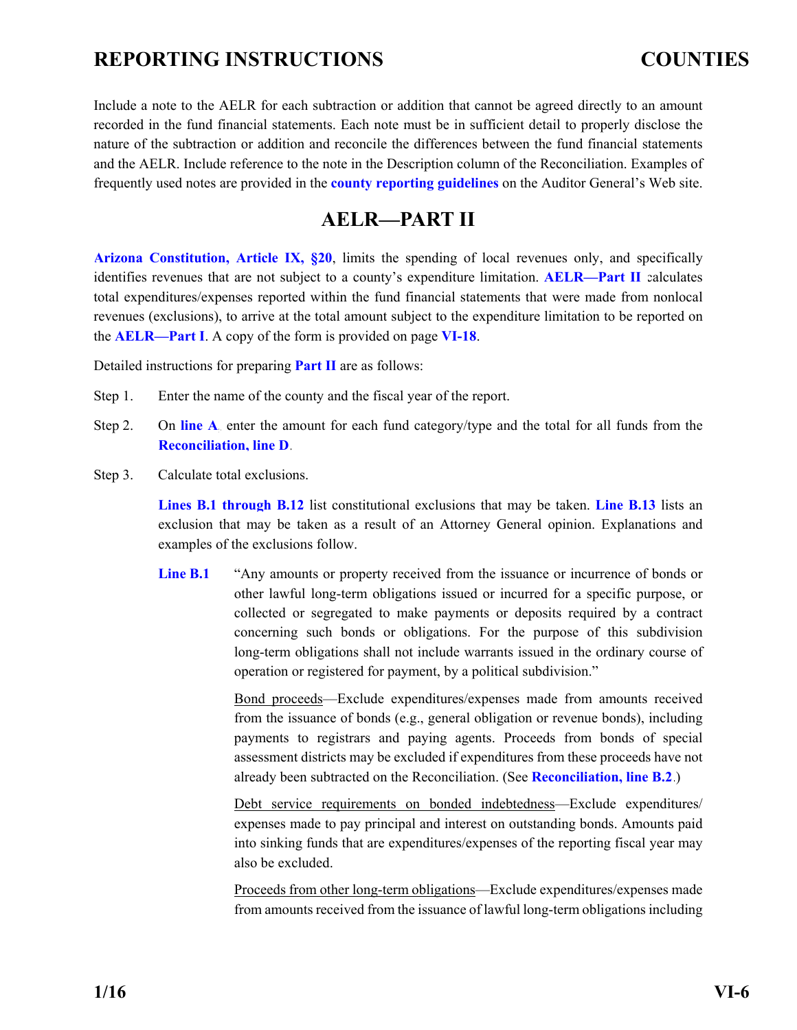Include a note to the AELR for each subtraction or addition that cannot be agreed directly to an amount recorded in the fund financial statements. Each note must be in sufficient detail to properly disclose the nature of the subtraction or addition and reconcile the differences between the fund financial statements and the AELR. Include reference to the note in the Description column of the Reconciliation. Examples of frequently used notes are provided in the **county reporting guidelines** on the Auditor General's Web site.

## AELR—PART II

**Arizona Constitution, Article IX, §20**, limits the spending of local revenues only, and specifically identifies revenues that are not subject to a county's expenditure limitation. **AELR—Part II** calculates total expenditures/expenses reported within the fund financial statements that were made from nonlocal revenues (exclusions), to arrive at the total amount subject to the expenditure limitation to be reported on the **AELR—Part I**. A copy of the form is provided on page **VI-18**.

Detailed instructions for preparing **Part II** are as follows:

Step 1. Enter the name of the county and the fiscal year of the report.

Step 2. On **line A**, enter the amount for each fund category/type and the total for all funds from the **Reconciliation, line D**.

Step 3. Calculate total exclusions.

**Lines B.1 through B.12** list constitutional exclusions that may be taken. **Line B.13** lists an exclusion that may be taken as a result of an Attorney General opinion. Explanations and examples of the exclusions follow.

**Line B.1** "Any amounts or property received from the issuance or incurrence of bonds or other lawful long-term obligations issued or incurred for a specific purpose, or collected or segregated to make payments or deposits required by a contract concerning such bonds or obligations. For the purpose of this subdivision long-term obligations shall not include warrants issued in the ordinary course of operation or registered for payment, by a political subdivision."

Bond proceeds—Exclude expenditures/expenses made from amounts received from the issuance of bonds (e.g., general obligation or revenue bonds), including payments to registrars and paying agents. Proceeds from bonds of special assessment districts may be excluded if expenditures from these proceeds have not already been subtracted on the Reconciliation. (See **Reconciliation, line B.2**.)

Debt service requirements on bonded indebtedness—Exclude expenditures/ expenses made to pay principal and interest on outstanding bonds. Amounts paid into sinking funds that are expenditures/expenses of the reporting fiscal year may also be excluded.

Proceeds from other long-term obligations—Exclude expenditures/expenses made from amounts received from the issuance of lawful long-term obligations including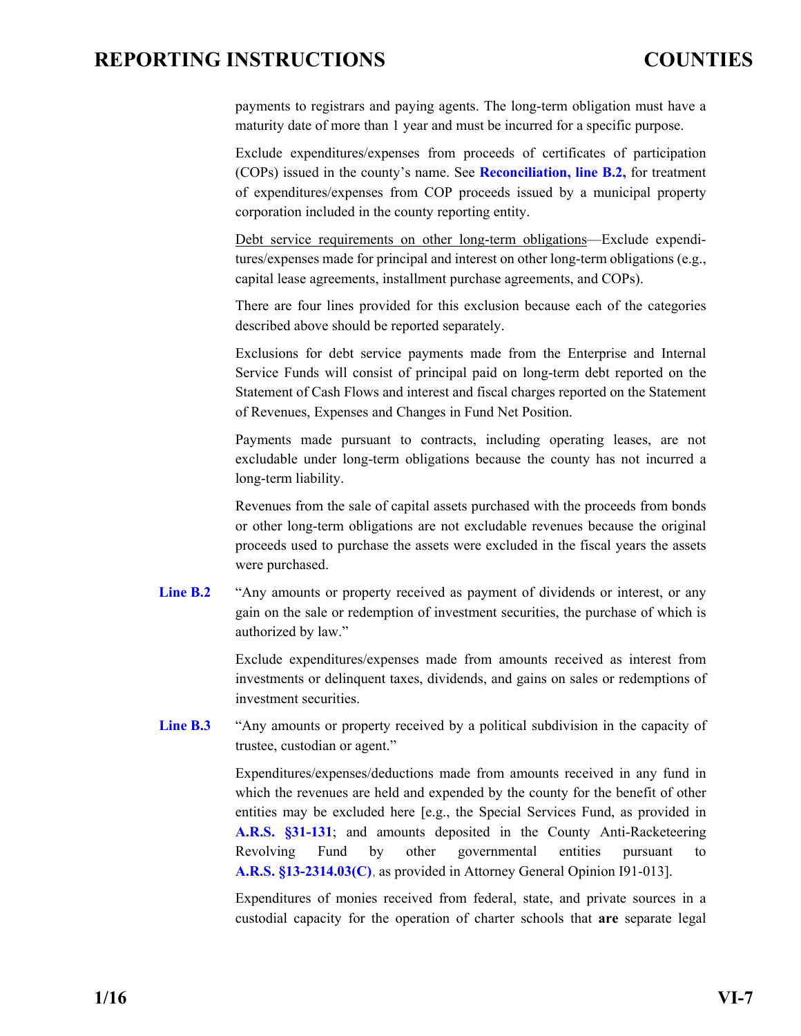payments to registrars and paying agents. The long-term obligation must have a maturity date of more than 1 year and must be incurred for a specific purpose.

Exclude expenditures/expenses from proceeds of certificates of participation (COPs) issued in the county's name. See **Reconciliation, line B.2,** for treatment of expenditures/expenses from COP proceeds issued by a municipal property corporation included in the county reporting entity.

Debt service requirements on other long-term obligations—Exclude expenditures/expenses made for principal and interest on other long-term obligations (e.g., capital lease agreements, installment purchase agreements, and COPs).

There are four lines provided for this exclusion because each of the categories described above should be reported separately.

Exclusions for debt service payments made from the Enterprise and Internal Service Funds will consist of principal paid on long-term debt reported on the Statement of Cash Flows and interest and fiscal charges reported on the Statement of Revenues, Expenses and Changes in Fund Net Position.

Payments made pursuant to contracts, including operating leases, are not excludable under long-term obligations because the county has not incurred a long-term liability.

Revenues from the sale of capital assets purchased with the proceeds from bonds or other long-term obligations are not excludable revenues because the original proceeds used to purchase the assets were excluded in the fiscal years the assets were purchased.

**Line B.2** "Any amounts or property received as payment of dividends or interest, or any gain on the sale or redemption of investment securities, the purchase of which is authorized by law."

Exclude expenditures/expenses made from amounts received as interest from investments or delinquent taxes, dividends, and gains on sales or redemptions of investment securities.

**Line B.3** "Any amounts or property received by a political subdivision in the capacity of trustee, custodian or agent."

Expenditures/expenses/deductions made from amounts received in any fund in which the revenues are held and expended by the county for the benefit of other entities may be excluded here [e.g., the Special Services Fund, as provided in **A.R.S. §31-131**; and amounts deposited in the County Anti-Racketeering Revolving Fund by other governmental entities pursuant to **A.R.S. §13-2314.03(C)**, as provided in Attorney General Opinion I91-013].

Expenditures of monies received from federal, state, and private sources in a custodial capacity for the operation of charter schools that **are** separate legal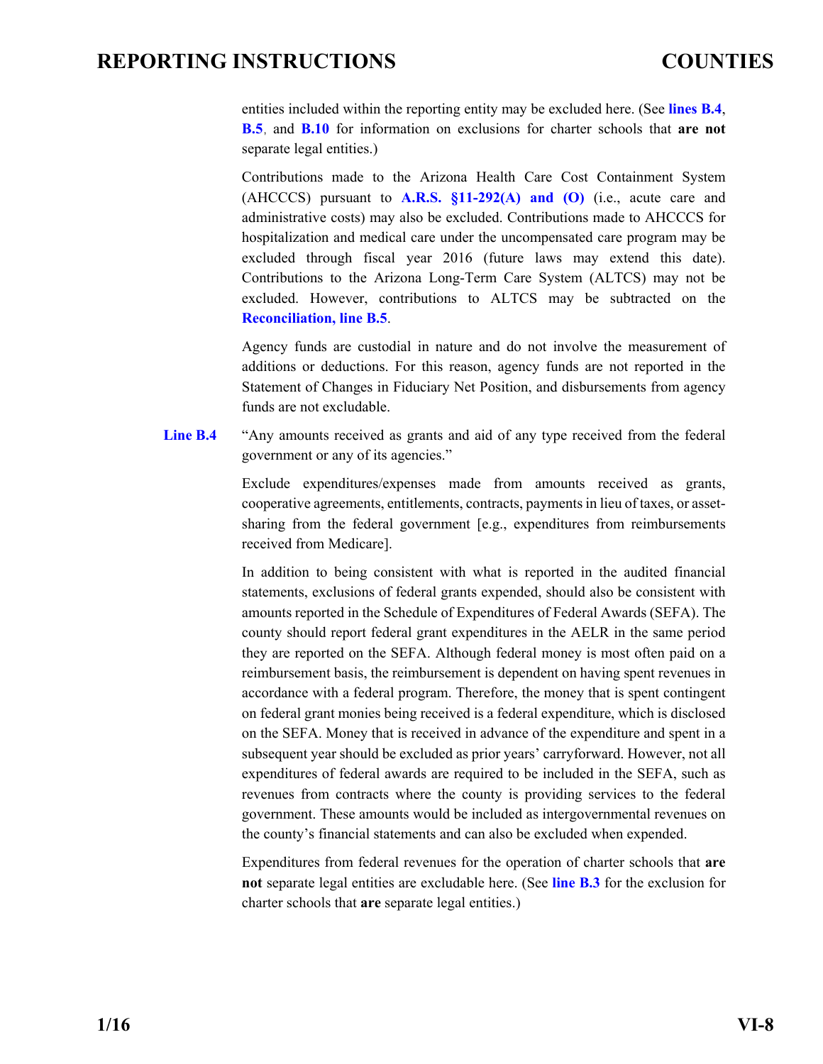entities included within the reporting entity may be excluded here. (See **lines B.4**, **B.5**, and **B.10** for information on exclusions for charter schools that **are not** separate legal entities.)

Contributions made to the Arizona Health Care Cost Containment System (AHCCCS) pursuant to **A.R.S. §11-292(A) and (O)** (i.e., acute care and administrative costs) may also be excluded. Contributions made to AHCCCS for hospitalization and medical care under the uncompensated care program may be excluded through fiscal year 2016 (future laws may extend this date). Contributions to the Arizona Long-Term Care System (ALTCS) may not be excluded. However, contributions to ALTCS may be subtracted on the **Reconciliation, line B.5**.

Agency funds are custodial in nature and do not involve the measurement of additions or deductions. For this reason, agency funds are not reported in the Statement of Changes in Fiduciary Net Position, and disbursements from agency funds are not excludable.

**Line B.4** "Any amounts received as grants and aid of any type received from the federal government or any of its agencies."

Exclude expenditures/expenses made from amounts received as grants, cooperative agreements, entitlements, contracts, payments in lieu of taxes, or asset-sharing from the federal government [e.g., expenditures from reimbursements received from Medicare].

In addition to being consistent with what is reported in the audited financial statements, exclusions of federal grants expended, should also be consistent with amounts reported in the Schedule of Expenditures of Federal Awards (SEFA). The county should report federal grant expenditures in the AELR in the same period they are reported on the SEFA. Although federal money is most often paid on a reimbursement basis, the reimbursement is dependent on having spent revenues in accordance with a federal program. Therefore, the money that is spent contingent on federal grant monies being received is a federal expenditure, which is disclosed on the SEFA. Money that is received in advance of the expenditure and spent in a subsequent year should be excluded as prior years' carryforward. However, not all expenditures of federal awards are required to be included in the SEFA, such as revenues from contracts where the county is providing services to the federal government. These amounts would be included as intergovernmental revenues on the county's financial statements and can also be excluded when expended.

Expenditures from federal revenues for the operation of charter schools that **are not** separate legal entities are excludable here. (See **line B.3** for the exclusion for charter schools that **are** separate legal entities.)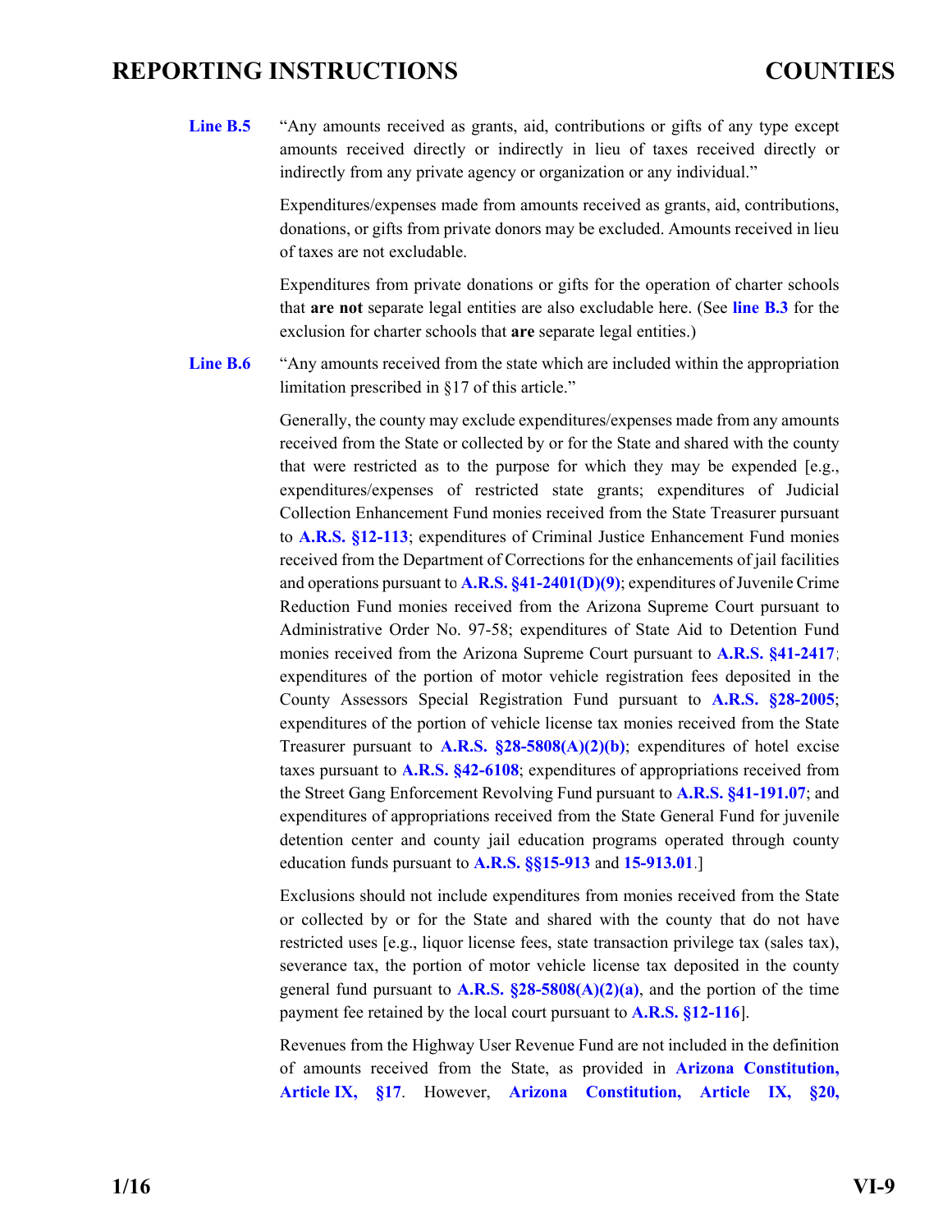**Line B.5** "Any amounts received as grants, aid, contributions or gifts of any type except amounts received directly or indirectly in lieu of taxes received directly or indirectly from any private agency or organization or any individual."

Expenditures/expenses made from amounts received as grants, aid, contributions, donations, or gifts from private donors may be excluded. Amounts received in lieu of taxes are not excludable.

Expenditures from private donations or gifts for the operation of charter schools that **are not** separate legal entities are also excludable here. (See **line B.3** for the exclusion for charter schools that **are** separate legal entities.)

**Line B.6** "Any amounts received from the state which are included within the appropriation limitation prescribed in §17 of this article."

Generally, the county may exclude expenditures/expenses made from any amounts received from the State or collected by or for the State and shared with the county that were restricted as to the purpose for which they may be expended [e.g., expenditures/expenses of restricted state grants; expenditures of Judicial Collection Enhancement Fund monies received from the State Treasurer pursuant to **A.R.S. §12-113**; expenditures of Criminal Justice Enhancement Fund monies received from the Department of Corrections for the enhancements of jail facilities and operations pursuant to **A.R.S. §41-2401(D)(9)**; expenditures of Juvenile Crime Reduction Fund monies received from the Arizona Supreme Court pursuant to Administrative Order No. 97-58; expenditures of State Aid to Detention Fund monies received from the Arizona Supreme Court pursuant to **A.R.S. §41-2417**; expenditures of the portion of motor vehicle registration fees deposited in the County Assessors Special Registration Fund pursuant to **A.R.S. §28-2005**; expenditures of the portion of vehicle license tax monies received from the State Treasurer pursuant to **A.R.S. §28-5808(A)(2)(b)**; expenditures of hotel excise taxes pursuant to **A.R.S. §42-6108**; expenditures of appropriations received from the Street Gang Enforcement Revolving Fund pursuant to **A.R.S. §41-191.07**; and expenditures of appropriations received from the State General Fund for juvenile detention center and county jail education programs operated through county education funds pursuant to **A.R.S. §§15-913** and **15-913.01**.]

Exclusions should not include expenditures from monies received from the State or collected by or for the State and shared with the county that do not have restricted uses [e.g., liquor license fees, state transaction privilege tax (sales tax), severance tax, the portion of motor vehicle license tax deposited in the county general fund pursuant to **A.R.S. §28-5808(A)(2)(a)**, and the portion of the time payment fee retained by the local court pursuant to **A.R.S. §12-116**].

Revenues from the Highway User Revenue Fund are not included in the definition of amounts received from the State, as provided in **Arizona Constitution, Article IX, §17**. However, **Arizona Constitution, Article IX, §20,**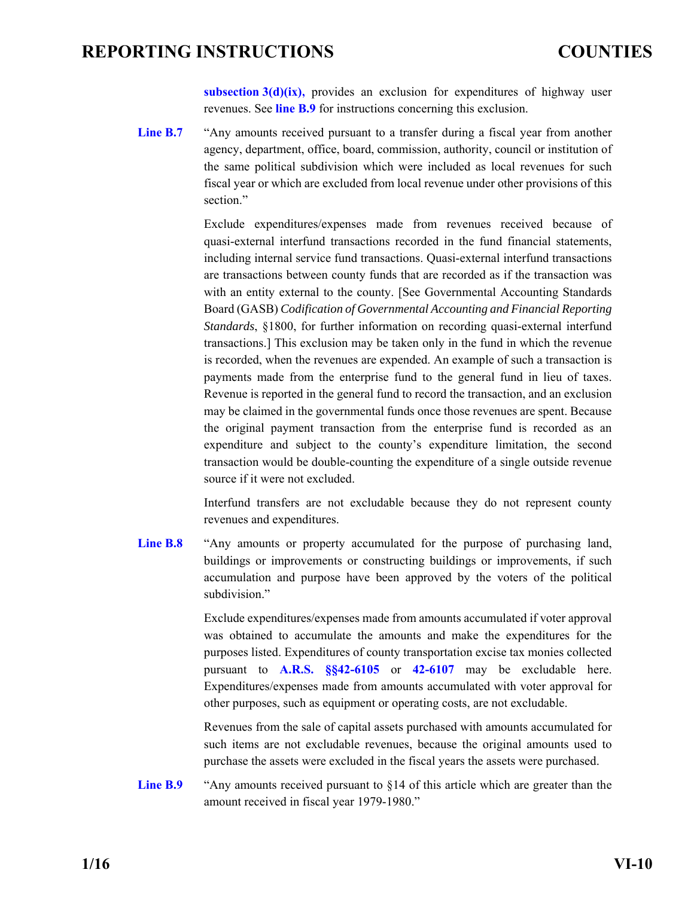**subsection 3(d)(ix),** provides an exclusion for expenditures of highway user revenues. See **line B.9** for instructions concerning this exclusion.

**Line B.7** "Any amounts received pursuant to a transfer during a fiscal year from another agency, department, office, board, commission, authority, council or institution of the same political subdivision which were included as local revenues for such fiscal year or which are excluded from local revenue under other provisions of this section."

Exclude expenditures/expenses made from revenues received because of quasi-external interfund transactions recorded in the fund financial statements, including internal service fund transactions. Quasi-external interfund transactions are transactions between county funds that are recorded as if the transaction was with an entity external to the county. [See Governmental Accounting Standards Board (GASB) *Codification of Governmental Accounting and Financial Reporting Standards*, §1800, for further information on recording quasi-external interfund transactions.] This exclusion may be taken only in the fund in which the revenue is recorded, when the revenues are expended. An example of such a transaction is payments made from the enterprise fund to the general fund in lieu of taxes. Revenue is reported in the general fund to record the transaction, and an exclusion may be claimed in the governmental funds once those revenues are spent. Because the original payment transaction from the enterprise fund is recorded as an expenditure and subject to the county's expenditure limitation, the second transaction would be double-counting the expenditure of a single outside revenue source if it were not excluded.

Interfund transfers are not excludable because they do not represent county revenues and expenditures.

**Line B.8** "Any amounts or property accumulated for the purpose of purchasing land, buildings or improvements or constructing buildings or improvements, if such accumulation and purpose have been approved by the voters of the political subdivision."

Exclude expenditures/expenses made from amounts accumulated if voter approval was obtained to accumulate the amounts and make the expenditures for the purposes listed. Expenditures of county transportation excise tax monies collected pursuant to **A.R.S. §§42-6105** or **42-6107** may be excludable here. Expenditures/expenses made from amounts accumulated with voter approval for other purposes, such as equipment or operating costs, are not excludable.

Revenues from the sale of capital assets purchased with amounts accumulated for such items are not excludable revenues, because the original amounts used to purchase the assets were excluded in the fiscal years the assets were purchased.

**Line B.9** "Any amounts received pursuant to §14 of this article which are greater than the amount received in fiscal year 1979-1980."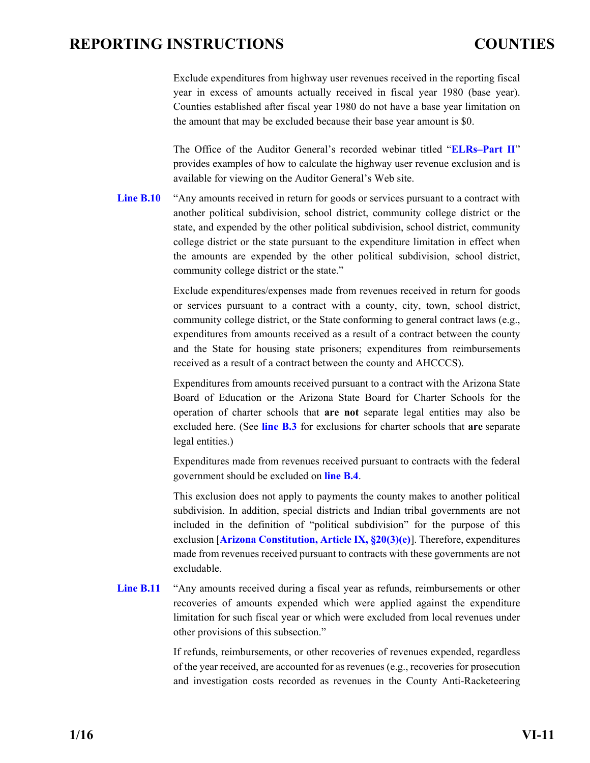Exclude expenditures from highway user revenues received in the reporting fiscal year in excess of amounts actually received in fiscal year 1980 (base year). Counties established after fiscal year 1980 do not have a base year limitation on the amount that may be excluded because their base year amount is $0.

The Office of the Auditor General's recorded webinar titled "**ELRs–Part II**" provides examples of how to calculate the highway user revenue exclusion and is available for viewing on the Auditor General's Web site.

**Line B.10** "Any amounts received in return for goods or services pursuant to a contract with another political subdivision, school district, community college district or the state, and expended by the other political subdivision, school district, community college district or the state pursuant to the expenditure limitation in effect when the amounts are expended by the other political subdivision, school district, community college district or the state."

Exclude expenditures/expenses made from revenues received in return for goods or services pursuant to a contract with a county, city, town, school district, community college district, or the State conforming to general contract laws (e.g., expenditures from amounts received as a result of a contract between the county and the State for housing state prisoners; expenditures from reimbursements received as a result of a contract between the county and AHCCCS).

Expenditures from amounts received pursuant to a contract with the Arizona State Board of Education or the Arizona State Board for Charter Schools for the operation of charter schools that **are not** separate legal entities may also be excluded here. (See **line B.3** for exclusions for charter schools that **are** separate legal entities.)

Expenditures made from revenues received pursuant to contracts with the federal government should be excluded on **line B.4**.

This exclusion does not apply to payments the county makes to another political subdivision. In addition, special districts and Indian tribal governments are not included in the definition of "political subdivision" for the purpose of this exclusion [**Arizona Constitution, Article IX, §20(3)(e)**]. Therefore, expenditures made from revenues received pursuant to contracts with these governments are not excludable.

**Line B.11** "Any amounts received during a fiscal year as refunds, reimbursements or other recoveries of amounts expended which were applied against the expenditure limitation for such fiscal year or which were excluded from local revenues under other provisions of this subsection."

If refunds, reimbursements, or other recoveries of revenues expended, regardless of the year received, are accounted for as revenues (e.g., recoveries for prosecution and investigation costs recorded as revenues in the County Anti-Racketeering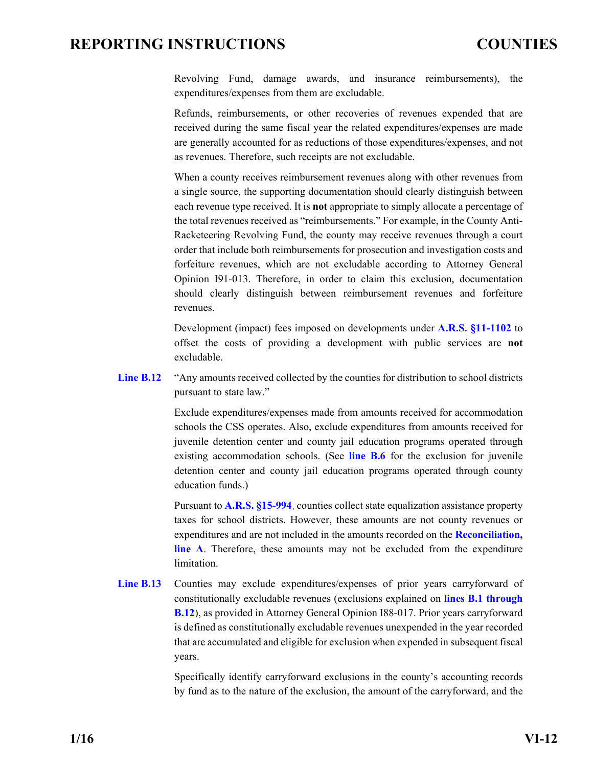Revolving Fund, damage awards, and insurance reimbursements), the expenditures/expenses from them are excludable.

Refunds, reimbursements, or other recoveries of revenues expended that are received during the same fiscal year the related expenditures/expenses are made are generally accounted for as reductions of those expenditures/expenses, and not as revenues. Therefore, such receipts are not excludable.

When a county receives reimbursement revenues along with other revenues from a single source, the supporting documentation should clearly distinguish between each revenue type received. It is **not** appropriate to simply allocate a percentage of the total revenues received as "reimbursements." For example, in the County Anti-Racketeering Revolving Fund, the county may receive revenues through a court order that include both reimbursements for prosecution and investigation costs and forfeiture revenues, which are not excludable according to Attorney General Opinion I91-013. Therefore, in order to claim this exclusion, documentation should clearly distinguish between reimbursement revenues and forfeiture revenues.

Development (impact) fees imposed on developments under **A.R.S. §11-1102** to offset the costs of providing a development with public services are **not** excludable.

**Line B.12** "Any amounts received collected by the counties for distribution to school districts pursuant to state law."

Exclude expenditures/expenses made from amounts received for accommodation schools the CSS operates. Also, exclude expenditures from amounts received for juvenile detention center and county jail education programs operated through existing accommodation schools. (See **line B.6** for the exclusion for juvenile detention center and county jail education programs operated through county education funds.)

Pursuant to **A.R.S. §15-994**, counties collect state equalization assistance property taxes for school districts. However, these amounts are not county revenues or expenditures and are not included in the amounts recorded on the **Reconciliation, line A**. Therefore, these amounts may not be excluded from the expenditure limitation.

**Line B.13** Counties may exclude expenditures/expenses of prior years carryforward of constitutionally excludable revenues (exclusions explained on **lines B.1 through B.12**), as provided in Attorney General Opinion I88-017. Prior years carryforward is defined as constitutionally excludable revenues unexpended in the year recorded that are accumulated and eligible for exclusion when expended in subsequent fiscal years.

Specifically identify carryforward exclusions in the county's accounting records by fund as to the nature of the exclusion, the amount of the carryforward, and the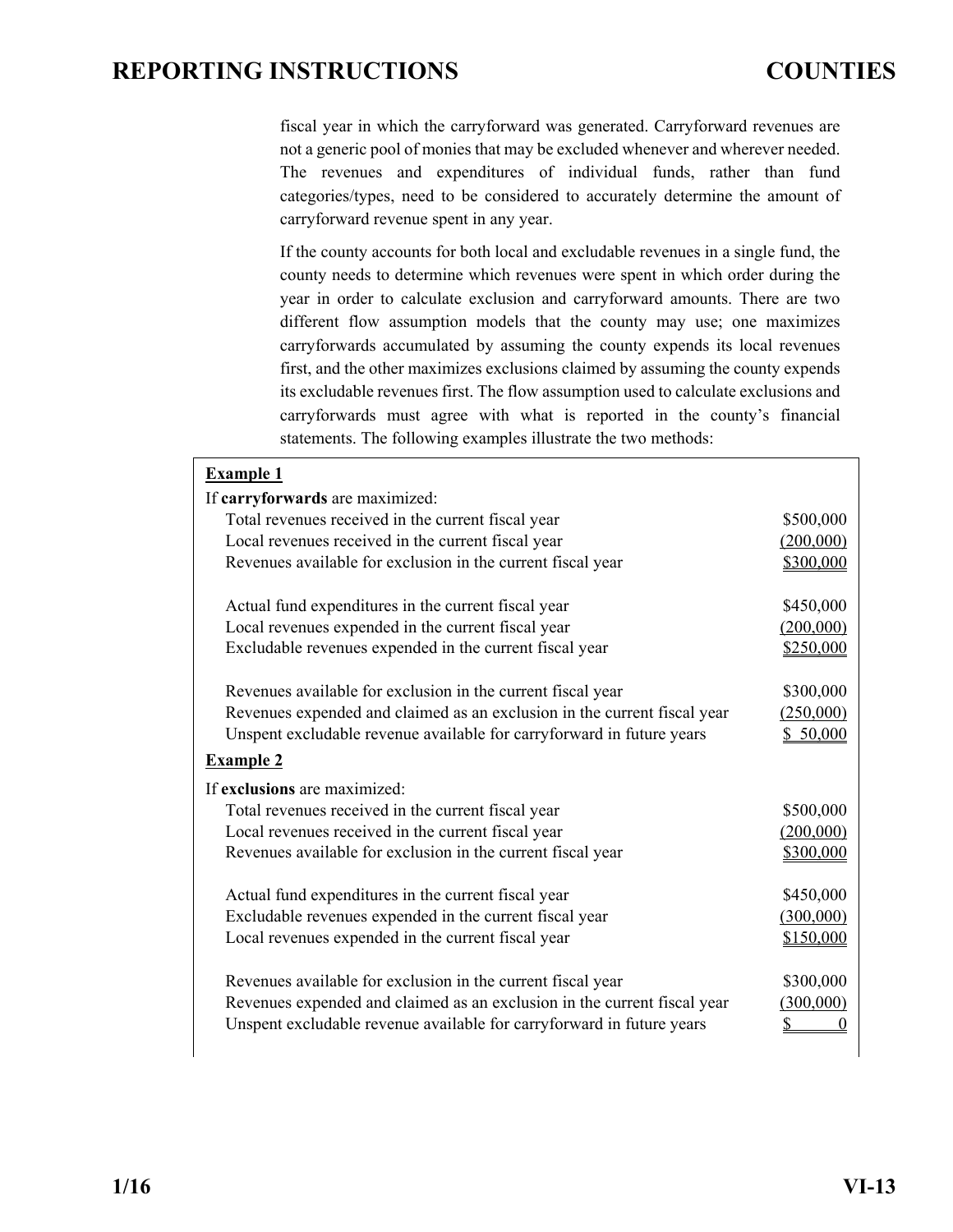fiscal year in which the carryforward was generated. Carryforward revenues are not a generic pool of monies that may be excluded whenever and wherever needed. The revenues and expenditures of individual funds, rather than fund categories/types, need to be considered to accurately determine the amount of carryforward revenue spent in any year.

If the county accounts for both local and excludable revenues in a single fund, the county needs to determine which revenues were spent in which order during the year in order to calculate exclusion and carryforward amounts. There are two different flow assumption models that the county may use; one maximizes carryforwards accumulated by assuming the county expends its local revenues first, and the other maximizes exclusions claimed by assuming the county expends its excludable revenues first. The flow assumption used to calculate exclusions and carryforwards must agree with what is reported in the county's financial statements. The following examples illustrate the two methods:

**Example 1**

If **carryforwards** are maximized:

| | |
|---|---:|
| Total revenues received in the current fiscal year | $500,000 |
| Local revenues received in the current fiscal year | (200,000) |
| Revenues available for exclusion in the current fiscal year | $300,000 |
| | |
| Actual fund expenditures in the current fiscal year | $450,000 |
| Local revenues expended in the current fiscal year | (200,000) |
| Excludable revenues expended in the current fiscal year | $250,000 |
| | |
| Revenues available for exclusion in the current fiscal year | $300,000 |
| Revenues expended and claimed as an exclusion in the current fiscal year | (250,000) |
| Unspent excludable revenue available for carryforward in future years | $ 50,000 |

**Example 2**

If **exclusions** are maximized:

| | |
|---|---:|
| Total revenues received in the current fiscal year | $500,000 |
| Local revenues received in the current fiscal year | (200,000) |
| Revenues available for exclusion in the current fiscal year | $300,000 |
| | |
| Actual fund expenditures in the current fiscal year | $450,000 |
| Excludable revenues expended in the current fiscal year | (300,000) |
| Local revenues expended in the current fiscal year | $150,000 |
| | |
| Revenues available for exclusion in the current fiscal year | $300,000 |
| Revenues expended and claimed as an exclusion in the current fiscal year | (300,000) |
| Unspent excludable revenue available for carryforward in future years | $ 0 |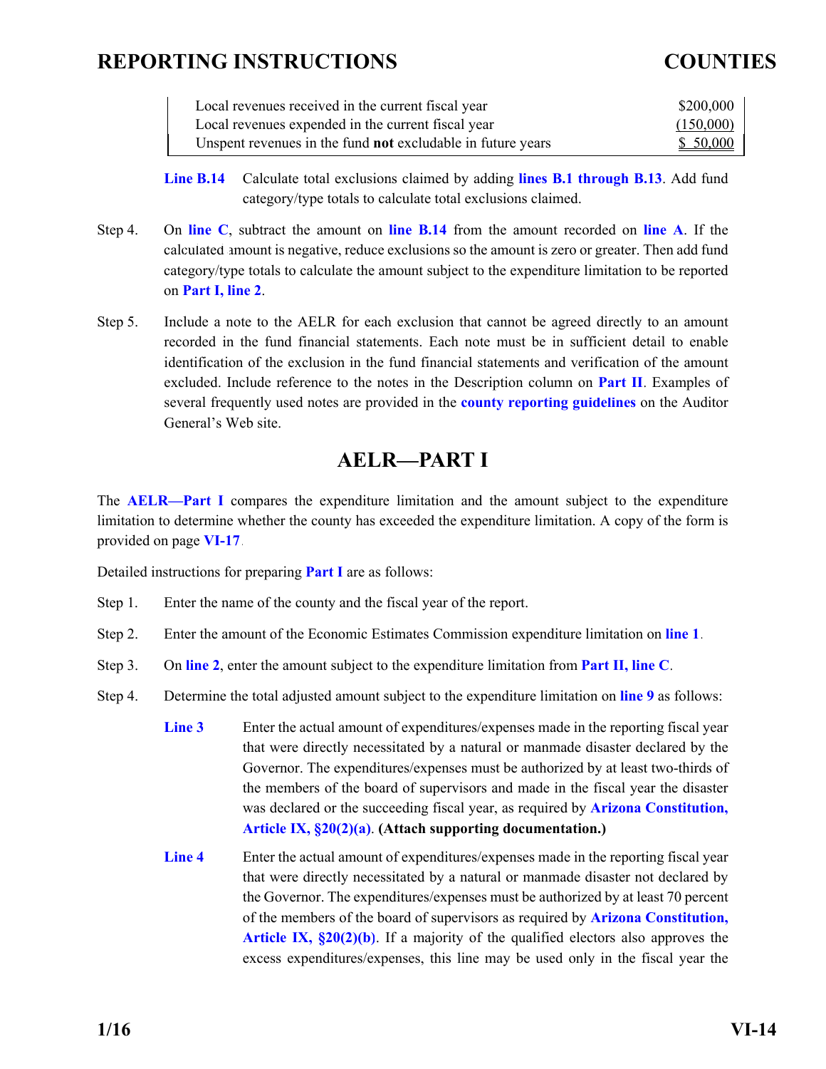| | |
|---|---|
| Local revenues received in the current fiscal year | $200,000 |
| Local revenues expended in the current fiscal year | (150,000) |
| Unspent revenues in the fund **not** excludable in future years | $ 50,000 |

**Line B.14** Calculate total exclusions claimed by adding **lines B.1 through B.13**. Add fund category/type totals to calculate total exclusions claimed.

Step 4. On **line C**, subtract the amount on **line B.14** from the amount recorded on **line A**. If the calculated amount is negative, reduce exclusions so the amount is zero or greater. Then add fund category/type totals to calculate the amount subject to the expenditure limitation to be reported on **Part I, line 2**.

Step 5. Include a note to the AELR for each exclusion that cannot be agreed directly to an amount recorded in the fund financial statements. Each note must be in sufficient detail to enable identification of the exclusion in the fund financial statements and verification of the amount excluded. Include reference to the notes in the Description column on **Part II**. Examples of several frequently used notes are provided in the **county reporting guidelines** on the Auditor General's Web site.

## AELR—PART I

The **AELR—Part I** compares the expenditure limitation and the amount subject to the expenditure limitation to determine whether the county has exceeded the expenditure limitation. A copy of the form is provided on page **VI-17**.

Detailed instructions for preparing **Part I** are as follows:

Step 1. Enter the name of the county and the fiscal year of the report.

Step 2. Enter the amount of the Economic Estimates Commission expenditure limitation on **line 1**.

Step 3. On **line 2**, enter the amount subject to the expenditure limitation from **Part II, line C**.

Step 4. Determine the total adjusted amount subject to the expenditure limitation on **line 9** as follows:

**Line 3** Enter the actual amount of expenditures/expenses made in the reporting fiscal year that were directly necessitated by a natural or manmade disaster declared by the Governor. The expenditures/expenses must be authorized by at least two-thirds of the members of the board of supervisors and made in the fiscal year the disaster was declared or the succeeding fiscal year, as required by **Arizona Constitution, Article IX, §20(2)(a)**. **(Attach supporting documentation.)**

**Line 4** Enter the actual amount of expenditures/expenses made in the reporting fiscal year that were directly necessitated by a natural or manmade disaster not declared by the Governor. The expenditures/expenses must be authorized by at least 70 percent of the members of the board of supervisors as required by **Arizona Constitution, Article IX, §20(2)(b)**. If a majority of the qualified electors also approves the excess expenditures/expenses, this line may be used only in the fiscal year the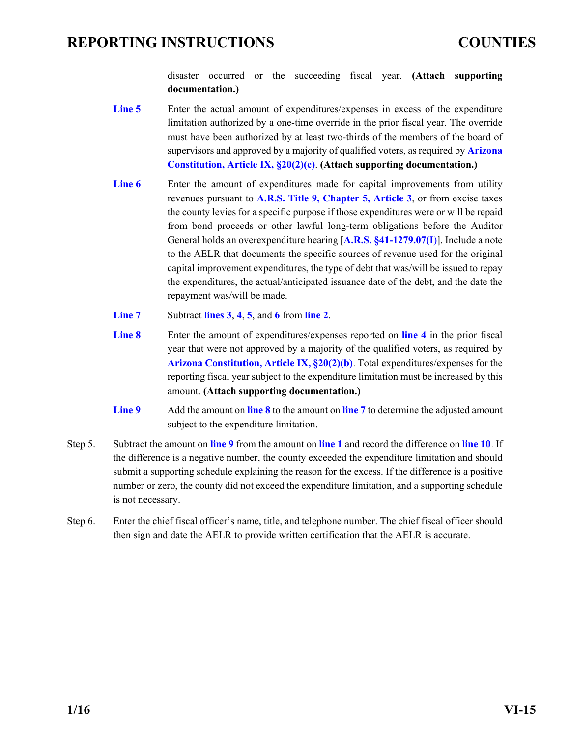disaster occurred or the succeeding fiscal year. **(Attach supporting documentation.)**

**Line 5** Enter the actual amount of expenditures/expenses in excess of the expenditure limitation authorized by a one-time override in the prior fiscal year. The override must have been authorized by at least two-thirds of the members of the board of supervisors and approved by a majority of qualified voters, as required by **Arizona Constitution, Article IX, §20(2)(c)**. **(Attach supporting documentation.)**

**Line 6** Enter the amount of expenditures made for capital improvements from utility revenues pursuant to **A.R.S. Title 9, Chapter 5, Article 3**, or from excise taxes the county levies for a specific purpose if those expenditures were or will be repaid from bond proceeds or other lawful long-term obligations before the Auditor General holds an overexpenditure hearing [**A.R.S. §41-1279.07(I)**]. Include a note to the AELR that documents the specific sources of revenue used for the original capital improvement expenditures, the type of debt that was/will be issued to repay the expenditures, the actual/anticipated issuance date of the debt, and the date the repayment was/will be made.

**Line 7** Subtract **lines 3**, **4**, **5**, and **6** from **line 2**.

**Line 8** Enter the amount of expenditures/expenses reported on **line 4** in the prior fiscal year that were not approved by a majority of the qualified voters, as required by **Arizona Constitution, Article IX, §20(2)(b)**. Total expenditures/expenses for the reporting fiscal year subject to the expenditure limitation must be increased by this amount. **(Attach supporting documentation.)**

**Line 9** Add the amount on **line 8** to the amount on **line 7** to determine the adjusted amount subject to the expenditure limitation.

Step 5. Subtract the amount on **line 9** from the amount on **line 1** and record the difference on **line 10**. If the difference is a negative number, the county exceeded the expenditure limitation and should submit a supporting schedule explaining the reason for the excess. If the difference is a positive number or zero, the county did not exceed the expenditure limitation, and a supporting schedule is not necessary.

Step 6. Enter the chief fiscal officer's name, title, and telephone number. The chief fiscal officer should then sign and date the AELR to provide written certification that the AELR is accurate.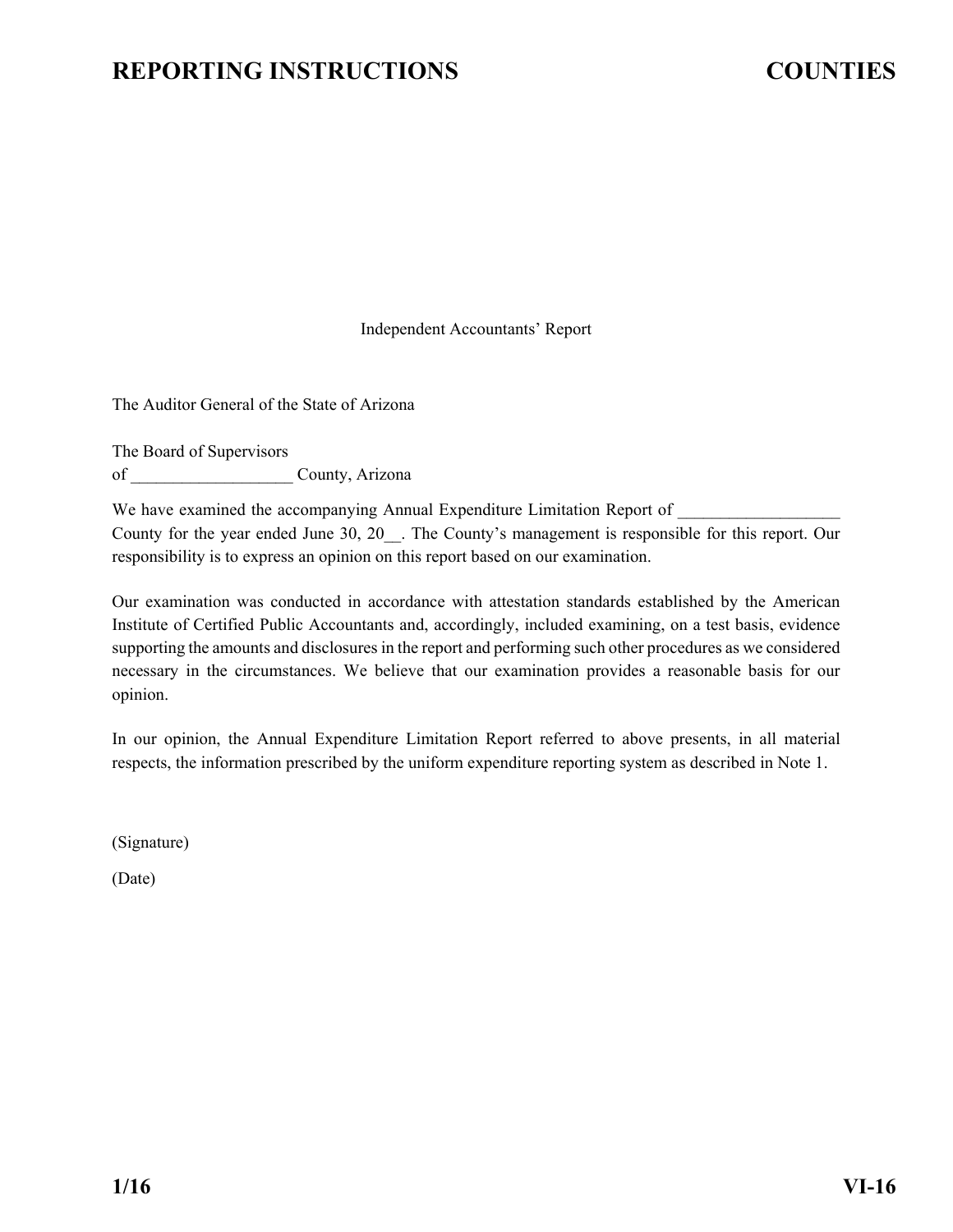Independent Accountants' Report

The Auditor General of the State of Arizona

The Board of Supervisors
of ___________________ County, Arizona

We have examined the accompanying Annual Expenditure Limitation Report of ___________________ County for the year ended June 30, 20__. The County's management is responsible for this report. Our responsibility is to express an opinion on this report based on our examination.

Our examination was conducted in accordance with attestation standards established by the American Institute of Certified Public Accountants and, accordingly, included examining, on a test basis, evidence supporting the amounts and disclosures in the report and performing such other procedures as we considered necessary in the circumstances. We believe that our examination provides a reasonable basis for our opinion.

In our opinion, the Annual Expenditure Limitation Report referred to above presents, in all material respects, the information prescribed by the uniform expenditure reporting system as described in Note 1.

(Signature)

(Date)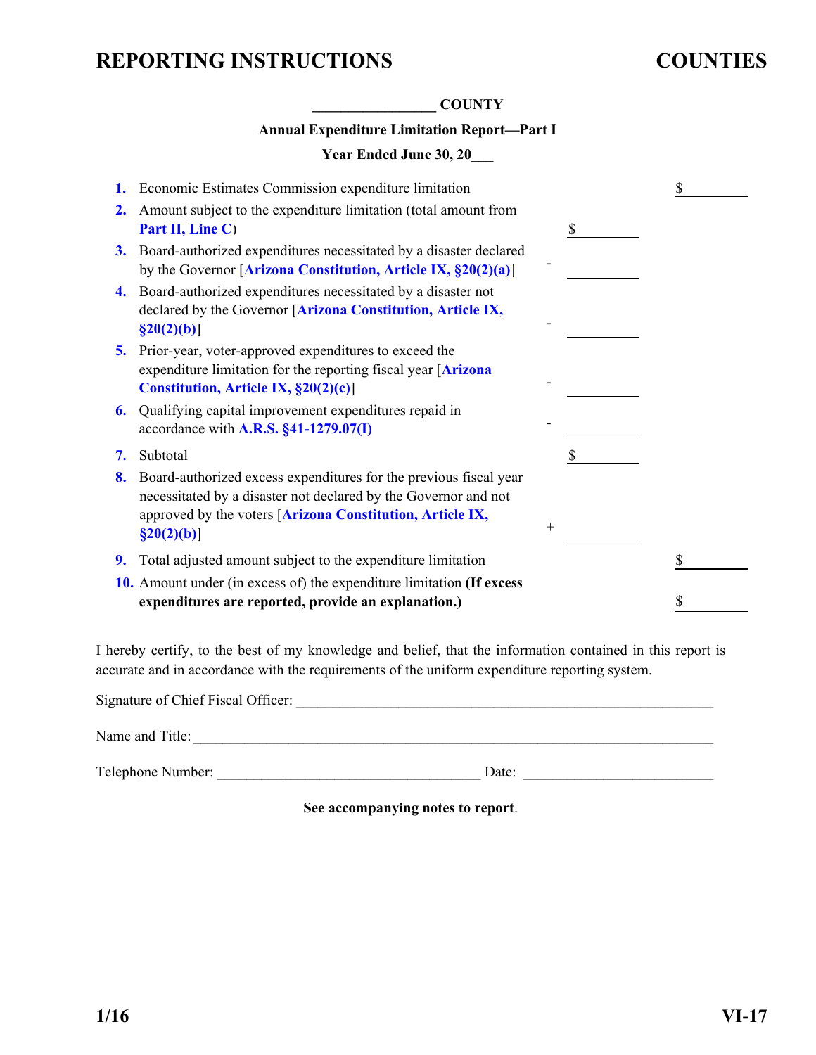## REPORTING INSTRUCTIONS — COUNTIES

**\_\_\_\_\_\_\_\_\_\_\_\_\_\_\_\_ COUNTY**

**Annual Expenditure Limitation Report—Part I**

**Year Ended June 30, 20\_\_\_**

| | | | | |
|---|---|---|---|---|
| **1.** | Economic Estimates Commission expenditure limitation | | | $ \_\_\_\_\_\_\_\_ |
| **2.** | Amount subject to the expenditure limitation (total amount from **Part II, Line C**) | | $ \_\_\_\_\_\_\_\_ | |
| **3.** | Board-authorized expenditures necessitated by a disaster declared by the Governor [**Arizona Constitution, Article IX, §20(2)(a)**] | - | \_\_\_\_\_\_\_\_ | |
| **4.** | Board-authorized expenditures necessitated by a disaster not declared by the Governor [**Arizona Constitution, Article IX, §20(2)(b)**] | - | \_\_\_\_\_\_\_\_ | |
| **5.** | Prior-year, voter-approved expenditures to exceed the expenditure limitation for the reporting fiscal year [**Arizona Constitution, Article IX, §20(2)(c)**] | - | \_\_\_\_\_\_\_\_ | |
| **6.** | Qualifying capital improvement expenditures repaid in accordance with **A.R.S. §41-1279.07(I)** | - | \_\_\_\_\_\_\_\_ | |
| **7.** | Subtotal | | $ \_\_\_\_\_\_\_\_ | |
| **8.** | Board-authorized excess expenditures for the previous fiscal year necessitated by a disaster not declared by the Governor and not approved by the voters [**Arizona Constitution, Article IX, §20(2)(b)**] | + | \_\_\_\_\_\_\_\_ | |
| **9.** | Total adjusted amount subject to the expenditure limitation | | | $ \_\_\_\_\_\_\_\_ |
| **10.** | Amount under (in excess of) the expenditure limitation **(If excess expenditures are reported, provide an explanation.)** | | | $ \_\_\_\_\_\_\_\_ |

I hereby certify, to the best of my knowledge and belief, that the information contained in this report is accurate and in accordance with the requirements of the uniform expenditure reporting system.

Signature of Chief Fiscal Officer: \_\_\_\_\_\_\_\_\_\_\_\_\_\_\_\_\_\_\_\_\_\_\_\_\_\_\_\_\_\_\_\_\_\_\_\_\_\_\_\_\_\_\_\_

Name and Title: \_\_\_\_\_\_\_\_\_\_\_\_\_\_\_\_\_\_\_\_\_\_\_\_\_\_\_\_\_\_\_\_\_\_\_\_\_\_\_\_\_\_\_\_\_\_\_\_\_\_\_\_\_\_

Telephone Number: \_\_\_\_\_\_\_\_\_\_\_\_\_\_\_\_\_\_\_\_\_\_\_\_\_\_ Date: \_\_\_\_\_\_\_\_\_\_\_\_\_\_\_\_\_\_\_

**See accompanying notes to report**.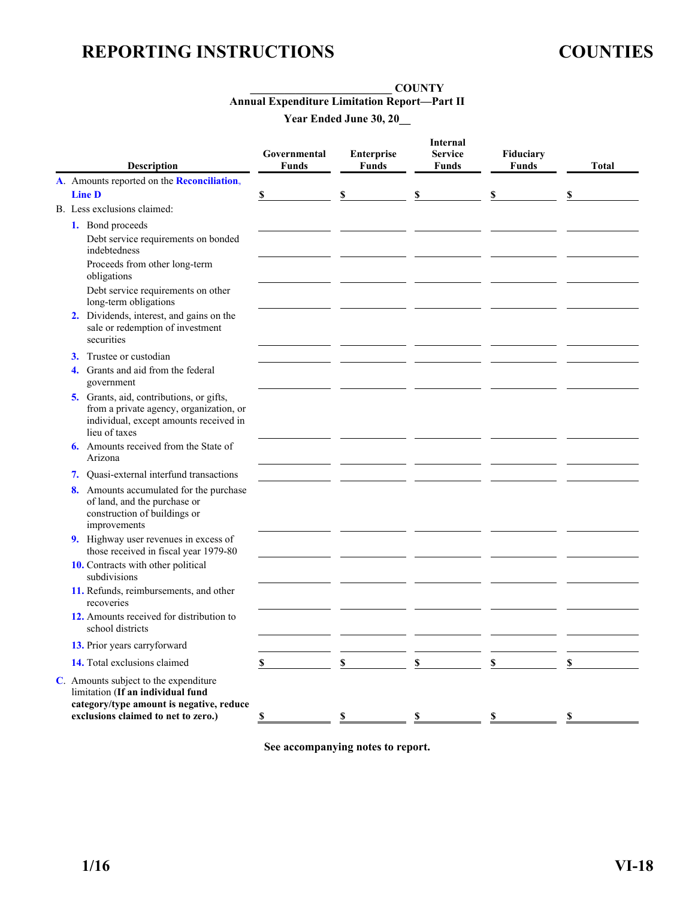**\_\_\_\_\_\_\_\_\_\_\_\_\_\_\_\_\_\_\_\_\_\_\_\_\_ COUNTY**
**Annual Expenditure Limitation Report—Part II**
**Year Ended June 30, 20\_\_**

| Description | Governmental Funds | Enterprise Funds | Internal Service Funds | Fiduciary Funds | Total |
|---|---|---|---|---|---|
| A. Amounts reported on the Reconciliation, Line D | $ | $ | $ | $ | $ |
| B. Less exclusions claimed: | | | | | |
| 1. Bond proceeds | | | | | |
| Debt service requirements on bonded indebtedness | | | | | |
| Proceeds from other long-term obligations | | | | | |
| Debt service requirements on other long-term obligations | | | | | |
| 2. Dividends, interest, and gains on the sale or redemption of investment securities | | | | | |
| 3. Trustee or custodian | | | | | |
| 4. Grants and aid from the federal government | | | | | |
| 5. Grants, aid, contributions, or gifts, from a private agency, organization, or individual, except amounts received in lieu of taxes | | | | | |
| 6. Amounts received from the State of Arizona | | | | | |
| 7. Quasi-external interfund transactions | | | | | |
| 8. Amounts accumulated for the purchase of land, and the purchase or construction of buildings or improvements | | | | | |
| 9. Highway user revenues in excess of those received in fiscal year 1979-80 | | | | | |
| 10. Contracts with other political subdivisions | | | | | |
| 11. Refunds, reimbursements, and other recoveries | | | | | |
| 12. Amounts received for distribution to school districts | | | | | |
| 13. Prior years carryforward | | | | | |
| 14. Total exclusions claimed | $ | $ | $ | $ | $ |
| C. Amounts subject to the expenditure limitation (**If an individual fund category/type amount is negative, reduce exclusions claimed to net to zero.**) | $ | $ | $ | $ | $ |

**See accompanying notes to report.**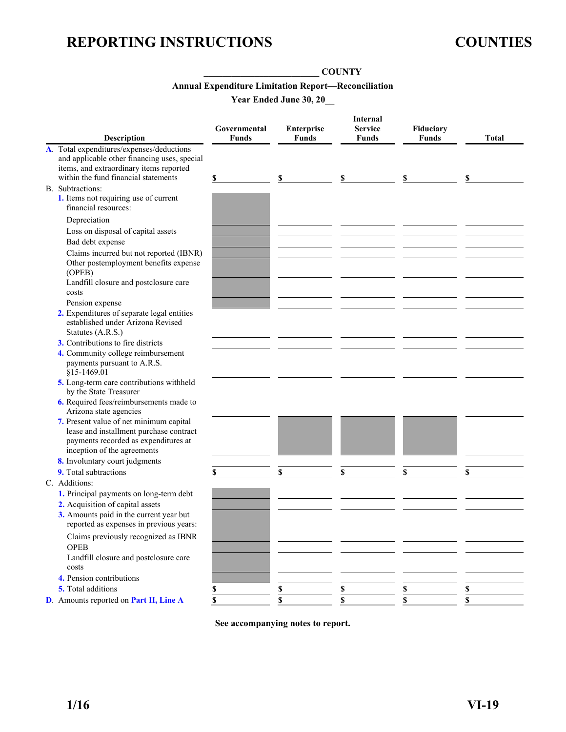# REPORTING INSTRUCTIONS — COUNTIES

**\_\_\_\_\_\_\_\_\_\_\_\_\_\_\_\_\_\_\_\_\_\_\_\_ COUNTY**

**Annual Expenditure Limitation Report—Reconciliation**

**Year Ended June 30, 20\_\_**

| Description | Governmental Funds | Enterprise Funds | Internal Service Funds | Fiduciary Funds | Total |
|---|---|---|---|---|---|
| A. Total expenditures/expenses/deductions and applicable other financing uses, special items, and extraordinary items reported within the fund financial statements | $ | $ | $ | $ | $ |
| B. Subtractions: | | | | | |
| 1. Items not requiring use of current financial resources: | | | | | |
| Depreciation | | | | | |
| Loss on disposal of capital assets | | | | | |
| Bad debt expense | | | | | |
| Claims incurred but not reported (IBNR) | | | | | |
| Other postemployment benefits expense (OPEB) | | | | | |
| Landfill closure and postclosure care costs | | | | | |
| Pension expense | | | | | |
| 2. Expenditures of separate legal entities established under Arizona Revised Statutes (A.R.S.) | | | | | |
| 3. Contributions to fire districts | | | | | |
| 4. Community college reimbursement payments pursuant to A.R.S. §15-1469.01 | | | | | |
| 5. Long-term care contributions withheld by the State Treasurer | | | | | |
| 6. Required fees/reimbursements made to Arizona state agencies | | | | | |
| 7. Present value of net minimum capital lease and installment purchase contract payments recorded as expenditures at inception of the agreements | | | | | |
| 8. Involuntary court judgments | | | | | |
| 9. Total subtractions | $ | $ | $ | $ | $ |
| C. Additions: | | | | | |
| 1. Principal payments on long-term debt | | | | | |
| 2. Acquisition of capital assets | | | | | |
| 3. Amounts paid in the current year but reported as expenses in previous years: | | | | | |
| Claims previously recognized as IBNR | | | | | |
| OPEB | | | | | |
| Landfill closure and postclosure care costs | | | | | |
| 4. Pension contributions | | | | | |
| 5. Total additions | $ | $ | $ | $ | $ |
| D. Amounts reported on Part II, Line A | $ | $ | $ | $ | $ |

**See accompanying notes to report.**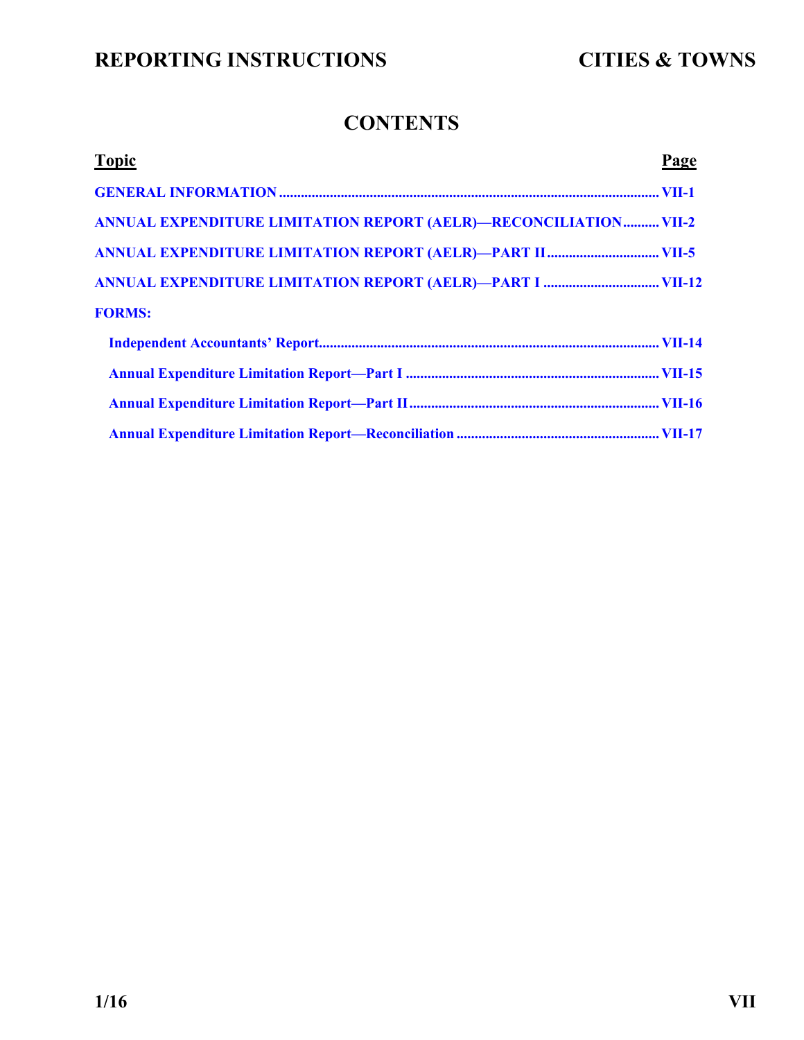# CONTENTS

| Topic | Page |
|---|---|
| GENERAL INFORMATION | VII-1 |
| ANNUAL EXPENDITURE LIMITATION REPORT (AELR)—RECONCILIATION | VII-2 |
| ANNUAL EXPENDITURE LIMITATION REPORT (AELR)—PART II | VII-5 |
| ANNUAL EXPENDITURE LIMITATION REPORT (AELR)—PART I | VII-12 |
| FORMS: | |
| Independent Accountants' Report | VII-14 |
| Annual Expenditure Limitation Report—Part I | VII-15 |
| Annual Expenditure Limitation Report—Part II | VII-16 |
| Annual Expenditure Limitation Report—Reconciliation | VII-17 |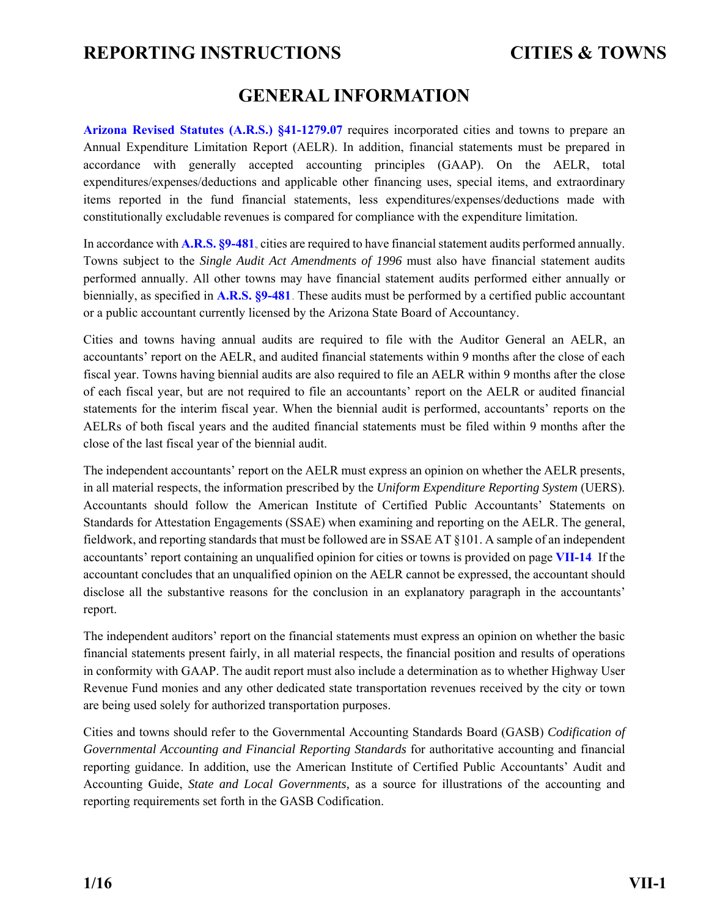# GENERAL INFORMATION

**Arizona Revised Statutes (A.R.S.) §41-1279.07** requires incorporated cities and towns to prepare an Annual Expenditure Limitation Report (AELR). In addition, financial statements must be prepared in accordance with generally accepted accounting principles (GAAP). On the AELR, total expenditures/expenses/deductions and applicable other financing uses, special items, and extraordinary items reported in the fund financial statements, less expenditures/expenses/deductions made with constitutionally excludable revenues is compared for compliance with the expenditure limitation.

In accordance with **A.R.S. §9-481**, cities are required to have financial statement audits performed annually. Towns subject to the *Single Audit Act Amendments of 1996* must also have financial statement audits performed annually. All other towns may have financial statement audits performed either annually or biennially, as specified in **A.R.S. §9-481**. These audits must be performed by a certified public accountant or a public accountant currently licensed by the Arizona State Board of Accountancy.

Cities and towns having annual audits are required to file with the Auditor General an AELR, an accountants' report on the AELR, and audited financial statements within 9 months after the close of each fiscal year. Towns having biennial audits are also required to file an AELR within 9 months after the close of each fiscal year, but are not required to file an accountants' report on the AELR or audited financial statements for the interim fiscal year. When the biennial audit is performed, accountants' reports on the AELRs of both fiscal years and the audited financial statements must be filed within 9 months after the close of the last fiscal year of the biennial audit.

The independent accountants' report on the AELR must express an opinion on whether the AELR presents, in all material respects, the information prescribed by the *Uniform Expenditure Reporting System* (UERS). Accountants should follow the American Institute of Certified Public Accountants' Statements on Standards for Attestation Engagements (SSAE) when examining and reporting on the AELR. The general, fieldwork, and reporting standards that must be followed are in SSAE AT §101. A sample of an independent accountants' report containing an unqualified opinion for cities or towns is provided on page **VII-14**. If the accountant concludes that an unqualified opinion on the AELR cannot be expressed, the accountant should disclose all the substantive reasons for the conclusion in an explanatory paragraph in the accountants' report.

The independent auditors' report on the financial statements must express an opinion on whether the basic financial statements present fairly, in all material respects, the financial position and results of operations in conformity with GAAP. The audit report must also include a determination as to whether Highway User Revenue Fund monies and any other dedicated state transportation revenues received by the city or town are being used solely for authorized transportation purposes.

Cities and towns should refer to the Governmental Accounting Standards Board (GASB) *Codification of Governmental Accounting and Financial Reporting Standards* for authoritative accounting and financial reporting guidance. In addition, use the American Institute of Certified Public Accountants' Audit and Accounting Guide, *State and Local Governments,* as a source for illustrations of the accounting and reporting requirements set forth in the GASB Codification.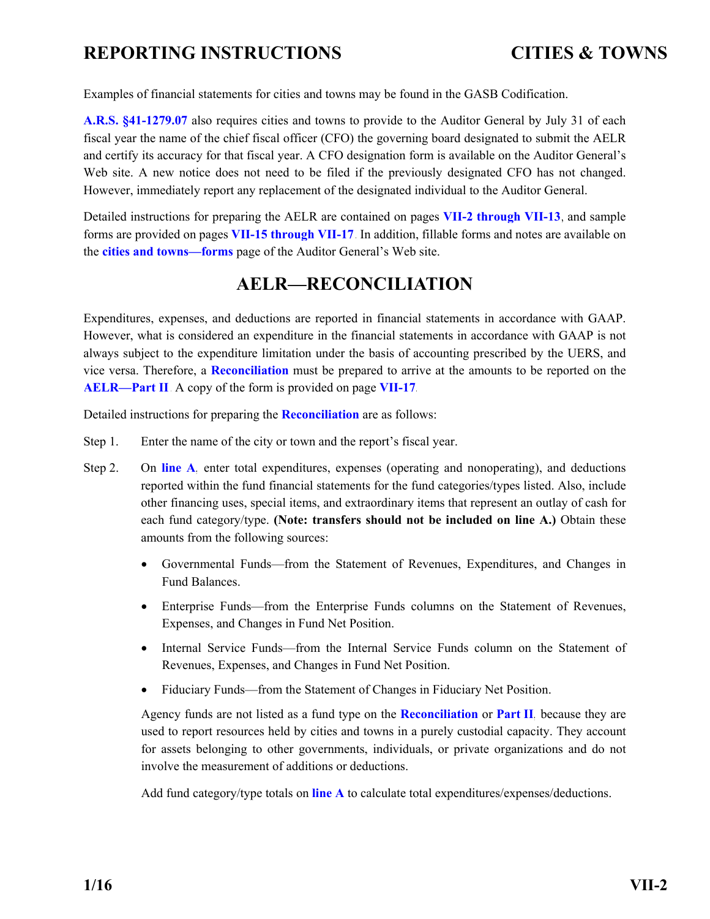Examples of financial statements for cities and towns may be found in the GASB Codification.

**A.R.S. §41-1279.07** also requires cities and towns to provide to the Auditor General by July 31 of each fiscal year the name of the chief fiscal officer (CFO) the governing board designated to submit the AELR and certify its accuracy for that fiscal year. A CFO designation form is available on the Auditor General's Web site. A new notice does not need to be filed if the previously designated CFO has not changed. However, immediately report any replacement of the designated individual to the Auditor General.

Detailed instructions for preparing the AELR are contained on pages **VII-2 through VII-13**, and sample forms are provided on pages **VII-15 through VII-17**. In addition, fillable forms and notes are available on the **cities and towns—forms** page of the Auditor General's Web site.

## AELR—RECONCILIATION

Expenditures, expenses, and deductions are reported in financial statements in accordance with GAAP. However, what is considered an expenditure in the financial statements in accordance with GAAP is not always subject to the expenditure limitation under the basis of accounting prescribed by the UERS, and vice versa. Therefore, a **Reconciliation** must be prepared to arrive at the amounts to be reported on the **AELR—Part II**. A copy of the form is provided on page **VII-17**.

Detailed instructions for preparing the **Reconciliation** are as follows:

Step 1. Enter the name of the city or town and the report's fiscal year.

Step 2. On **line A**, enter total expenditures, expenses (operating and nonoperating), and deductions reported within the fund financial statements for the fund categories/types listed. Also, include other financing uses, special items, and extraordinary items that represent an outlay of cash for each fund category/type. **(Note: transfers should not be included on line A.)** Obtain these amounts from the following sources:

- Governmental Funds—from the Statement of Revenues, Expenditures, and Changes in Fund Balances.
- Enterprise Funds—from the Enterprise Funds columns on the Statement of Revenues, Expenses, and Changes in Fund Net Position.
- Internal Service Funds—from the Internal Service Funds column on the Statement of Revenues, Expenses, and Changes in Fund Net Position.
- Fiduciary Funds—from the Statement of Changes in Fiduciary Net Position.

Agency funds are not listed as a fund type on the **Reconciliation** or **Part II**, because they are used to report resources held by cities and towns in a purely custodial capacity. They account for assets belonging to other governments, individuals, or private organizations and do not involve the measurement of additions or deductions.

Add fund category/type totals on **line A** to calculate total expenditures/expenses/deductions.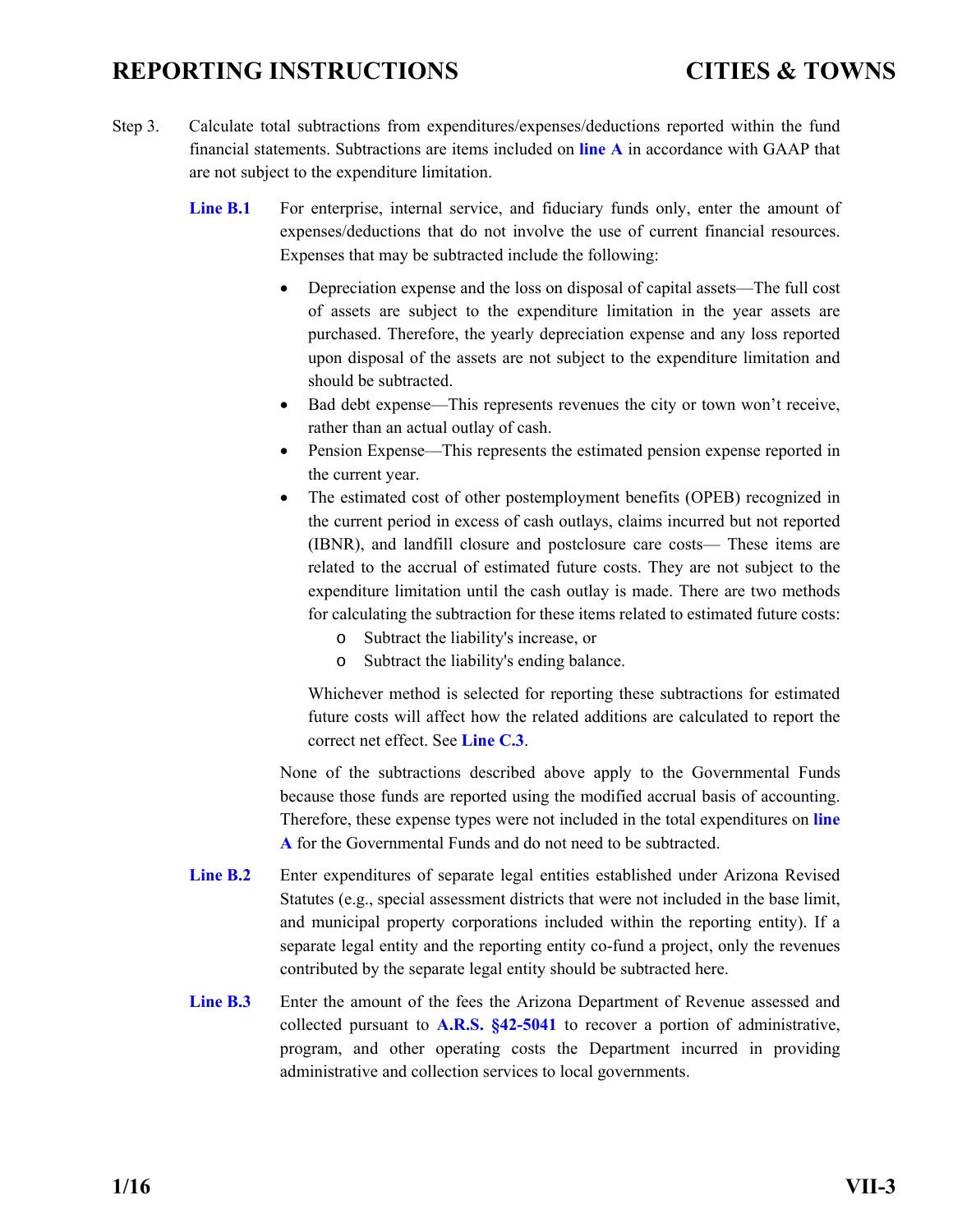Step 3. Calculate total subtractions from expenditures/expenses/deductions reported within the fund financial statements. Subtractions are items included on **line A** in accordance with GAAP that are not subject to the expenditure limitation.

**Line B.1** For enterprise, internal service, and fiduciary funds only, enter the amount of expenses/deductions that do not involve the use of current financial resources. Expenses that may be subtracted include the following:

- Depreciation expense and the loss on disposal of capital assets—The full cost of assets are subject to the expenditure limitation in the year assets are purchased. Therefore, the yearly depreciation expense and any loss reported upon disposal of the assets are not subject to the expenditure limitation and should be subtracted.
- Bad debt expense—This represents revenues the city or town won't receive, rather than an actual outlay of cash.
- Pension Expense—This represents the estimated pension expense reported in the current year.
- The estimated cost of other postemployment benefits (OPEB) recognized in the current period in excess of cash outlays, claims incurred but not reported (IBNR), and landfill closure and postclosure care costs— These items are related to the accrual of estimated future costs. They are not subject to the expenditure limitation until the cash outlay is made. There are two methods for calculating the subtraction for these items related to estimated future costs:
  - Subtract the liability's increase, or
  - Subtract the liability's ending balance.

  Whichever method is selected for reporting these subtractions for estimated future costs will affect how the related additions are calculated to report the correct net effect. See **Line C.3**.

None of the subtractions described above apply to the Governmental Funds because those funds are reported using the modified accrual basis of accounting. Therefore, these expense types were not included in the total expenditures on **line A** for the Governmental Funds and do not need to be subtracted.

**Line B.2** Enter expenditures of separate legal entities established under Arizona Revised Statutes (e.g., special assessment districts that were not included in the base limit, and municipal property corporations included within the reporting entity). If a separate legal entity and the reporting entity co-fund a project, only the revenues contributed by the separate legal entity should be subtracted here.

**Line B.3** Enter the amount of the fees the Arizona Department of Revenue assessed and collected pursuant to **A.R.S. §42-5041** to recover a portion of administrative, program, and other operating costs the Department incurred in providing administrative and collection services to local governments.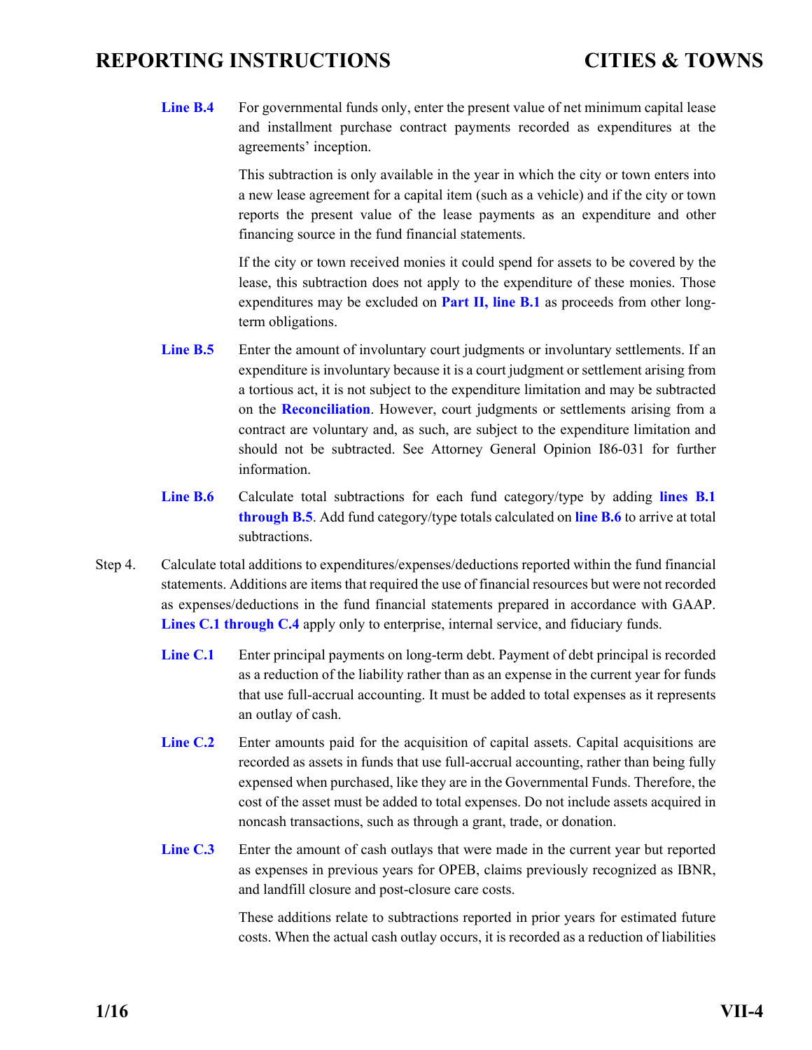**Line B.4** For governmental funds only, enter the present value of net minimum capital lease and installment purchase contract payments recorded as expenditures at the agreements' inception.

This subtraction is only available in the year in which the city or town enters into a new lease agreement for a capital item (such as a vehicle) and if the city or town reports the present value of the lease payments as an expenditure and other financing source in the fund financial statements.

If the city or town received monies it could spend for assets to be covered by the lease, this subtraction does not apply to the expenditure of these monies. Those expenditures may be excluded on **Part II, line B.1** as proceeds from other long-term obligations.

**Line B.5** Enter the amount of involuntary court judgments or involuntary settlements. If an expenditure is involuntary because it is a court judgment or settlement arising from a tortious act, it is not subject to the expenditure limitation and may be subtracted on the **Reconciliation**. However, court judgments or settlements arising from a contract are voluntary and, as such, are subject to the expenditure limitation and should not be subtracted. See Attorney General Opinion I86-031 for further information.

**Line B.6** Calculate total subtractions for each fund category/type by adding **lines B.1 through B.5**. Add fund category/type totals calculated on **line B.6** to arrive at total subtractions.

Step 4. Calculate total additions to expenditures/expenses/deductions reported within the fund financial statements. Additions are items that required the use of financial resources but were not recorded as expenses/deductions in the fund financial statements prepared in accordance with GAAP. **Lines C.1 through C.4** apply only to enterprise, internal service, and fiduciary funds.

**Line C.1** Enter principal payments on long-term debt. Payment of debt principal is recorded as a reduction of the liability rather than as an expense in the current year for funds that use full-accrual accounting. It must be added to total expenses as it represents an outlay of cash.

**Line C.2** Enter amounts paid for the acquisition of capital assets. Capital acquisitions are recorded as assets in funds that use full-accrual accounting, rather than being fully expensed when purchased, like they are in the Governmental Funds. Therefore, the cost of the asset must be added to total expenses. Do not include assets acquired in noncash transactions, such as through a grant, trade, or donation.

**Line C.3** Enter the amount of cash outlays that were made in the current year but reported as expenses in previous years for OPEB, claims previously recognized as IBNR, and landfill closure and post-closure care costs.

These additions relate to subtractions reported in prior years for estimated future costs. When the actual cash outlay occurs, it is recorded as a reduction of liabilities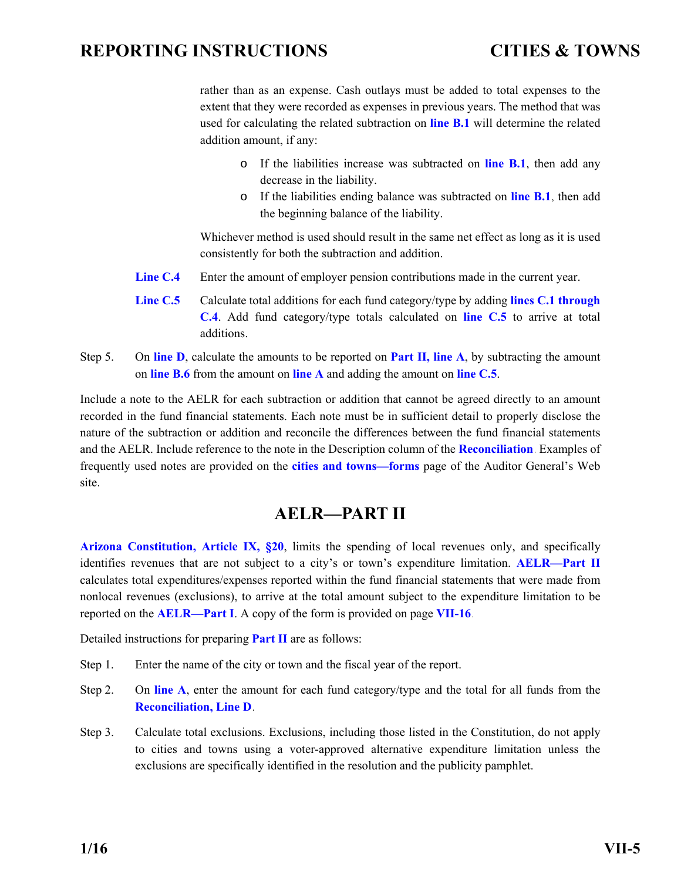rather than as an expense. Cash outlays must be added to total expenses to the extent that they were recorded as expenses in previous years. The method that was used for calculating the related subtraction on **line B.1** will determine the related addition amount, if any:

- If the liabilities increase was subtracted on **line B.1**, then add any decrease in the liability.
- If the liabilities ending balance was subtracted on **line B.1**, then add the beginning balance of the liability.

Whichever method is used should result in the same net effect as long as it is used consistently for both the subtraction and addition.

**Line C.4** Enter the amount of employer pension contributions made in the current year.

**Line C.5** Calculate total additions for each fund category/type by adding **lines C.1 through C.4**. Add fund category/type totals calculated on **line C.5** to arrive at total additions.

Step 5. On **line D**, calculate the amounts to be reported on **Part II, line A**, by subtracting the amount on **line B.6** from the amount on **line A** and adding the amount on **line C.5**.

Include a note to the AELR for each subtraction or addition that cannot be agreed directly to an amount recorded in the fund financial statements. Each note must be in sufficient detail to properly disclose the nature of the subtraction or addition and reconcile the differences between the fund financial statements and the AELR. Include reference to the note in the Description column of the **Reconciliation**. Examples of frequently used notes are provided on the **cities and towns—forms** page of the Auditor General's Web site.

## AELR—PART II

**Arizona Constitution, Article IX, §20**, limits the spending of local revenues only, and specifically identifies revenues that are not subject to a city's or town's expenditure limitation. **AELR—Part II** calculates total expenditures/expenses reported within the fund financial statements that were made from nonlocal revenues (exclusions), to arrive at the total amount subject to the expenditure limitation to be reported on the **AELR—Part I**. A copy of the form is provided on page **VII-16**.

Detailed instructions for preparing **Part II** are as follows:

Step 1. Enter the name of the city or town and the fiscal year of the report.

Step 2. On **line A**, enter the amount for each fund category/type and the total for all funds from the **Reconciliation, Line D**.

Step 3. Calculate total exclusions. Exclusions, including those listed in the Constitution, do not apply to cities and towns using a voter-approved alternative expenditure limitation unless the exclusions are specifically identified in the resolution and the publicity pamphlet.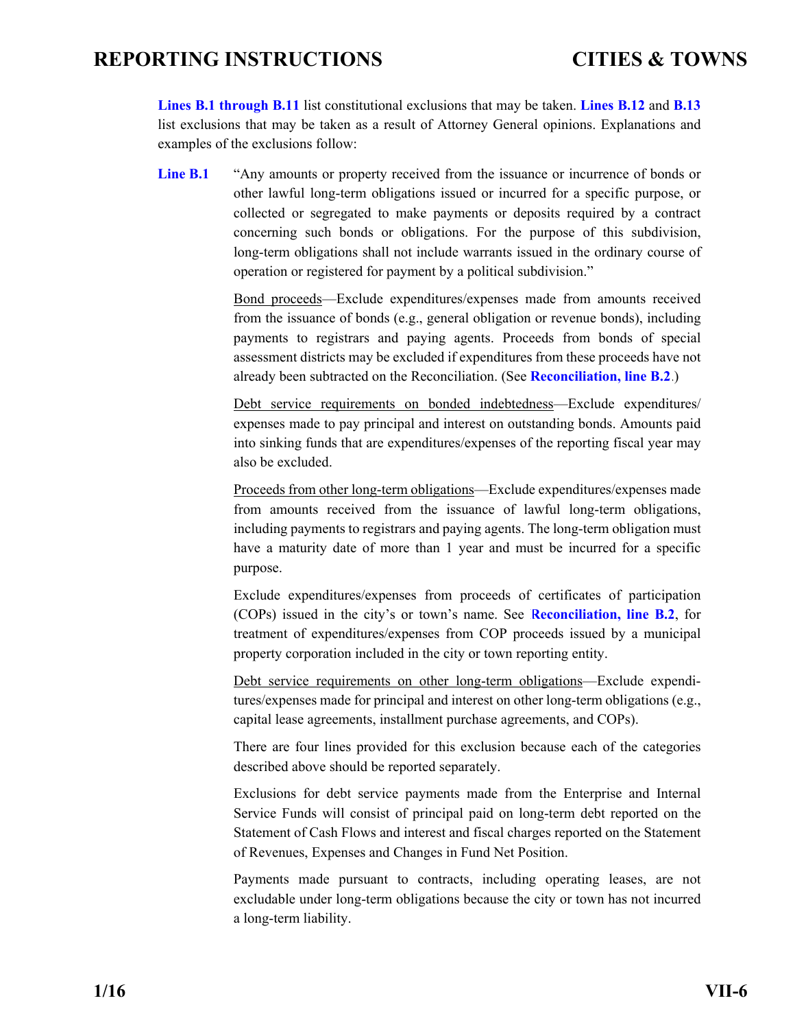**Lines B.1 through B.11** list constitutional exclusions that may be taken. **Lines B.12** and **B.13** list exclusions that may be taken as a result of Attorney General opinions. Explanations and examples of the exclusions follow:

**Line B.1** "Any amounts or property received from the issuance or incurrence of bonds or other lawful long-term obligations issued or incurred for a specific purpose, or collected or segregated to make payments or deposits required by a contract concerning such bonds or obligations. For the purpose of this subdivision, long-term obligations shall not include warrants issued in the ordinary course of operation or registered for payment by a political subdivision."

Bond proceeds—Exclude expenditures/expenses made from amounts received from the issuance of bonds (e.g., general obligation or revenue bonds), including payments to registrars and paying agents. Proceeds from bonds of special assessment districts may be excluded if expenditures from these proceeds have not already been subtracted on the Reconciliation. (See **Reconciliation, line B.2**.)

Debt service requirements on bonded indebtedness—Exclude expenditures/expenses made to pay principal and interest on outstanding bonds. Amounts paid into sinking funds that are expenditures/expenses of the reporting fiscal year may also be excluded.

Proceeds from other long-term obligations—Exclude expenditures/expenses made from amounts received from the issuance of lawful long-term obligations, including payments to registrars and paying agents. The long-term obligation must have a maturity date of more than 1 year and must be incurred for a specific purpose.

Exclude expenditures/expenses from proceeds of certificates of participation (COPs) issued in the city's or town's name. See **Reconciliation, line B.2**, for treatment of expenditures/expenses from COP proceeds issued by a municipal property corporation included in the city or town reporting entity.

Debt service requirements on other long-term obligations—Exclude expenditures/expenses made for principal and interest on other long-term obligations (e.g., capital lease agreements, installment purchase agreements, and COPs).

There are four lines provided for this exclusion because each of the categories described above should be reported separately.

Exclusions for debt service payments made from the Enterprise and Internal Service Funds will consist of principal paid on long-term debt reported on the Statement of Cash Flows and interest and fiscal charges reported on the Statement of Revenues, Expenses and Changes in Fund Net Position.

Payments made pursuant to contracts, including operating leases, are not excludable under long-term obligations because the city or town has not incurred a long-term liability.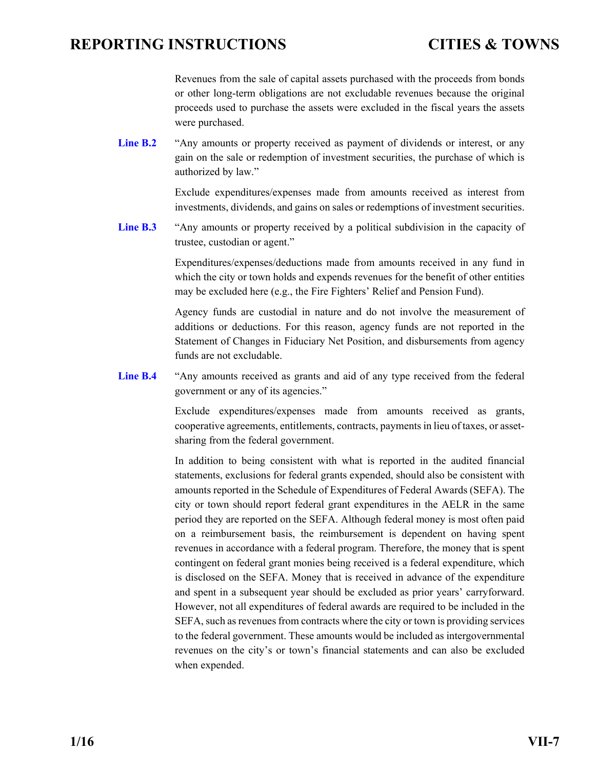Revenues from the sale of capital assets purchased with the proceeds from bonds or other long-term obligations are not excludable revenues because the original proceeds used to purchase the assets were excluded in the fiscal years the assets were purchased.

**Line B.2** "Any amounts or property received as payment of dividends or interest, or any gain on the sale or redemption of investment securities, the purchase of which is authorized by law."

Exclude expenditures/expenses made from amounts received as interest from investments, dividends, and gains on sales or redemptions of investment securities.

**Line B.3** "Any amounts or property received by a political subdivision in the capacity of trustee, custodian or agent."

Expenditures/expenses/deductions made from amounts received in any fund in which the city or town holds and expends revenues for the benefit of other entities may be excluded here (e.g., the Fire Fighters' Relief and Pension Fund).

Agency funds are custodial in nature and do not involve the measurement of additions or deductions. For this reason, agency funds are not reported in the Statement of Changes in Fiduciary Net Position, and disbursements from agency funds are not excludable.

**Line B.4** "Any amounts received as grants and aid of any type received from the federal government or any of its agencies."

Exclude expenditures/expenses made from amounts received as grants, cooperative agreements, entitlements, contracts, payments in lieu of taxes, or asset-sharing from the federal government.

In addition to being consistent with what is reported in the audited financial statements, exclusions for federal grants expended, should also be consistent with amounts reported in the Schedule of Expenditures of Federal Awards (SEFA). The city or town should report federal grant expenditures in the AELR in the same period they are reported on the SEFA. Although federal money is most often paid on a reimbursement basis, the reimbursement is dependent on having spent revenues in accordance with a federal program. Therefore, the money that is spent contingent on federal grant monies being received is a federal expenditure, which is disclosed on the SEFA. Money that is received in advance of the expenditure and spent in a subsequent year should be excluded as prior years' carryforward. However, not all expenditures of federal awards are required to be included in the SEFA, such as revenues from contracts where the city or town is providing services to the federal government. These amounts would be included as intergovernmental revenues on the city's or town's financial statements and can also be excluded when expended.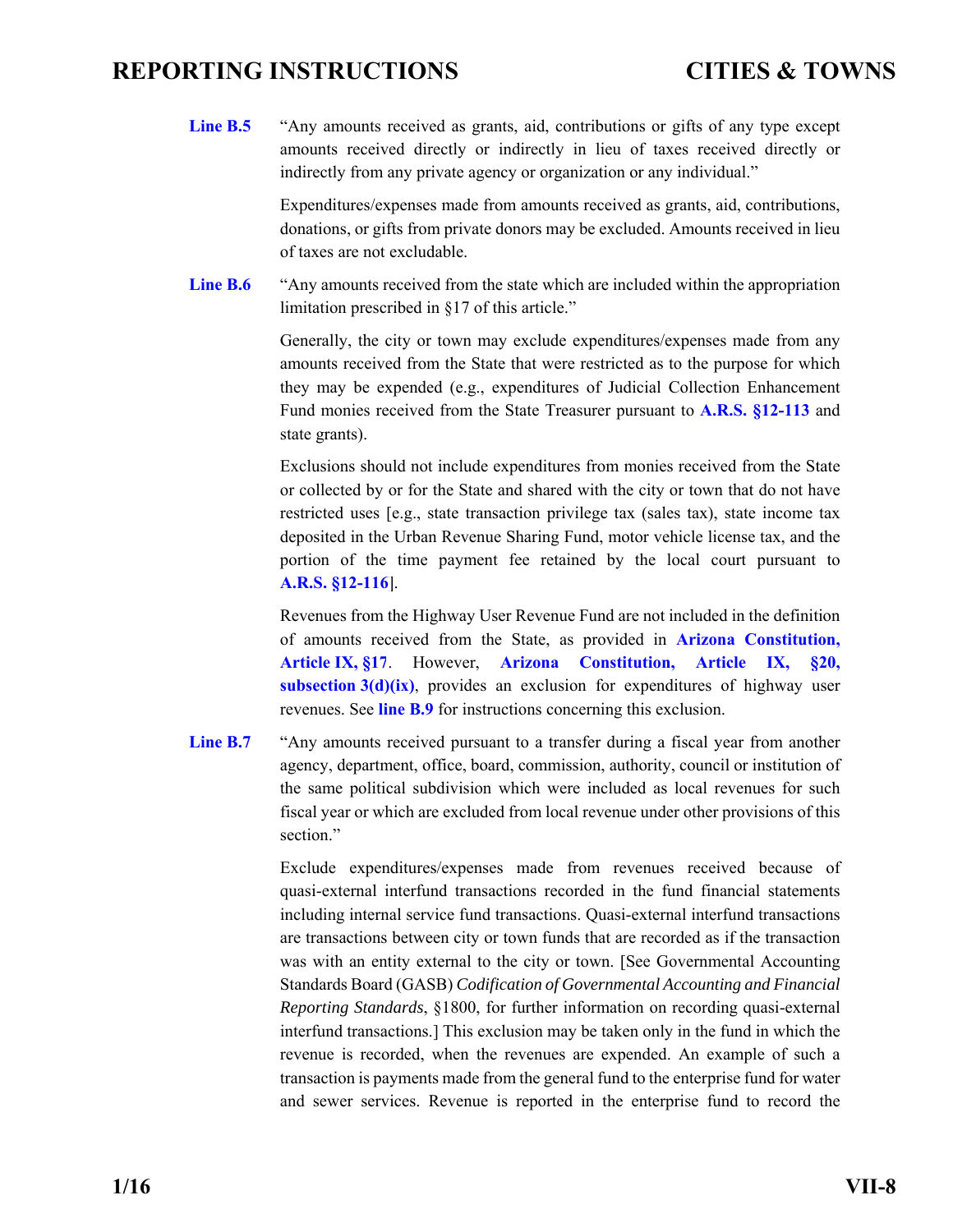**Line B.5** "Any amounts received as grants, aid, contributions or gifts of any type except amounts received directly or indirectly in lieu of taxes received directly or indirectly from any private agency or organization or any individual."

Expenditures/expenses made from amounts received as grants, aid, contributions, donations, or gifts from private donors may be excluded. Amounts received in lieu of taxes are not excludable.

**Line B.6** "Any amounts received from the state which are included within the appropriation limitation prescribed in §17 of this article."

Generally, the city or town may exclude expenditures/expenses made from any amounts received from the State that were restricted as to the purpose for which they may be expended (e.g., expenditures of Judicial Collection Enhancement Fund monies received from the State Treasurer pursuant to **A.R.S. §12-113** and state grants).

Exclusions should not include expenditures from monies received from the State or collected by or for the State and shared with the city or town that do not have restricted uses [e.g., state transaction privilege tax (sales tax), state income tax deposited in the Urban Revenue Sharing Fund, motor vehicle license tax, and the portion of the time payment fee retained by the local court pursuant to **A.R.S. §12-116**].

Revenues from the Highway User Revenue Fund are not included in the definition of amounts received from the State, as provided in **Arizona Constitution, Article IX, §17**. However, **Arizona Constitution, Article IX, §20, subsection 3(d)(ix)**, provides an exclusion for expenditures of highway user revenues. See **line B.9** for instructions concerning this exclusion.

**Line B.7** "Any amounts received pursuant to a transfer during a fiscal year from another agency, department, office, board, commission, authority, council or institution of the same political subdivision which were included as local revenues for such fiscal year or which are excluded from local revenue under other provisions of this section."

Exclude expenditures/expenses made from revenues received because of quasi-external interfund transactions recorded in the fund financial statements including internal service fund transactions. Quasi-external interfund transactions are transactions between city or town funds that are recorded as if the transaction was with an entity external to the city or town. [See Governmental Accounting Standards Board (GASB) *Codification of Governmental Accounting and Financial Reporting Standards*, §1800, for further information on recording quasi-external interfund transactions.] This exclusion may be taken only in the fund in which the revenue is recorded, when the revenues are expended. An example of such a transaction is payments made from the general fund to the enterprise fund for water and sewer services. Revenue is reported in the enterprise fund to record the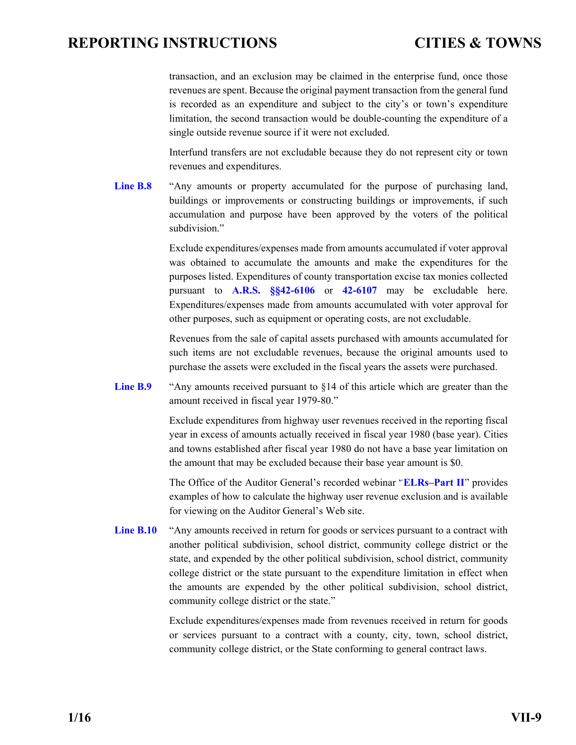transaction, and an exclusion may be claimed in the enterprise fund, once those revenues are spent. Because the original payment transaction from the general fund is recorded as an expenditure and subject to the city's or town's expenditure limitation, the second transaction would be double-counting the expenditure of a single outside revenue source if it were not excluded.

Interfund transfers are not excludable because they do not represent city or town revenues and expenditures.

**Line B.8** "Any amounts or property accumulated for the purpose of purchasing land, buildings or improvements or constructing buildings or improvements, if such accumulation and purpose have been approved by the voters of the political subdivision."

Exclude expenditures/expenses made from amounts accumulated if voter approval was obtained to accumulate the amounts and make the expenditures for the purposes listed. Expenditures of county transportation excise tax monies collected pursuant to **A.R.S. §§42-6106** or **42-6107** may be excludable here. Expenditures/expenses made from amounts accumulated with voter approval for other purposes, such as equipment or operating costs, are not excludable.

Revenues from the sale of capital assets purchased with amounts accumulated for such items are not excludable revenues, because the original amounts used to purchase the assets were excluded in the fiscal years the assets were purchased.

**Line B.9** "Any amounts received pursuant to §14 of this article which are greater than the amount received in fiscal year 1979-80."

Exclude expenditures from highway user revenues received in the reporting fiscal year in excess of amounts actually received in fiscal year 1980 (base year). Cities and towns established after fiscal year 1980 do not have a base year limitation on the amount that may be excluded because their base year amount is $0.

The Office of the Auditor General's recorded webinar "**ELRs–Part II**" provides examples of how to calculate the highway user revenue exclusion and is available for viewing on the Auditor General's Web site.

**Line B.10** "Any amounts received in return for goods or services pursuant to a contract with another political subdivision, school district, community college district or the state, and expended by the other political subdivision, school district, community college district or the state pursuant to the expenditure limitation in effect when the amounts are expended by the other political subdivision, school district, community college district or the state."

Exclude expenditures/expenses made from revenues received in return for goods or services pursuant to a contract with a county, city, town, school district, community college district, or the State conforming to general contract laws.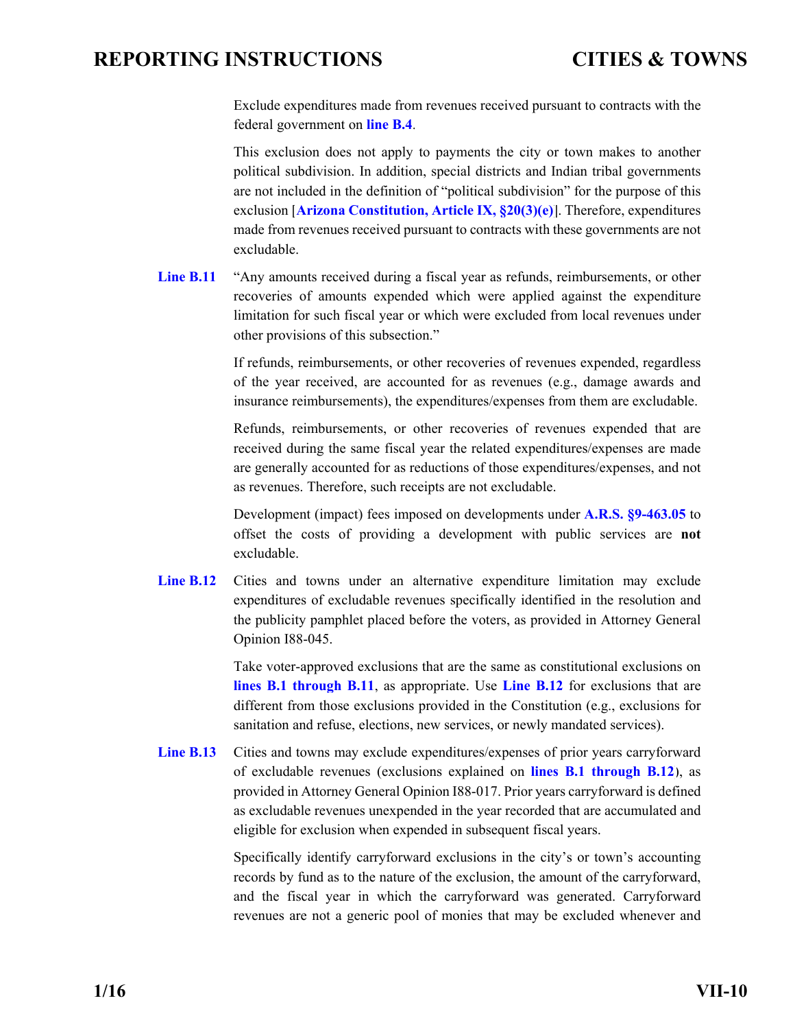Exclude expenditures made from revenues received pursuant to contracts with the federal government on **line B.4**.

This exclusion does not apply to payments the city or town makes to another political subdivision. In addition, special districts and Indian tribal governments are not included in the definition of "political subdivision" for the purpose of this exclusion [**Arizona Constitution, Article IX, §20(3)(e)**]. Therefore, expenditures made from revenues received pursuant to contracts with these governments are not excludable.

**Line B.11** "Any amounts received during a fiscal year as refunds, reimbursements, or other recoveries of amounts expended which were applied against the expenditure limitation for such fiscal year or which were excluded from local revenues under other provisions of this subsection."

If refunds, reimbursements, or other recoveries of revenues expended, regardless of the year received, are accounted for as revenues (e.g., damage awards and insurance reimbursements), the expenditures/expenses from them are excludable.

Refunds, reimbursements, or other recoveries of revenues expended that are received during the same fiscal year the related expenditures/expenses are made are generally accounted for as reductions of those expenditures/expenses, and not as revenues. Therefore, such receipts are not excludable.

Development (impact) fees imposed on developments under **A.R.S. §9-463.05** to offset the costs of providing a development with public services are **not** excludable.

**Line B.12** Cities and towns under an alternative expenditure limitation may exclude expenditures of excludable revenues specifically identified in the resolution and the publicity pamphlet placed before the voters, as provided in Attorney General Opinion I88-045.

Take voter-approved exclusions that are the same as constitutional exclusions on **lines B.1 through B.11**, as appropriate. Use **Line B.12** for exclusions that are different from those exclusions provided in the Constitution (e.g., exclusions for sanitation and refuse, elections, new services, or newly mandated services).

**Line B.13** Cities and towns may exclude expenditures/expenses of prior years carryforward of excludable revenues (exclusions explained on **lines B.1 through B.12**), as provided in Attorney General Opinion I88-017. Prior years carryforward is defined as excludable revenues unexpended in the year recorded that are accumulated and eligible for exclusion when expended in subsequent fiscal years.

Specifically identify carryforward exclusions in the city's or town's accounting records by fund as to the nature of the exclusion, the amount of the carryforward, and the fiscal year in which the carryforward was generated. Carryforward revenues are not a generic pool of monies that may be excluded whenever and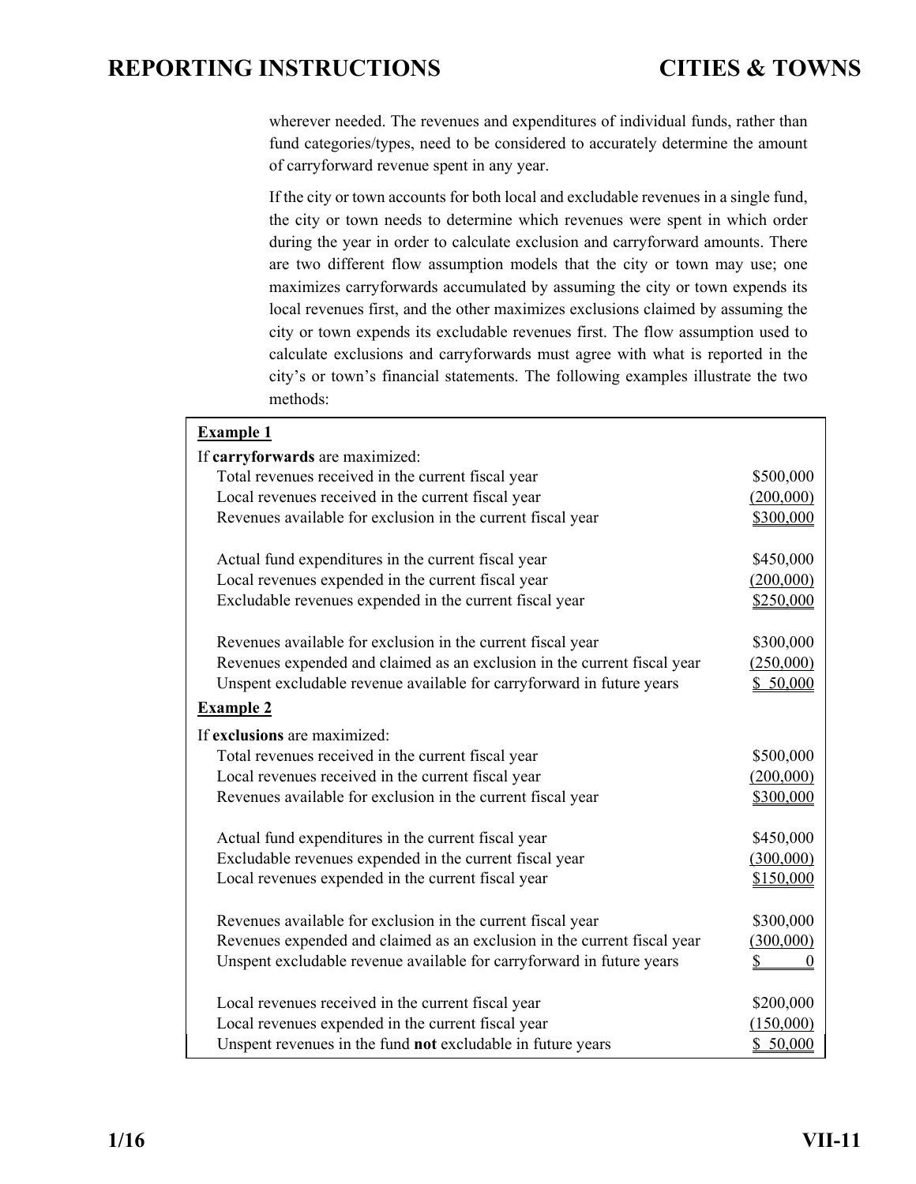wherever needed. The revenues and expenditures of individual funds, rather than fund categories/types, need to be considered to accurately determine the amount of carryforward revenue spent in any year.

If the city or town accounts for both local and excludable revenues in a single fund, the city or town needs to determine which revenues were spent in which order during the year in order to calculate exclusion and carryforward amounts. There are two different flow assumption models that the city or town may use; one maximizes carryforwards accumulated by assuming the city or town expends its local revenues first, and the other maximizes exclusions claimed by assuming the city or town expends its excludable revenues first. The flow assumption used to calculate exclusions and carryforwards must agree with what is reported in the city's or town's financial statements. The following examples illustrate the two methods:

**Example 1**

If **carryforwards** are maximized:

| | |
|---|---|
| Total revenues received in the current fiscal year | $500,000 |
| Local revenues received in the current fiscal year | (200,000) |
| Revenues available for exclusion in the current fiscal year | $300,000 |
| | |
| Actual fund expenditures in the current fiscal year | $450,000 |
| Local revenues expended in the current fiscal year | (200,000) |
| Excludable revenues expended in the current fiscal year | $250,000 |
| | |
| Revenues available for exclusion in the current fiscal year | $300,000 |
| Revenues expended and claimed as an exclusion in the current fiscal year | (250,000) |
| Unspent excludable revenue available for carryforward in future years | $ 50,000 |

**Example 2**

If **exclusions** are maximized:

| | |
|---|---|
| Total revenues received in the current fiscal year | $500,000 |
| Local revenues received in the current fiscal year | (200,000) |
| Revenues available for exclusion in the current fiscal year | $300,000 |
| | |
| Actual fund expenditures in the current fiscal year | $450,000 |
| Excludable revenues expended in the current fiscal year | (300,000) |
| Local revenues expended in the current fiscal year | $150,000 |
| | |
| Revenues available for exclusion in the current fiscal year | $300,000 |
| Revenues expended and claimed as an exclusion in the current fiscal year | (300,000) |
| Unspent excludable revenue available for carryforward in future years | $ 0 |
| | |
| Local revenues received in the current fiscal year | $200,000 |
| Local revenues expended in the current fiscal year | (150,000) |
| Unspent revenues in the fund **not** excludable in future years | $ 50,000 |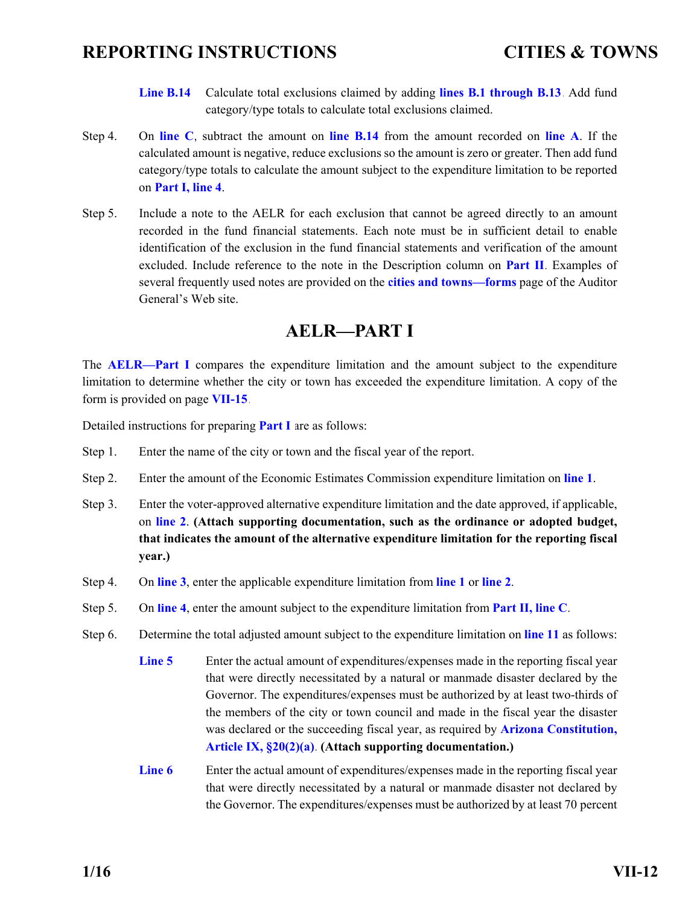**Line B.14** Calculate total exclusions claimed by adding **lines B.1 through B.13**. Add fund category/type totals to calculate total exclusions claimed.

Step 4. On **line C**, subtract the amount on **line B.14** from the amount recorded on **line A**. If the calculated amount is negative, reduce exclusions so the amount is zero or greater. Then add fund category/type totals to calculate the amount subject to the expenditure limitation to be reported on **Part I, line 4**.

Step 5. Include a note to the AELR for each exclusion that cannot be agreed directly to an amount recorded in the fund financial statements. Each note must be in sufficient detail to enable identification of the exclusion in the fund financial statements and verification of the amount excluded. Include reference to the note in the Description column on **Part II**. Examples of several frequently used notes are provided on the **cities and towns—forms** page of the Auditor General's Web site.

## AELR—PART I

The **AELR—Part I** compares the expenditure limitation and the amount subject to the expenditure limitation to determine whether the city or town has exceeded the expenditure limitation. A copy of the form is provided on page **VII-15**.

Detailed instructions for preparing **Part I** are as follows:

Step 1. Enter the name of the city or town and the fiscal year of the report.

Step 2. Enter the amount of the Economic Estimates Commission expenditure limitation on **line 1**.

Step 3. Enter the voter-approved alternative expenditure limitation and the date approved, if applicable, on **line 2**. **(Attach supporting documentation, such as the ordinance or adopted budget, that indicates the amount of the alternative expenditure limitation for the reporting fiscal year.)**

Step 4. On **line 3**, enter the applicable expenditure limitation from **line 1** or **line 2**.

Step 5. On **line 4**, enter the amount subject to the expenditure limitation from **Part II, line C**.

Step 6. Determine the total adjusted amount subject to the expenditure limitation on **line 11** as follows:

**Line 5** Enter the actual amount of expenditures/expenses made in the reporting fiscal year that were directly necessitated by a natural or manmade disaster declared by the Governor. The expenditures/expenses must be authorized by at least two-thirds of the members of the city or town council and made in the fiscal year the disaster was declared or the succeeding fiscal year, as required by **Arizona Constitution, Article IX, §20(2)(a)**. **(Attach supporting documentation.)**

**Line 6** Enter the actual amount of expenditures/expenses made in the reporting fiscal year that were directly necessitated by a natural or manmade disaster not declared by the Governor. The expenditures/expenses must be authorized by at least 70 percent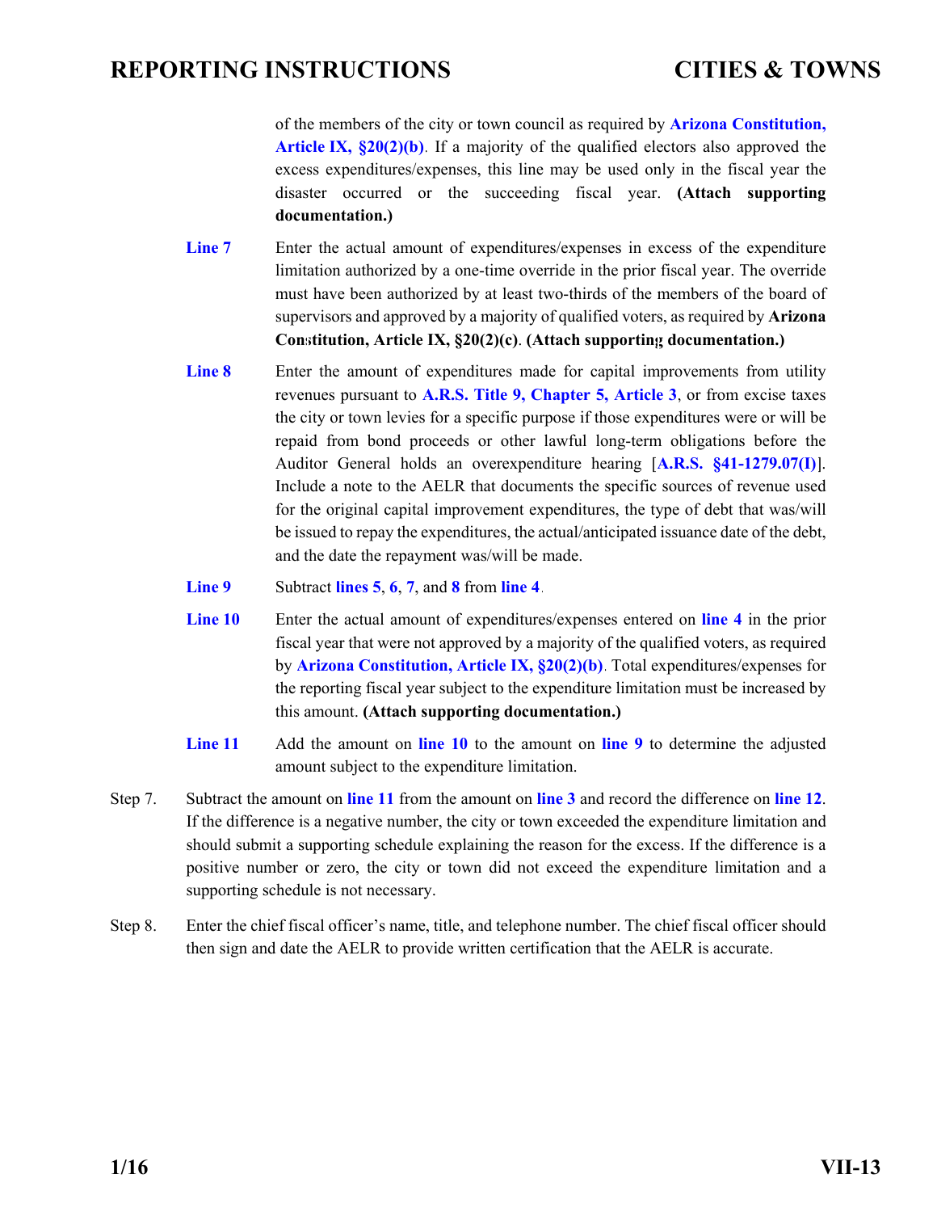of the members of the city or town council as required by **Arizona Constitution, Article IX, §20(2)(b)**. If a majority of the qualified electors also approved the excess expenditures/expenses, this line may be used only in the fiscal year the disaster occurred or the succeeding fiscal year. **(Attach supporting documentation.)**

**Line 7** Enter the actual amount of expenditures/expenses in excess of the expenditure limitation authorized by a one-time override in the prior fiscal year. The override must have been authorized by at least two-thirds of the members of the board of supervisors and approved by a majority of qualified voters, as required by **Arizona Constitution, Article IX, §20(2)(c)**. **(Attach supporting documentation.)**

**Line 8** Enter the amount of expenditures made for capital improvements from utility revenues pursuant to **A.R.S. Title 9, Chapter 5, Article 3**, or from excise taxes the city or town levies for a specific purpose if those expenditures were or will be repaid from bond proceeds or other lawful long-term obligations before the Auditor General holds an overexpenditure hearing [**A.R.S. §41-1279.07(I)**]. Include a note to the AELR that documents the specific sources of revenue used for the original capital improvement expenditures, the type of debt that was/will be issued to repay the expenditures, the actual/anticipated issuance date of the debt, and the date the repayment was/will be made.

**Line 9** Subtract **lines 5**, **6**, **7**, and **8** from **line 4**.

**Line 10** Enter the actual amount of expenditures/expenses entered on **line 4** in the prior fiscal year that were not approved by a majority of the qualified voters, as required by **Arizona Constitution, Article IX, §20(2)(b)**. Total expenditures/expenses for the reporting fiscal year subject to the expenditure limitation must be increased by this amount. **(Attach supporting documentation.)**

**Line 11** Add the amount on **line 10** to the amount on **line 9** to determine the adjusted amount subject to the expenditure limitation.

Step 7. Subtract the amount on **line 11** from the amount on **line 3** and record the difference on **line 12**. If the difference is a negative number, the city or town exceeded the expenditure limitation and should submit a supporting schedule explaining the reason for the excess. If the difference is a positive number or zero, the city or town did not exceed the expenditure limitation and a supporting schedule is not necessary.

Step 8. Enter the chief fiscal officer's name, title, and telephone number. The chief fiscal officer should then sign and date the AELR to provide written certification that the AELR is accurate.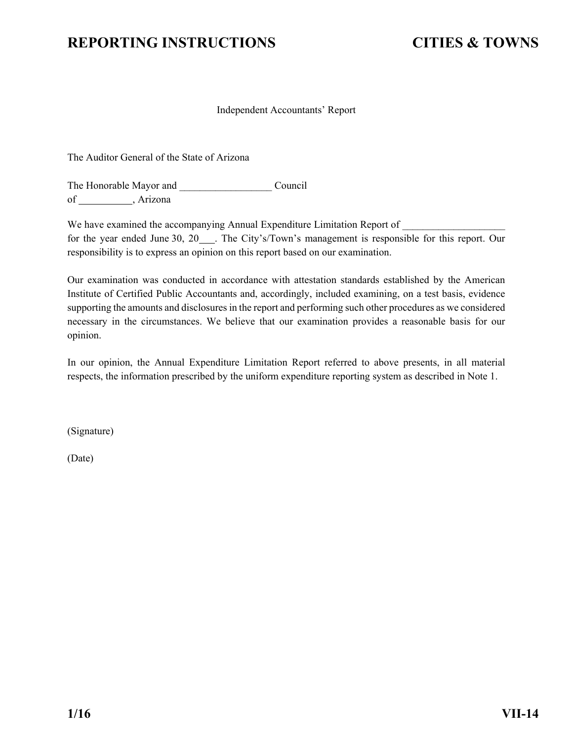Independent Accountants' Report

The Auditor General of the State of Arizona

The Honorable Mayor and __________________ Council
of ___________, Arizona

We have examined the accompanying Annual Expenditure Limitation Report of ____________________ for the year ended June 30, 20___. The City's/Town's management is responsible for this report. Our responsibility is to express an opinion on this report based on our examination.

Our examination was conducted in accordance with attestation standards established by the American Institute of Certified Public Accountants and, accordingly, included examining, on a test basis, evidence supporting the amounts and disclosures in the report and performing such other procedures as we considered necessary in the circumstances. We believe that our examination provides a reasonable basis for our opinion.

In our opinion, the Annual Expenditure Limitation Report referred to above presents, in all material respects, the information prescribed by the uniform expenditure reporting system as described in Note 1.

(Signature)

(Date)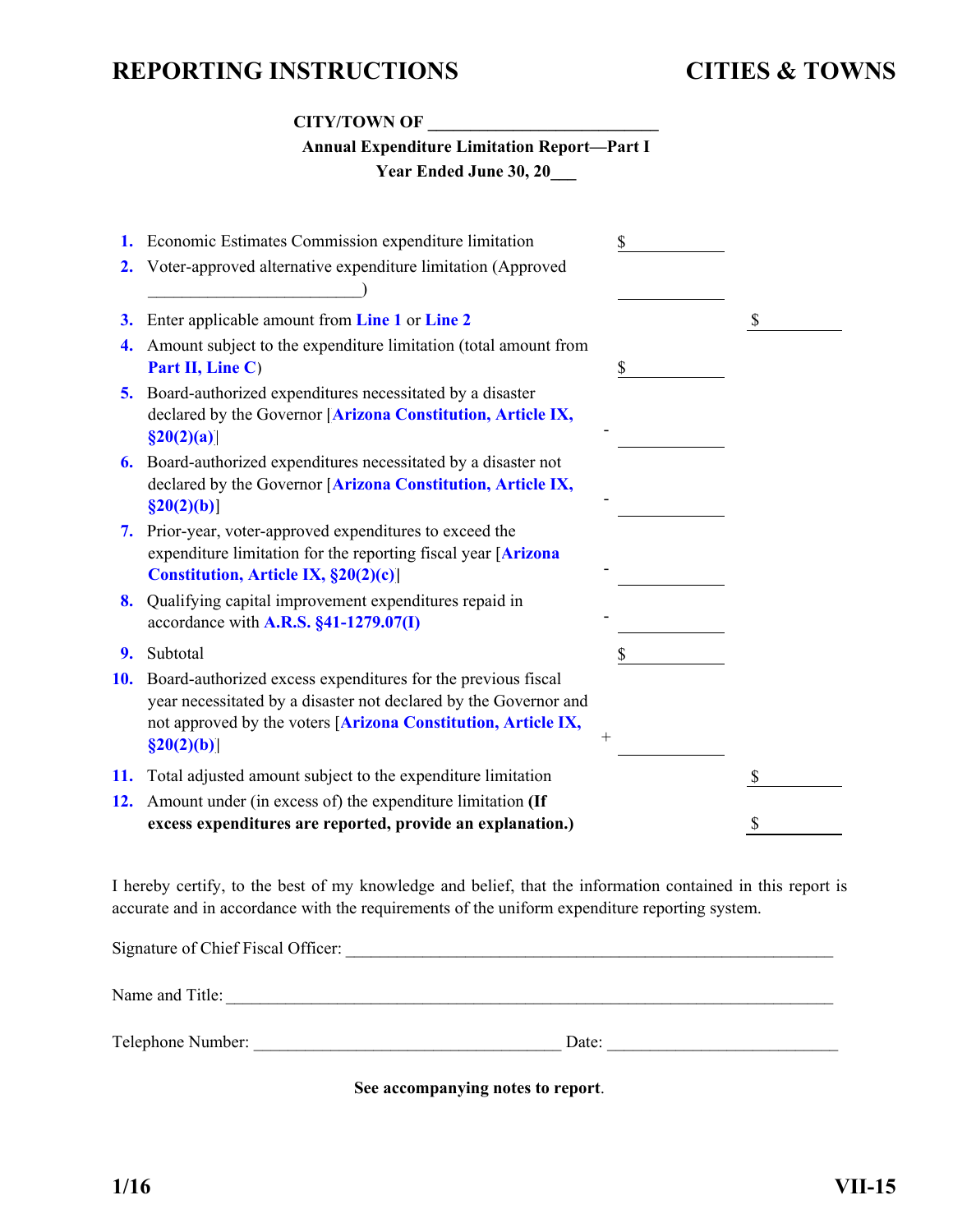**CITY/TOWN OF \_\_\_\_\_\_\_\_\_\_\_\_\_\_\_\_\_\_\_\_\_\_\_\_\_\_**

**Annual Expenditure Limitation Report—Part I**

**Year Ended June 30, 20\_\_\_**

| | | | |
|---|---|---|---|
| **1.** | Economic Estimates Commission expenditure limitation | $ \_\_\_\_\_\_\_\_\_\_ | |
| **2.** | Voter-approved alternative expenditure limitation (Approved \_\_\_\_\_\_\_\_\_\_\_\_\_\_\_\_\_\_\_\_\_\_\_\_\_\_) | \_\_\_\_\_\_\_\_\_\_ | |
| **3.** | Enter applicable amount from **Line 1** or **Line 2** | | $ \_\_\_\_\_\_\_\_\_\_ |
| **4.** | Amount subject to the expenditure limitation (total amount from **Part II, Line C**) | $ \_\_\_\_\_\_\_\_\_\_ | |
| **5.** | Board-authorized expenditures necessitated by a disaster declared by the Governor [**Arizona Constitution, Article IX, §20(2)(a)**] | - \_\_\_\_\_\_\_\_\_\_ | |
| **6.** | Board-authorized expenditures necessitated by a disaster not declared by the Governor [**Arizona Constitution, Article IX, §20(2)(b)**] | - \_\_\_\_\_\_\_\_\_\_ | |
| **7.** | Prior-year, voter-approved expenditures to exceed the expenditure limitation for the reporting fiscal year [**Arizona Constitution, Article IX, §20(2)(c)**] | - \_\_\_\_\_\_\_\_\_\_ | |
| **8.** | Qualifying capital improvement expenditures repaid in accordance with **A.R.S. §41-1279.07(I)** | - \_\_\_\_\_\_\_\_\_\_ | |
| **9.** | Subtotal | $ \_\_\_\_\_\_\_\_\_\_ | |
| **10.** | Board-authorized excess expenditures for the previous fiscal year necessitated by a disaster not declared by the Governor and not approved by the voters [**Arizona Constitution, Article IX, §20(2)(b)**] | + \_\_\_\_\_\_\_\_\_\_ | |
| **11.** | Total adjusted amount subject to the expenditure limitation | | $ \_\_\_\_\_\_\_\_\_\_ |
| **12.** | Amount under (in excess of) the expenditure limitation **(If excess expenditures are reported, provide an explanation.)** | | $ \_\_\_\_\_\_\_\_\_\_ |

I hereby certify, to the best of my knowledge and belief, that the information contained in this report is accurate and in accordance with the requirements of the uniform expenditure reporting system.

Signature of Chief Fiscal Officer: \_\_\_\_\_\_\_\_\_\_\_\_\_\_\_\_\_\_\_\_\_\_\_\_\_\_\_\_\_\_\_\_\_\_\_\_\_\_\_\_\_\_\_\_\_\_\_\_\_\_\_\_\_\_\_\_

Name and Title: \_\_\_\_\_\_\_\_\_\_\_\_\_\_\_\_\_\_\_\_\_\_\_\_\_\_\_\_\_\_\_\_\_\_\_\_\_\_\_\_\_\_\_\_\_\_\_\_\_\_\_\_\_\_\_\_\_\_\_\_\_\_\_\_\_\_\_\_\_\_

Telephone Number: \_\_\_\_\_\_\_\_\_\_\_\_\_\_\_\_\_\_\_\_\_\_\_\_\_\_\_\_\_\_\_\_\_\_\_\_\_ Date: \_\_\_\_\_\_\_\_\_\_\_\_\_\_\_\_\_\_\_\_\_\_\_\_\_\_\_

**See accompanying notes to report**.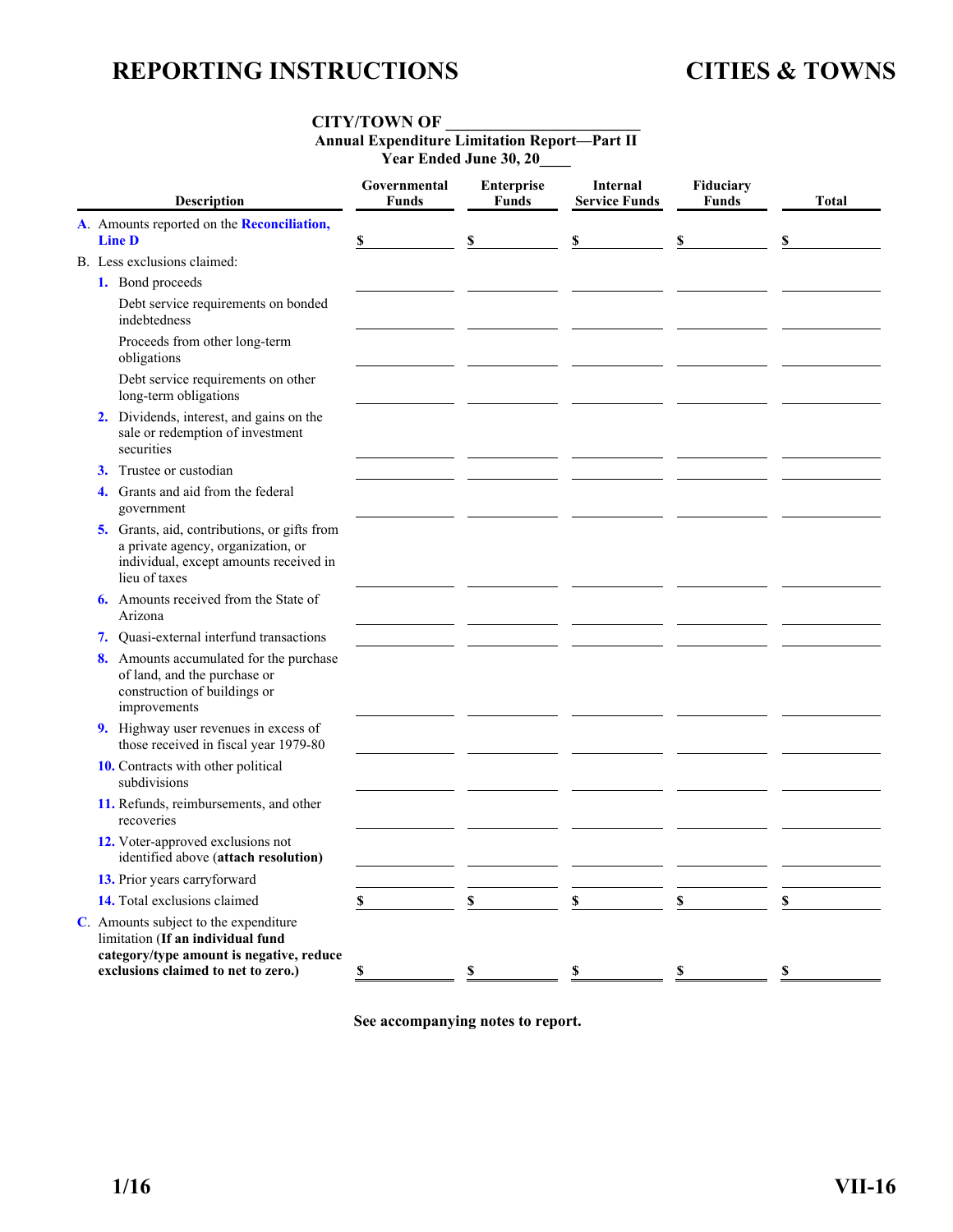# CITY/TOWN OF ______________________

## Annual Expenditure Limitation Report—Part II

### Year Ended June 30, 20____

| Description | Governmental Funds | Enterprise Funds | Internal Service Funds | Fiduciary Funds | Total |
|---|---|---|---|---|---|
| A. Amounts reported on the **Reconciliation, Line D** | $ | $ | $ | $ | $ |
| B. Less exclusions claimed: | | | | | |
| 1. Bond proceeds | | | | | |
| Debt service requirements on bonded indebtedness | | | | | |
| Proceeds from other long-term obligations | | | | | |
| Debt service requirements on other long-term obligations | | | | | |
| 2. Dividends, interest, and gains on the sale or redemption of investment securities | | | | | |
| 3. Trustee or custodian | | | | | |
| 4. Grants and aid from the federal government | | | | | |
| 5. Grants, aid, contributions, or gifts from a private agency, organization, or individual, except amounts received in lieu of taxes | | | | | |
| 6. Amounts received from the State of Arizona | | | | | |
| 7. Quasi-external interfund transactions | | | | | |
| 8. Amounts accumulated for the purchase of land, and the purchase or construction of buildings or improvements | | | | | |
| 9. Highway user revenues in excess of those received in fiscal year 1979-80 | | | | | |
| 10. Contracts with other political subdivisions | | | | | |
| 11. Refunds, reimbursements, and other recoveries | | | | | |
| 12. Voter-approved exclusions not identified above (**attach resolution**) | | | | | |
| 13. Prior years carryforward | | | | | |
| 14. Total exclusions claimed | $ | $ | $ | $ | $ |
| C. Amounts subject to the expenditure limitation (**If an individual fund category/type amount is negative, reduce exclusions claimed to net to zero.**) | $ | $ | $ | $ | $ |

**See accompanying notes to report.**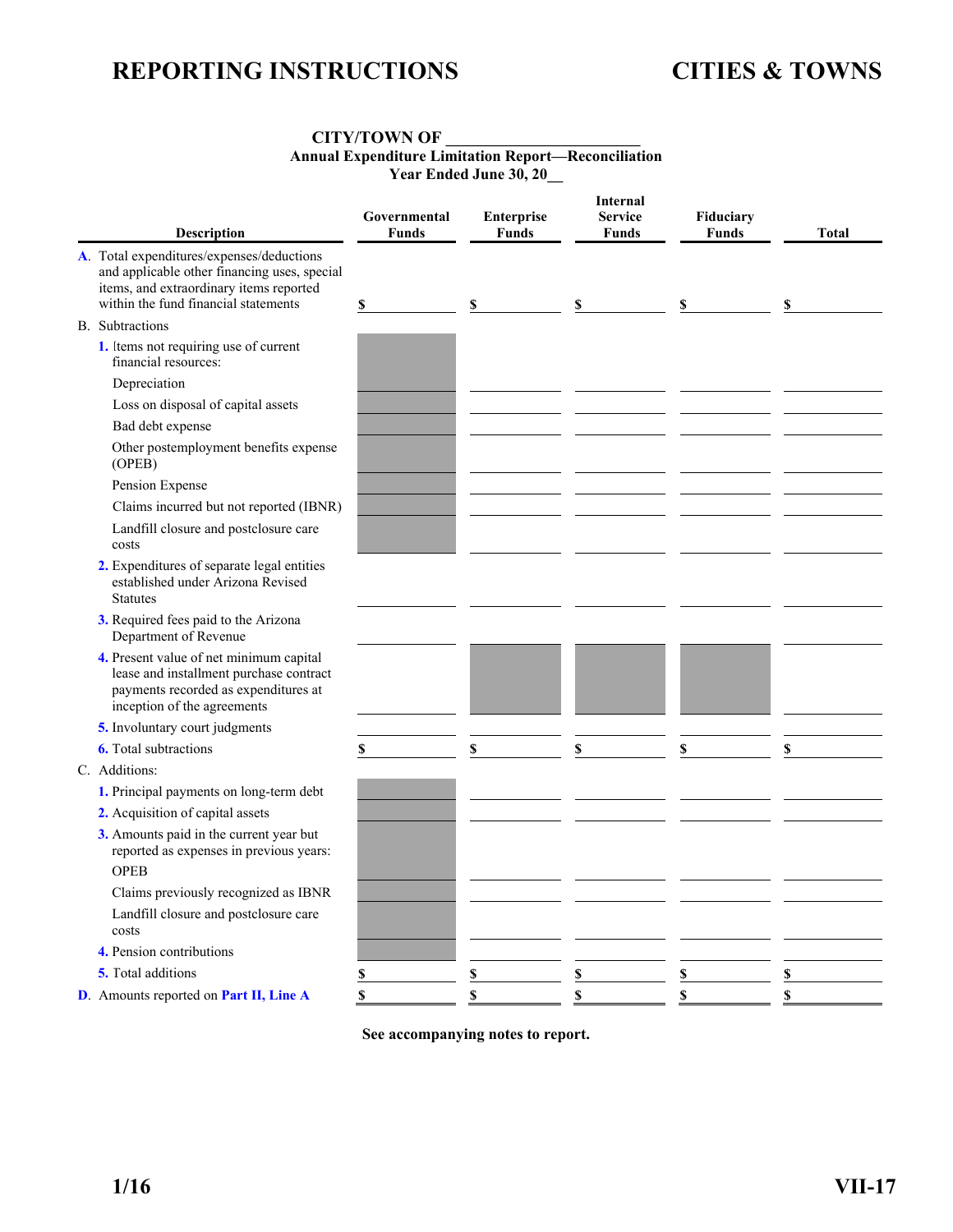**CITY/TOWN OF _______________________**
**Annual Expenditure Limitation Report—Reconciliation**
**Year Ended June 30, 20__**

| Description | Governmental Funds | Enterprise Funds | Internal Service Funds | Fiduciary Funds | Total |
|---|---|---|---|---|---|
| A. Total expenditures/expenses/deductions and applicable other financing uses, special items, and extraordinary items reported within the fund financial statements | $ | $ | $ | $ | $ |
| B. Subtractions | | | | | |
| 1. Items not requiring use of current financial resources: | | | | | |
| Depreciation | | | | | |
| Loss on disposal of capital assets | | | | | |
| Bad debt expense | | | | | |
| Other postemployment benefits expense (OPEB) | | | | | |
| Pension Expense | | | | | |
| Claims incurred but not reported (IBNR) | | | | | |
| Landfill closure and postclosure care costs | | | | | |
| 2. Expenditures of separate legal entities established under Arizona Revised Statutes | | | | | |
| 3. Required fees paid to the Arizona Department of Revenue | | | | | |
| 4. Present value of net minimum capital lease and installment purchase contract payments recorded as expenditures at inception of the agreements | | | | | |
| 5. Involuntary court judgments | | | | | |
| 6. Total subtractions | $ | $ | $ | $ | $ |
| C. Additions: | | | | | |
| 1. Principal payments on long-term debt | | | | | |
| 2. Acquisition of capital assets | | | | | |
| 3. Amounts paid in the current year but reported as expenses in previous years: | | | | | |
| OPEB | | | | | |
| Claims previously recognized as IBNR | | | | | |
| Landfill closure and postclosure care costs | | | | | |
| 4. Pension contributions | | | | | |
| 5. Total additions | $ | $ | $ | $ | $ |
| D. Amounts reported on Part II, Line A | $ | $ | $ | $ | $ |

**See accompanying notes to report.**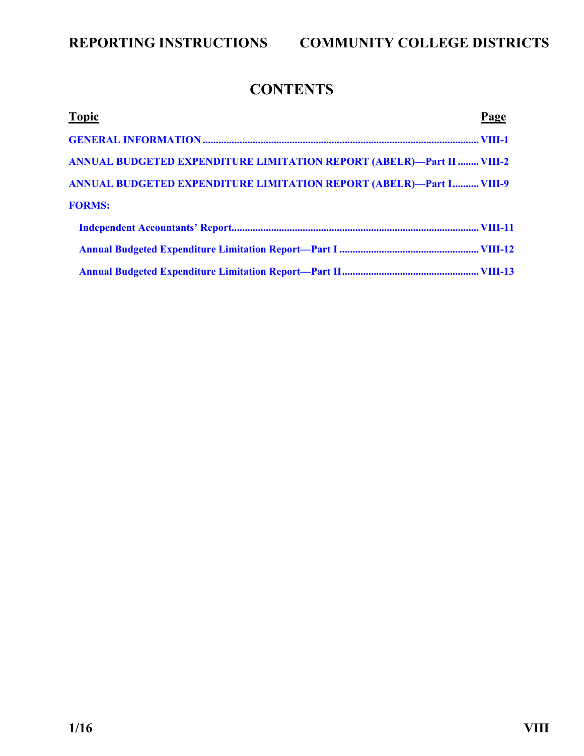# CONTENTS

| Topic | Page |
|---|---|
| **GENERAL INFORMATION** | **VIII-1** |
| **ANNUAL BUDGETED EXPENDITURE LIMITATION REPORT (ABELR)—Part II** | **VIII-2** |
| **ANNUAL BUDGETED EXPENDITURE LIMITATION REPORT (ABELR)—Part I** | **VIII-9** |
| **FORMS:** | |
| **Independent Accountants' Report** | **VIII-11** |
| **Annual Budgeted Expenditure Limitation Report—Part I** | **VIII-12** |
| **Annual Budgeted Expenditure Limitation Report—Part II** | **VIII-13** |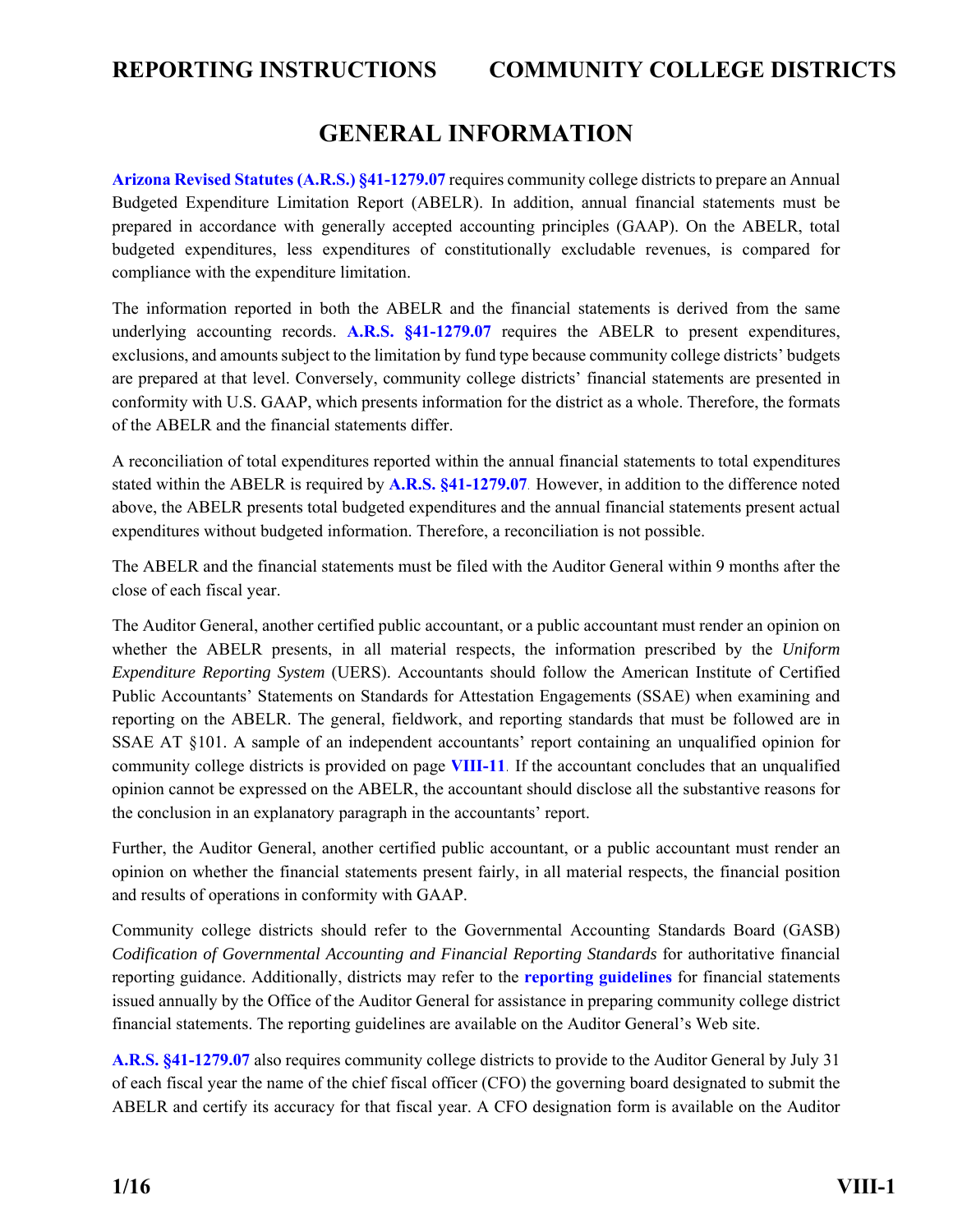# GENERAL INFORMATION

**Arizona Revised Statutes (A.R.S.) §41-1279.07** requires community college districts to prepare an Annual Budgeted Expenditure Limitation Report (ABELR). In addition, annual financial statements must be prepared in accordance with generally accepted accounting principles (GAAP). On the ABELR, total budgeted expenditures, less expenditures of constitutionally excludable revenues, is compared for compliance with the expenditure limitation.

The information reported in both the ABELR and the financial statements is derived from the same underlying accounting records. **A.R.S. §41-1279.07** requires the ABELR to present expenditures, exclusions, and amounts subject to the limitation by fund type because community college districts' budgets are prepared at that level. Conversely, community college districts' financial statements are presented in conformity with U.S. GAAP, which presents information for the district as a whole. Therefore, the formats of the ABELR and the financial statements differ.

A reconciliation of total expenditures reported within the annual financial statements to total expenditures stated within the ABELR is required by **A.R.S. §41-1279.07**. However, in addition to the difference noted above, the ABELR presents total budgeted expenditures and the annual financial statements present actual expenditures without budgeted information. Therefore, a reconciliation is not possible.

The ABELR and the financial statements must be filed with the Auditor General within 9 months after the close of each fiscal year.

The Auditor General, another certified public accountant, or a public accountant must render an opinion on whether the ABELR presents, in all material respects, the information prescribed by the *Uniform Expenditure Reporting System* (UERS). Accountants should follow the American Institute of Certified Public Accountants' Statements on Standards for Attestation Engagements (SSAE) when examining and reporting on the ABELR. The general, fieldwork, and reporting standards that must be followed are in SSAE AT §101. A sample of an independent accountants' report containing an unqualified opinion for community college districts is provided on page **VIII-11**. If the accountant concludes that an unqualified opinion cannot be expressed on the ABELR, the accountant should disclose all the substantive reasons for the conclusion in an explanatory paragraph in the accountants' report.

Further, the Auditor General, another certified public accountant, or a public accountant must render an opinion on whether the financial statements present fairly, in all material respects, the financial position and results of operations in conformity with GAAP.

Community college districts should refer to the Governmental Accounting Standards Board (GASB) *Codification of Governmental Accounting and Financial Reporting Standards* for authoritative financial reporting guidance. Additionally, districts may refer to the **reporting guidelines** for financial statements issued annually by the Office of the Auditor General for assistance in preparing community college district financial statements. The reporting guidelines are available on the Auditor General's Web site.

**A.R.S. §41-1279.07** also requires community college districts to provide to the Auditor General by July 31 of each fiscal year the name of the chief fiscal officer (CFO) the governing board designated to submit the ABELR and certify its accuracy for that fiscal year. A CFO designation form is available on the Auditor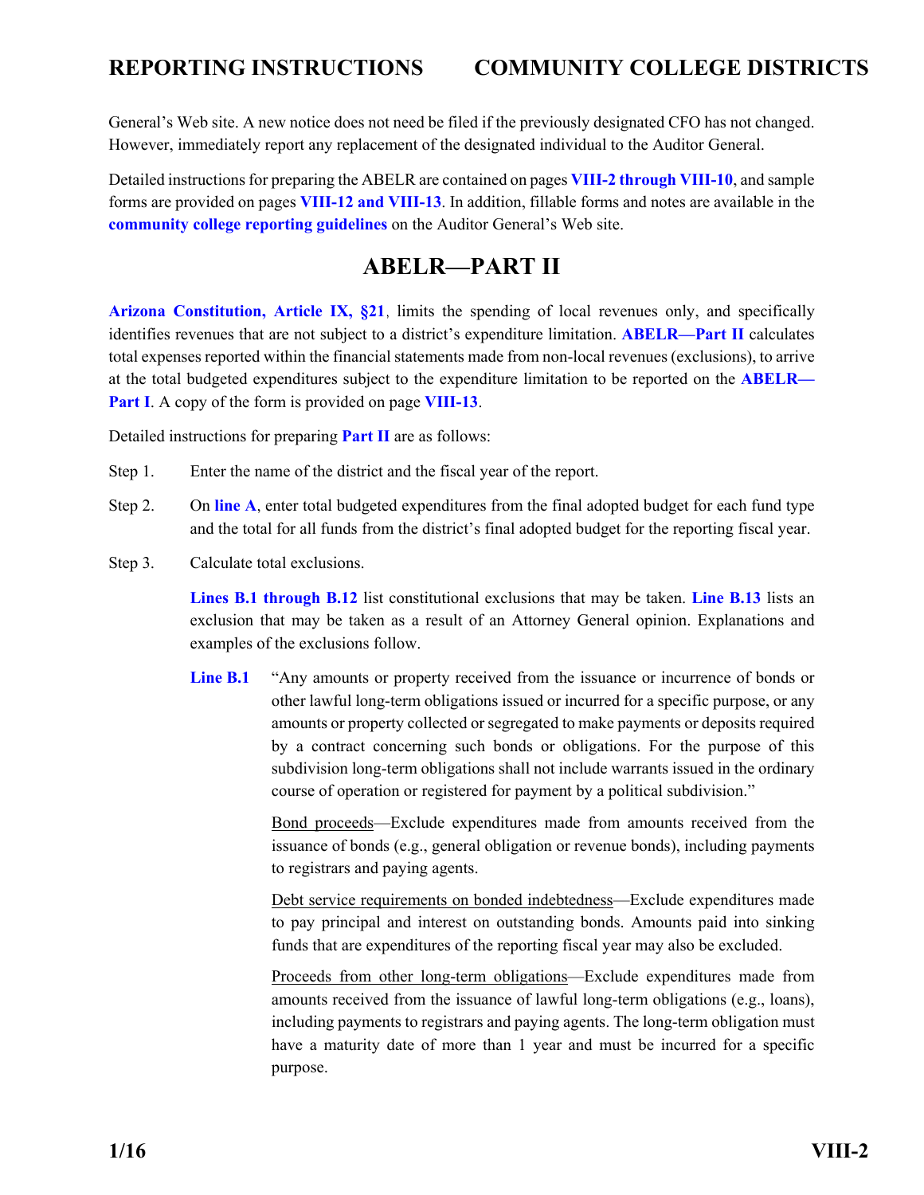General's Web site. A new notice does not need be filed if the previously designated CFO has not changed. However, immediately report any replacement of the designated individual to the Auditor General.

Detailed instructions for preparing the ABELR are contained on pages **VIII-2 through VIII-10**, and sample forms are provided on pages **VIII-12 and VIII-13**. In addition, fillable forms and notes are available in the **community college reporting guidelines** on the Auditor General's Web site.

## ABELR—PART II

**Arizona Constitution, Article IX, §21**, limits the spending of local revenues only, and specifically identifies revenues that are not subject to a district's expenditure limitation. **ABELR—Part II** calculates total expenses reported within the financial statements made from non-local revenues (exclusions), to arrive at the total budgeted expenditures subject to the expenditure limitation to be reported on the **ABELR—Part I**. A copy of the form is provided on page **VIII-13**.

Detailed instructions for preparing **Part II** are as follows:

Step 1. Enter the name of the district and the fiscal year of the report.

Step 2. On **line A**, enter total budgeted expenditures from the final adopted budget for each fund type and the total for all funds from the district's final adopted budget for the reporting fiscal year.

Step 3. Calculate total exclusions.

**Lines B.1 through B.12** list constitutional exclusions that may be taken. **Line B.13** lists an exclusion that may be taken as a result of an Attorney General opinion. Explanations and examples of the exclusions follow.

**Line B.1** "Any amounts or property received from the issuance or incurrence of bonds or other lawful long-term obligations issued or incurred for a specific purpose, or any amounts or property collected or segregated to make payments or deposits required by a contract concerning such bonds or obligations. For the purpose of this subdivision long-term obligations shall not include warrants issued in the ordinary course of operation or registered for payment by a political subdivision."

Bond proceeds—Exclude expenditures made from amounts received from the issuance of bonds (e.g., general obligation or revenue bonds), including payments to registrars and paying agents.

Debt service requirements on bonded indebtedness—Exclude expenditures made to pay principal and interest on outstanding bonds. Amounts paid into sinking funds that are expenditures of the reporting fiscal year may also be excluded.

Proceeds from other long-term obligations—Exclude expenditures made from amounts received from the issuance of lawful long-term obligations (e.g., loans), including payments to registrars and paying agents. The long-term obligation must have a maturity date of more than 1 year and must be incurred for a specific purpose.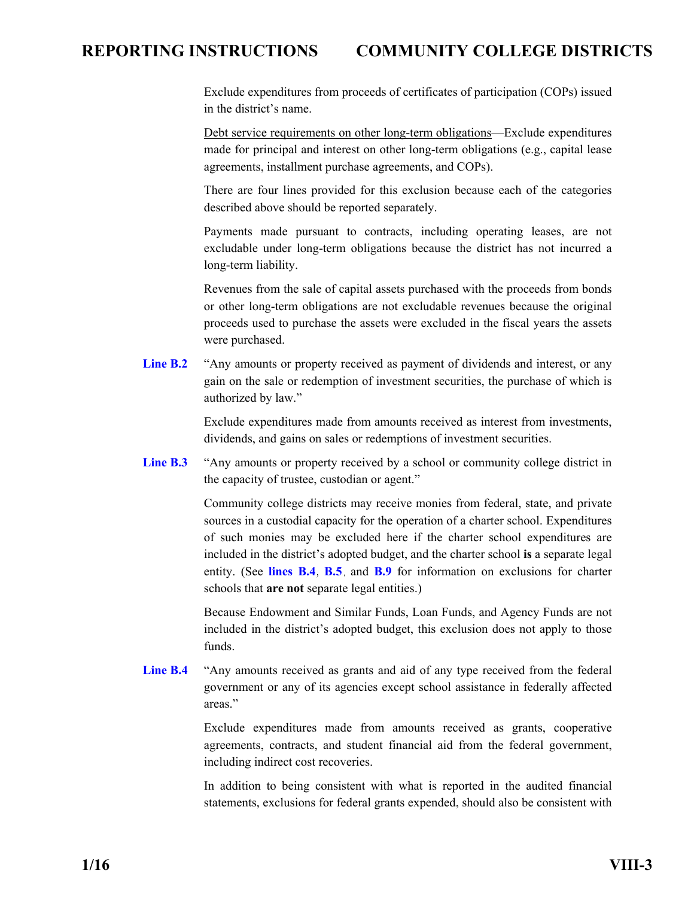Exclude expenditures from proceeds of certificates of participation (COPs) issued in the district's name.

Debt service requirements on other long-term obligations—Exclude expenditures made for principal and interest on other long-term obligations (e.g., capital lease agreements, installment purchase agreements, and COPs).

There are four lines provided for this exclusion because each of the categories described above should be reported separately.

Payments made pursuant to contracts, including operating leases, are not excludable under long-term obligations because the district has not incurred a long-term liability.

Revenues from the sale of capital assets purchased with the proceeds from bonds or other long-term obligations are not excludable revenues because the original proceeds used to purchase the assets were excluded in the fiscal years the assets were purchased.

**Line B.2** "Any amounts or property received as payment of dividends and interest, or any gain on the sale or redemption of investment securities, the purchase of which is authorized by law."

Exclude expenditures made from amounts received as interest from investments, dividends, and gains on sales or redemptions of investment securities.

**Line B.3** "Any amounts or property received by a school or community college district in the capacity of trustee, custodian or agent."

Community college districts may receive monies from federal, state, and private sources in a custodial capacity for the operation of a charter school. Expenditures of such monies may be excluded here if the charter school expenditures are included in the district's adopted budget, and the charter school **is** a separate legal entity. (See **lines B.4**, **B.5**, and **B.9** for information on exclusions for charter schools that **are not** separate legal entities.)

Because Endowment and Similar Funds, Loan Funds, and Agency Funds are not included in the district's adopted budget, this exclusion does not apply to those funds.

**Line B.4** "Any amounts received as grants and aid of any type received from the federal government or any of its agencies except school assistance in federally affected areas."

Exclude expenditures made from amounts received as grants, cooperative agreements, contracts, and student financial aid from the federal government, including indirect cost recoveries.

In addition to being consistent with what is reported in the audited financial statements, exclusions for federal grants expended, should also be consistent with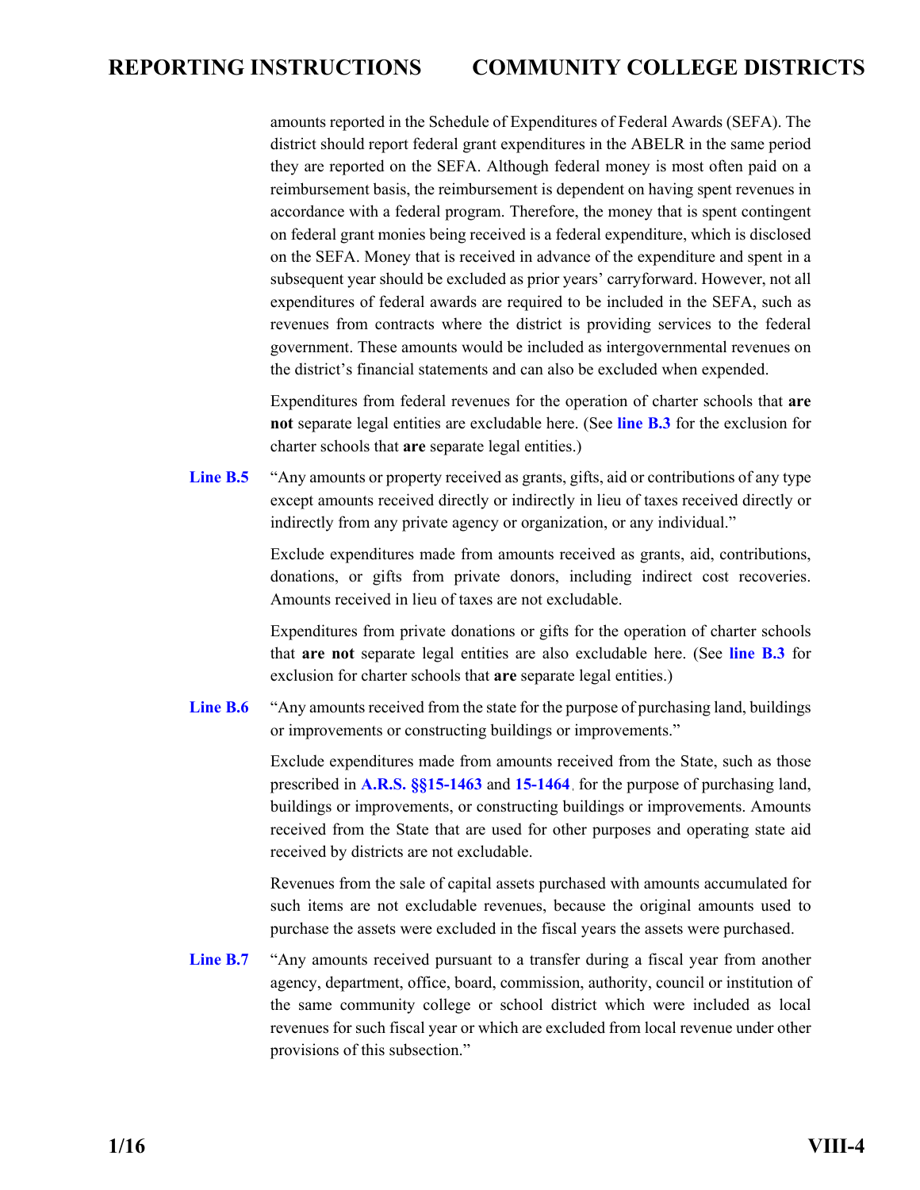amounts reported in the Schedule of Expenditures of Federal Awards (SEFA). The district should report federal grant expenditures in the ABELR in the same period they are reported on the SEFA. Although federal money is most often paid on a reimbursement basis, the reimbursement is dependent on having spent revenues in accordance with a federal program. Therefore, the money that is spent contingent on federal grant monies being received is a federal expenditure, which is disclosed on the SEFA. Money that is received in advance of the expenditure and spent in a subsequent year should be excluded as prior years' carryforward. However, not all expenditures of federal awards are required to be included in the SEFA, such as revenues from contracts where the district is providing services to the federal government. These amounts would be included as intergovernmental revenues on the district's financial statements and can also be excluded when expended.

Expenditures from federal revenues for the operation of charter schools that **are not** separate legal entities are excludable here. (See **line B.3** for the exclusion for charter schools that **are** separate legal entities.)

**Line B.5** "Any amounts or property received as grants, gifts, aid or contributions of any type except amounts received directly or indirectly in lieu of taxes received directly or indirectly from any private agency or organization, or any individual."

Exclude expenditures made from amounts received as grants, aid, contributions, donations, or gifts from private donors, including indirect cost recoveries. Amounts received in lieu of taxes are not excludable.

Expenditures from private donations or gifts for the operation of charter schools that **are not** separate legal entities are also excludable here. (See **line B.3** for exclusion for charter schools that **are** separate legal entities.)

**Line B.6** "Any amounts received from the state for the purpose of purchasing land, buildings or improvements or constructing buildings or improvements."

Exclude expenditures made from amounts received from the State, such as those prescribed in **A.R.S. §§15-1463** and **15-1464**, for the purpose of purchasing land, buildings or improvements, or constructing buildings or improvements. Amounts received from the State that are used for other purposes and operating state aid received by districts are not excludable.

Revenues from the sale of capital assets purchased with amounts accumulated for such items are not excludable revenues, because the original amounts used to purchase the assets were excluded in the fiscal years the assets were purchased.

**Line B.7** "Any amounts received pursuant to a transfer during a fiscal year from another agency, department, office, board, commission, authority, council or institution of the same community college or school district which were included as local revenues for such fiscal year or which are excluded from local revenue under other provisions of this subsection."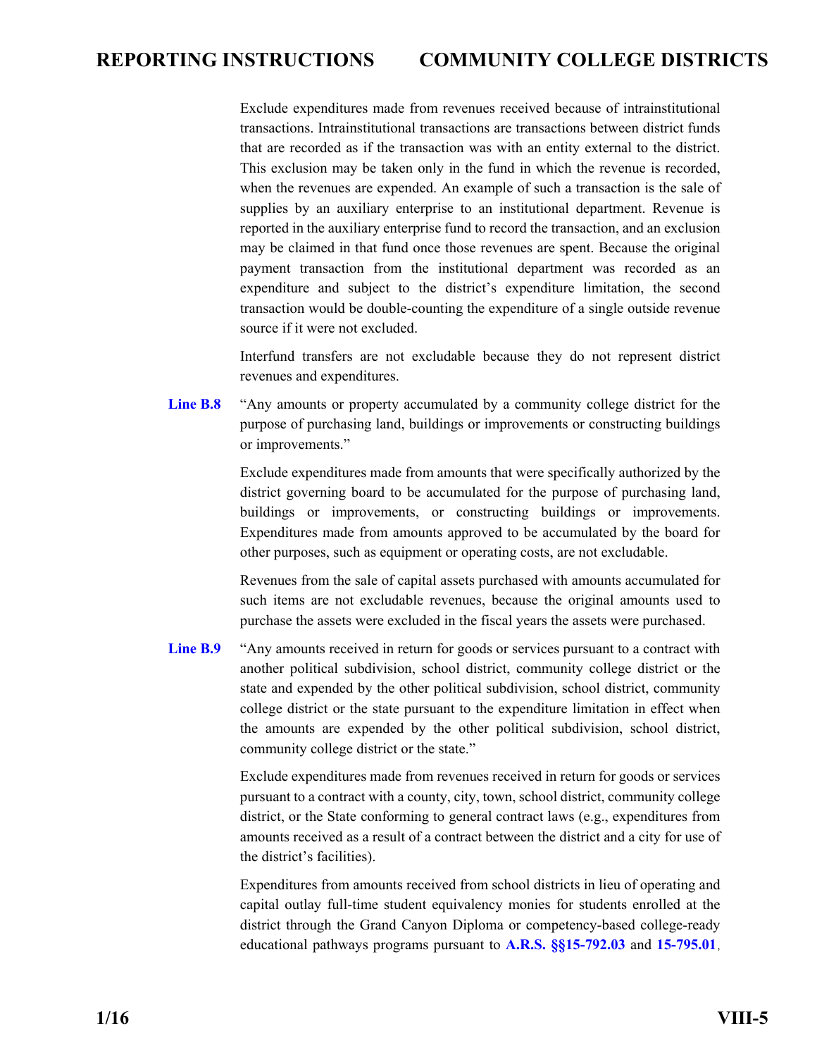Exclude expenditures made from revenues received because of intrainstitutional transactions. Intrainstitutional transactions are transactions between district funds that are recorded as if the transaction was with an entity external to the district. This exclusion may be taken only in the fund in which the revenue is recorded, when the revenues are expended. An example of such a transaction is the sale of supplies by an auxiliary enterprise to an institutional department. Revenue is reported in the auxiliary enterprise fund to record the transaction, and an exclusion may be claimed in that fund once those revenues are spent. Because the original payment transaction from the institutional department was recorded as an expenditure and subject to the district's expenditure limitation, the second transaction would be double-counting the expenditure of a single outside revenue source if it were not excluded.

Interfund transfers are not excludable because they do not represent district revenues and expenditures.

**Line B.8** "Any amounts or property accumulated by a community college district for the purpose of purchasing land, buildings or improvements or constructing buildings or improvements."

Exclude expenditures made from amounts that were specifically authorized by the district governing board to be accumulated for the purpose of purchasing land, buildings or improvements, or constructing buildings or improvements. Expenditures made from amounts approved to be accumulated by the board for other purposes, such as equipment or operating costs, are not excludable.

Revenues from the sale of capital assets purchased with amounts accumulated for such items are not excludable revenues, because the original amounts used to purchase the assets were excluded in the fiscal years the assets were purchased.

**Line B.9** "Any amounts received in return for goods or services pursuant to a contract with another political subdivision, school district, community college district or the state and expended by the other political subdivision, school district, community college district or the state pursuant to the expenditure limitation in effect when the amounts are expended by the other political subdivision, school district, community college district or the state."

Exclude expenditures made from revenues received in return for goods or services pursuant to a contract with a county, city, town, school district, community college district, or the State conforming to general contract laws (e.g., expenditures from amounts received as a result of a contract between the district and a city for use of the district's facilities).

Expenditures from amounts received from school districts in lieu of operating and capital outlay full-time student equivalency monies for students enrolled at the district through the Grand Canyon Diploma or competency-based college-ready educational pathways programs pursuant to **A.R.S. §§15-792.03** and **15-795.01**,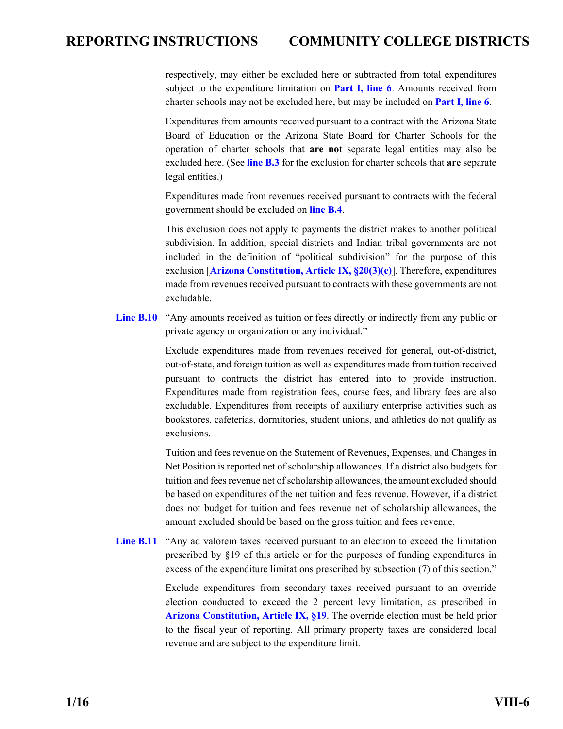respectively, may either be excluded here or subtracted from total expenditures subject to the expenditure limitation on **Part I, line 6**. Amounts received from charter schools may not be excluded here, but may be included on **Part I, line 6**.

Expenditures from amounts received pursuant to a contract with the Arizona State Board of Education or the Arizona State Board for Charter Schools for the operation of charter schools that **are not** separate legal entities may also be excluded here. (See **line B.3** for the exclusion for charter schools that **are** separate legal entities.)

Expenditures made from revenues received pursuant to contracts with the federal government should be excluded on **line B.4**.

This exclusion does not apply to payments the district makes to another political subdivision. In addition, special districts and Indian tribal governments are not included in the definition of "political subdivision" for the purpose of this exclusion [**Arizona Constitution, Article IX, §20(3)(e)**]. Therefore, expenditures made from revenues received pursuant to contracts with these governments are not excludable.

**Line B.10** "Any amounts received as tuition or fees directly or indirectly from any public or private agency or organization or any individual."

Exclude expenditures made from revenues received for general, out-of-district, out-of-state, and foreign tuition as well as expenditures made from tuition received pursuant to contracts the district has entered into to provide instruction. Expenditures made from registration fees, course fees, and library fees are also excludable. Expenditures from receipts of auxiliary enterprise activities such as bookstores, cafeterias, dormitories, student unions, and athletics do not qualify as exclusions.

Tuition and fees revenue on the Statement of Revenues, Expenses, and Changes in Net Position is reported net of scholarship allowances. If a district also budgets for tuition and fees revenue net of scholarship allowances, the amount excluded should be based on expenditures of the net tuition and fees revenue. However, if a district does not budget for tuition and fees revenue net of scholarship allowances, the amount excluded should be based on the gross tuition and fees revenue.

**Line B.11** "Any ad valorem taxes received pursuant to an election to exceed the limitation prescribed by §19 of this article or for the purposes of funding expenditures in excess of the expenditure limitations prescribed by subsection (7) of this section."

Exclude expenditures from secondary taxes received pursuant to an override election conducted to exceed the 2 percent levy limitation, as prescribed in **Arizona Constitution, Article IX, §19**. The override election must be held prior to the fiscal year of reporting. All primary property taxes are considered local revenue and are subject to the expenditure limit.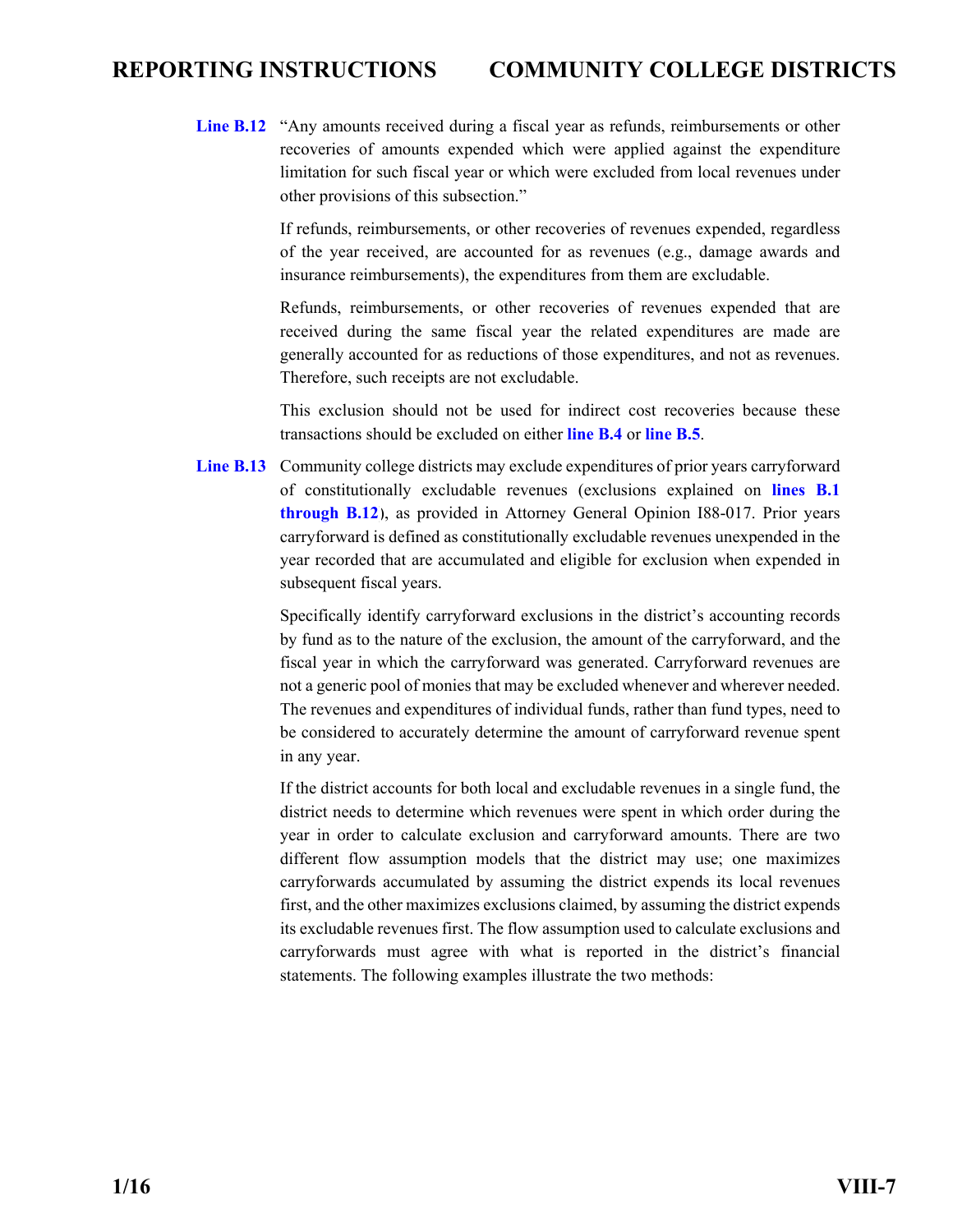**Line B.12** "Any amounts received during a fiscal year as refunds, reimbursements or other recoveries of amounts expended which were applied against the expenditure limitation for such fiscal year or which were excluded from local revenues under other provisions of this subsection."

If refunds, reimbursements, or other recoveries of revenues expended, regardless of the year received, are accounted for as revenues (e.g., damage awards and insurance reimbursements), the expenditures from them are excludable.

Refunds, reimbursements, or other recoveries of revenues expended that are received during the same fiscal year the related expenditures are made are generally accounted for as reductions of those expenditures, and not as revenues. Therefore, such receipts are not excludable.

This exclusion should not be used for indirect cost recoveries because these transactions should be excluded on either **line B.4** or **line B.5**.

**Line B.13** Community college districts may exclude expenditures of prior years carryforward of constitutionally excludable revenues (exclusions explained on **lines B.1 through B.12**), as provided in Attorney General Opinion I88-017. Prior years carryforward is defined as constitutionally excludable revenues unexpended in the year recorded that are accumulated and eligible for exclusion when expended in subsequent fiscal years.

Specifically identify carryforward exclusions in the district's accounting records by fund as to the nature of the exclusion, the amount of the carryforward, and the fiscal year in which the carryforward was generated. Carryforward revenues are not a generic pool of monies that may be excluded whenever and wherever needed. The revenues and expenditures of individual funds, rather than fund types, need to be considered to accurately determine the amount of carryforward revenue spent in any year.

If the district accounts for both local and excludable revenues in a single fund, the district needs to determine which revenues were spent in which order during the year in order to calculate exclusion and carryforward amounts. There are two different flow assumption models that the district may use; one maximizes carryforwards accumulated by assuming the district expends its local revenues first, and the other maximizes exclusions claimed, by assuming the district expends its excludable revenues first. The flow assumption used to calculate exclusions and carryforwards must agree with what is reported in the district's financial statements. The following examples illustrate the two methods: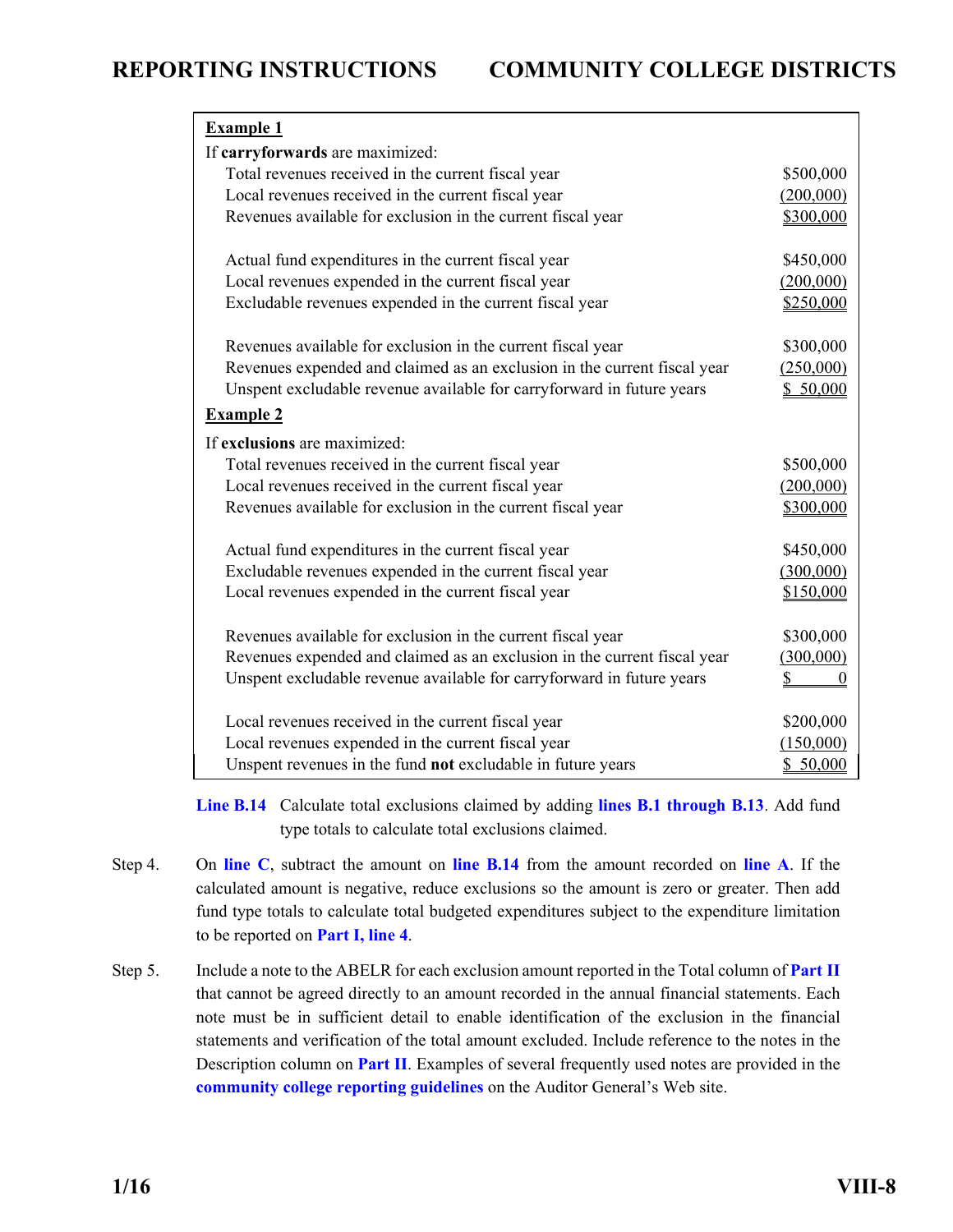**Example 1**

If **carryforwards** are maximized:

| | |
|---|---|
| Total revenues received in the current fiscal year | $500,000 |
| Local revenues received in the current fiscal year | (200,000) |
| Revenues available for exclusion in the current fiscal year | $300,000 |
| | |
| Actual fund expenditures in the current fiscal year | $450,000 |
| Local revenues expended in the current fiscal year | (200,000) |
| Excludable revenues expended in the current fiscal year | $250,000 |
| | |
| Revenues available for exclusion in the current fiscal year | $300,000 |
| Revenues expended and claimed as an exclusion in the current fiscal year | (250,000) |
| Unspent excludable revenue available for carryforward in future years | $ 50,000 |

**Example 2**

If **exclusions** are maximized:

| | |
|---|---|
| Total revenues received in the current fiscal year | $500,000 |
| Local revenues received in the current fiscal year | (200,000) |
| Revenues available for exclusion in the current fiscal year | $300,000 |
| | |
| Actual fund expenditures in the current fiscal year | $450,000 |
| Excludable revenues expended in the current fiscal year | (300,000) |
| Local revenues expended in the current fiscal year | $150,000 |
| | |
| Revenues available for exclusion in the current fiscal year | $300,000 |
| Revenues expended and claimed as an exclusion in the current fiscal year | (300,000) |
| Unspent excludable revenue available for carryforward in future years | $ 0 |
| | |
| Local revenues received in the current fiscal year | $200,000 |
| Local revenues expended in the current fiscal year | (150,000) |
| Unspent revenues in the fund **not** excludable in future years | $ 50,000 |

**Line B.14** Calculate total exclusions claimed by adding **lines B.1 through B.13**. Add fund type totals to calculate total exclusions claimed.

Step 4. On **line C**, subtract the amount on **line B.14** from the amount recorded on **line A**. If the calculated amount is negative, reduce exclusions so the amount is zero or greater. Then add fund type totals to calculate total budgeted expenditures subject to the expenditure limitation to be reported on **Part I, line 4**.

Step 5. Include a note to the ABELR for each exclusion amount reported in the Total column of **Part II** that cannot be agreed directly to an amount recorded in the annual financial statements. Each note must be in sufficient detail to enable identification of the exclusion in the financial statements and verification of the total amount excluded. Include reference to the notes in the Description column on **Part II**. Examples of several frequently used notes are provided in the **community college reporting guidelines** on the Auditor General's Web site.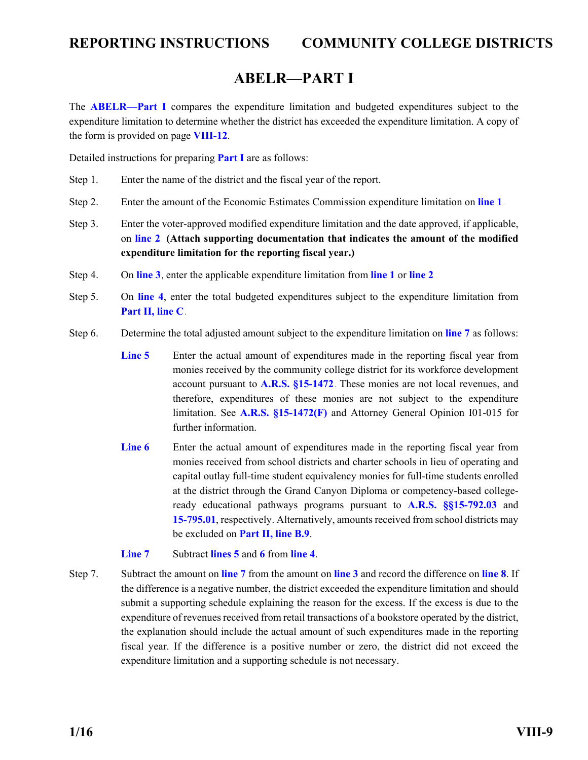# ABELR—PART I

The **ABELR—Part I** compares the expenditure limitation and budgeted expenditures subject to the expenditure limitation to determine whether the district has exceeded the expenditure limitation. A copy of the form is provided on page **VIII-12**.

Detailed instructions for preparing **Part I** are as follows:

Step 1. Enter the name of the district and the fiscal year of the report.

Step 2. Enter the amount of the Economic Estimates Commission expenditure limitation on **line 1**.

Step 3. Enter the voter-approved modified expenditure limitation and the date approved, if applicable, on **line 2**. **(Attach supporting documentation that indicates the amount of the modified expenditure limitation for the reporting fiscal year.)**

Step 4. On **line 3**, enter the applicable expenditure limitation from **line 1** or **line 2**.

Step 5. On **line 4**, enter the total budgeted expenditures subject to the expenditure limitation from **Part II, line C**.

Step 6. Determine the total adjusted amount subject to the expenditure limitation on **line 7** as follows:

- **Line 5** Enter the actual amount of expenditures made in the reporting fiscal year from monies received by the community college district for its workforce development account pursuant to **A.R.S. §15-1472**. These monies are not local revenues, and therefore, expenditures of these monies are not subject to the expenditure limitation. See **A.R.S. §15-1472(F)** and Attorney General Opinion I01-015 for further information.

- **Line 6** Enter the actual amount of expenditures made in the reporting fiscal year from monies received from school districts and charter schools in lieu of operating and capital outlay full-time student equivalency monies for full-time students enrolled at the district through the Grand Canyon Diploma or competency-based college-ready educational pathways programs pursuant to **A.R.S. §§15-792.03** and **15-795.01**, respectively. Alternatively, amounts received from school districts may be excluded on **Part II, line B.9**.

- **Line 7** Subtract **lines 5** and **6** from **line 4**.

Step 7. Subtract the amount on **line 7** from the amount on **line 3** and record the difference on **line 8**. If the difference is a negative number, the district exceeded the expenditure limitation and should submit a supporting schedule explaining the reason for the excess. If the excess is due to the expenditure of revenues received from retail transactions of a bookstore operated by the district, the explanation should include the actual amount of such expenditures made in the reporting fiscal year. If the difference is a positive number or zero, the district did not exceed the expenditure limitation and a supporting schedule is not necessary.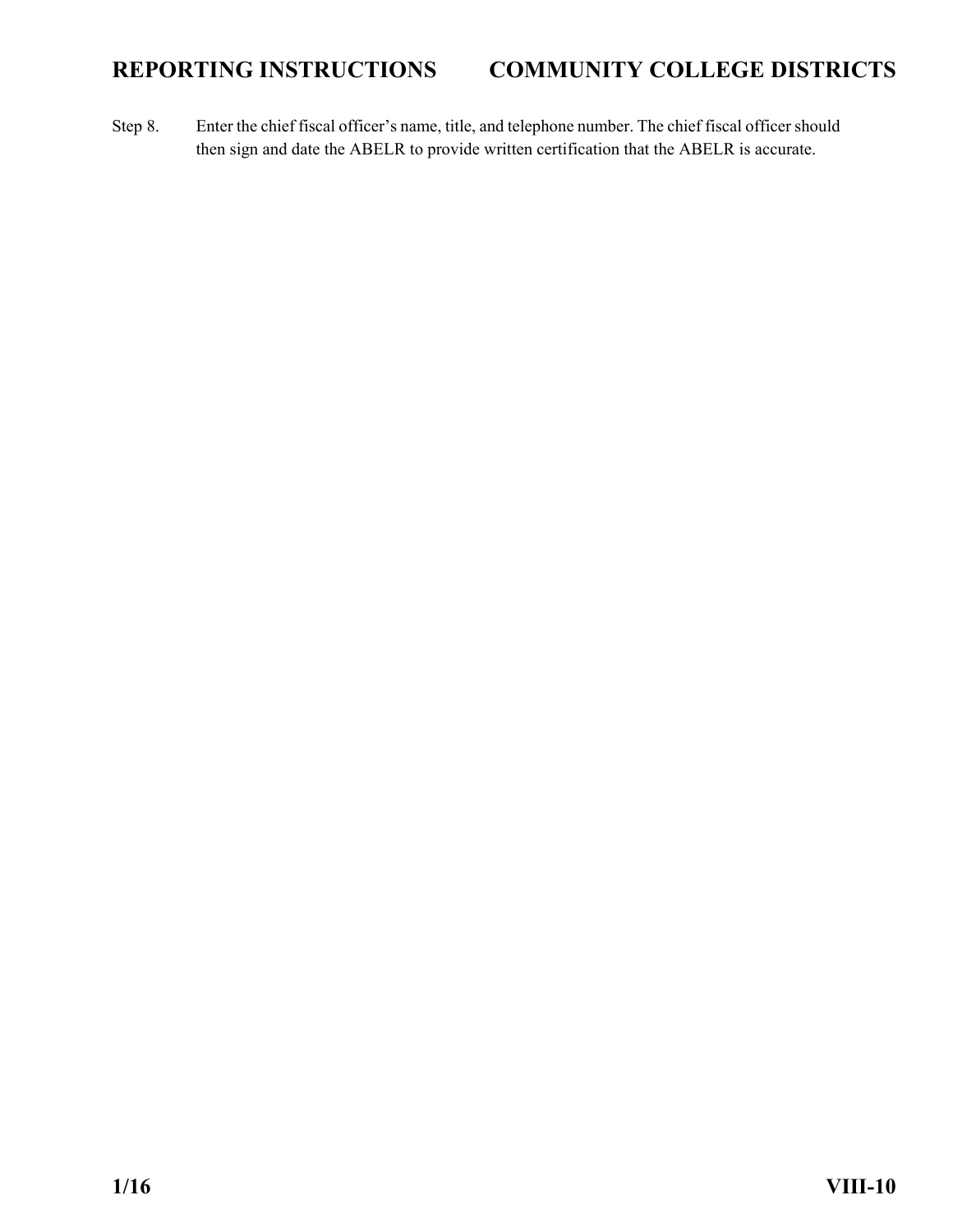Step 8. Enter the chief fiscal officer's name, title, and telephone number. The chief fiscal officer should then sign and date the ABELR to provide written certification that the ABELR is accurate.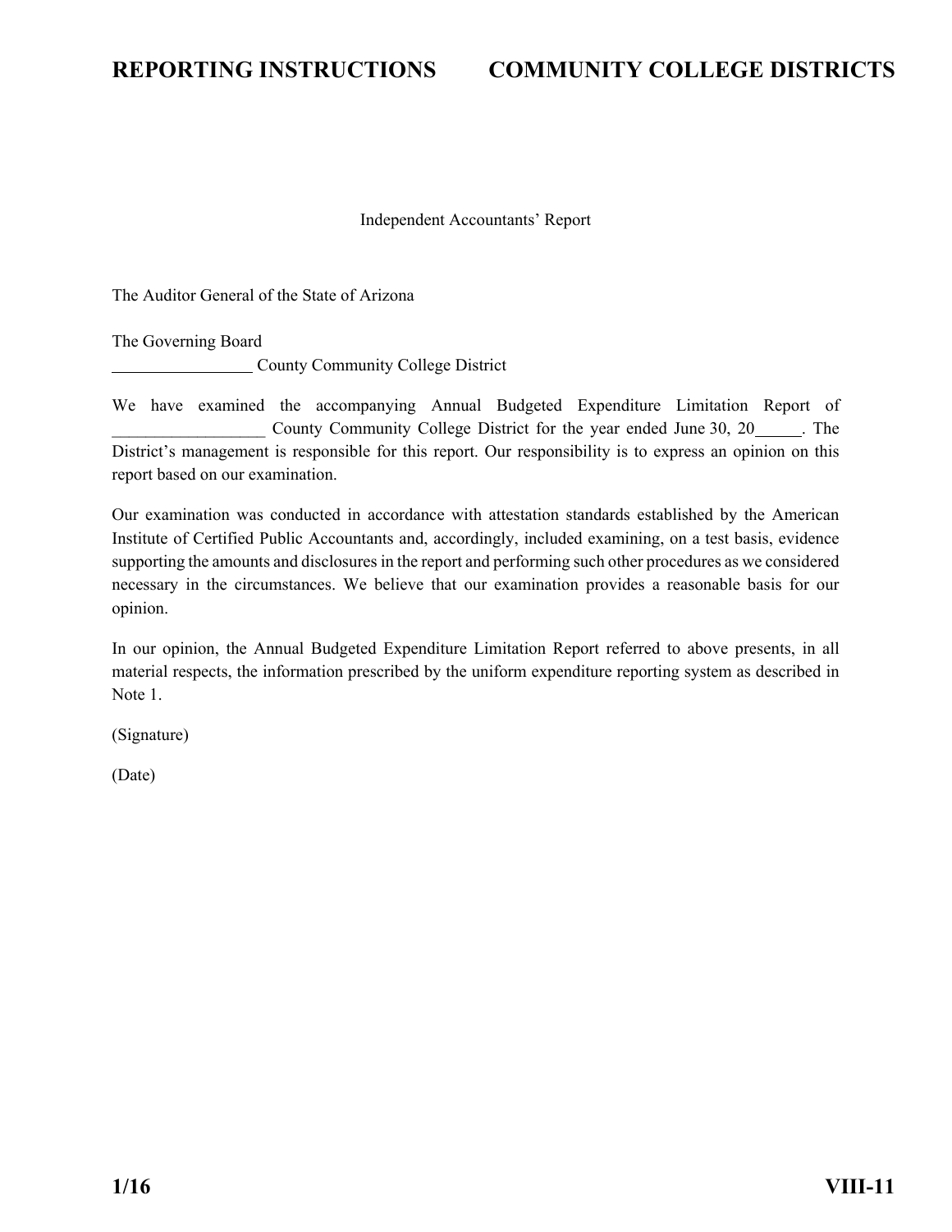Independent Accountants' Report

The Auditor General of the State of Arizona

The Governing Board
________________ County Community College District

We have examined the accompanying Annual Budgeted Expenditure Limitation Report of ________________ County Community College District for the year ended June 30, 20_____. The District's management is responsible for this report. Our responsibility is to express an opinion on this report based on our examination.

Our examination was conducted in accordance with attestation standards established by the American Institute of Certified Public Accountants and, accordingly, included examining, on a test basis, evidence supporting the amounts and disclosures in the report and performing such other procedures as we considered necessary in the circumstances. We believe that our examination provides a reasonable basis for our opinion.

In our opinion, the Annual Budgeted Expenditure Limitation Report referred to above presents, in all material respects, the information prescribed by the uniform expenditure reporting system as described in Note 1.

(Signature)

(Date)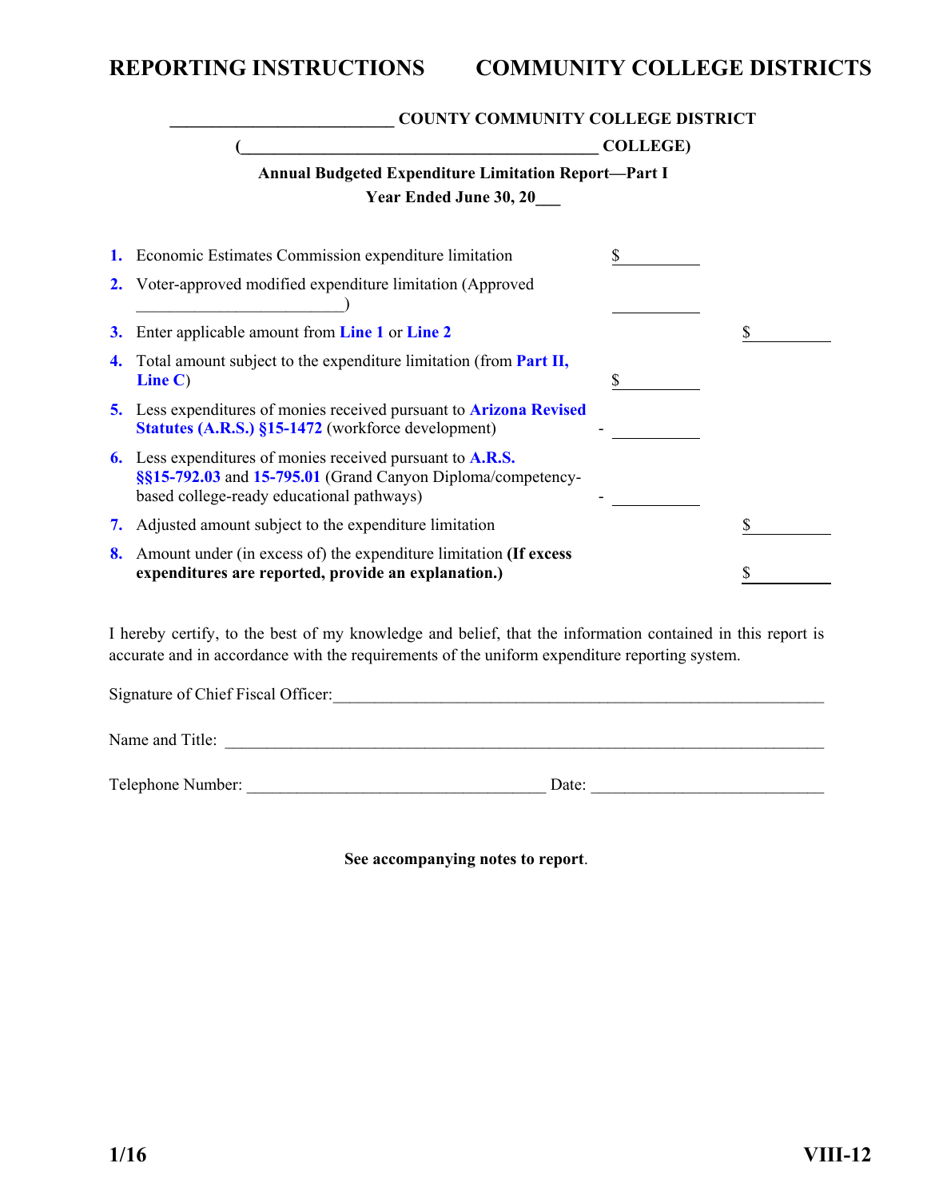## REPORTING INSTRUCTIONS — COMMUNITY COLLEGE DISTRICTS

**__________________________ COUNTY COMMUNITY COLLEGE DISTRICT**

**(__________________________________________ COLLEGE)**

**Annual Budgeted Expenditure Limitation Report—Part I**

**Year Ended June 30, 20___**

| | | | |
|---|---|---|---|
| **1.** | Economic Estimates Commission expenditure limitation | $ ______ | |
| **2.** | Voter-approved modified expenditure limitation (Approved ________________________) | ______ | |
| **3.** | Enter applicable amount from **Line 1** or **Line 2** | | $ ______ |
| **4.** | Total amount subject to the expenditure limitation (from **Part II, Line C**) | $ ______ | |
| **5.** | Less expenditures of monies received pursuant to **Arizona Revised Statutes (A.R.S.) §15-1472** (workforce development) | - ______ | |
| **6.** | Less expenditures of monies received pursuant to **A.R.S. §§15-792.03** and **15-795.01** (Grand Canyon Diploma/competency-based college-ready educational pathways) | - ______ | |
| **7.** | Adjusted amount subject to the expenditure limitation | | $ ______ |
| **8.** | Amount under (in excess of) the expenditure limitation **(If excess expenditures are reported, provide an explanation.)** | | $ ______ |

I hereby certify, to the best of my knowledge and belief, that the information contained in this report is accurate and in accordance with the requirements of the uniform expenditure reporting system.

Signature of Chief Fiscal Officer:______________________________________________________________

Name and Title: ________________________________________________________________________

Telephone Number: ____________________________________ Date: ____________________________

**See accompanying notes to report**.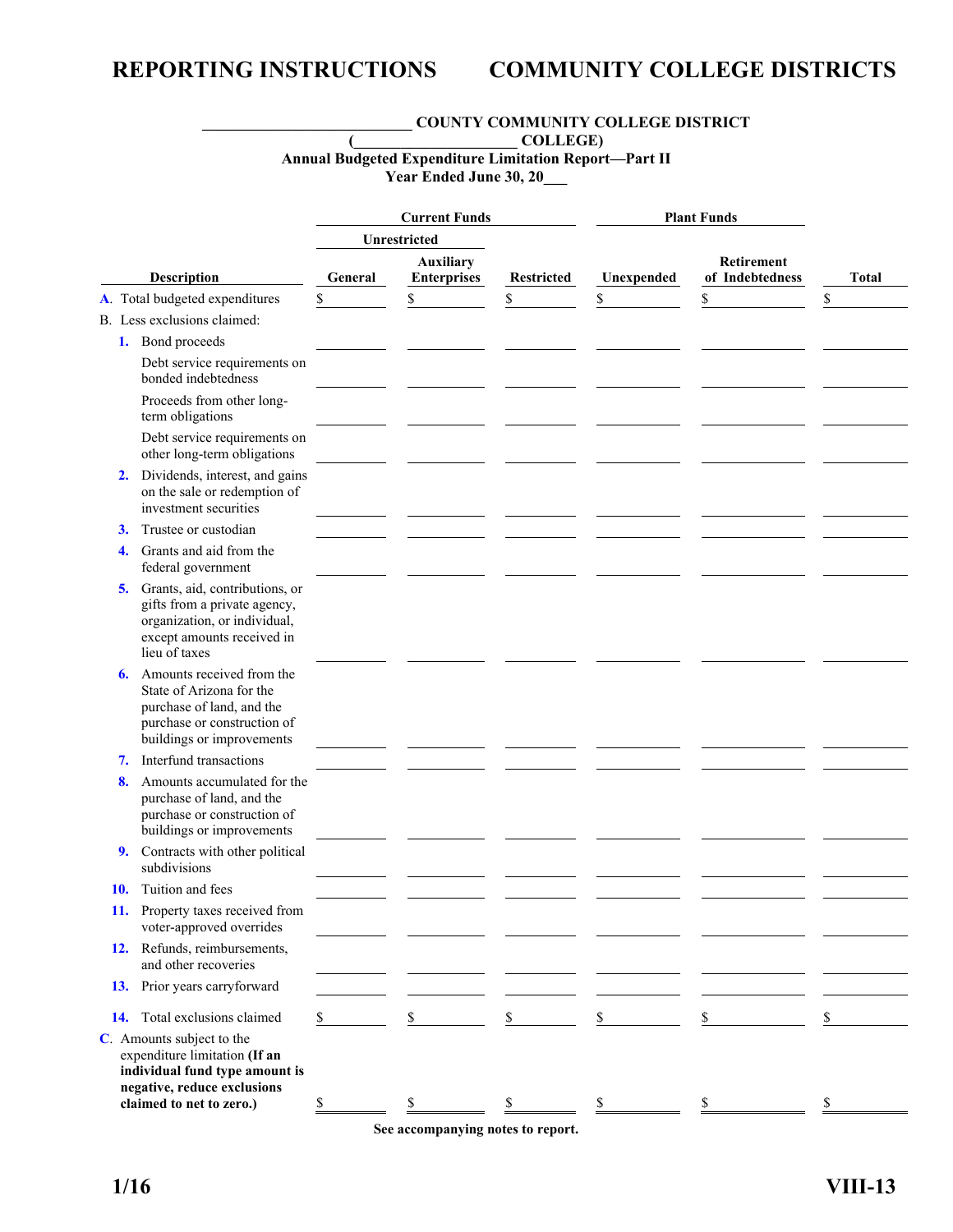# REPORTING INSTRUCTIONS COMMUNITY COLLEGE DISTRICTS

**_________________________ COUNTY COMMUNITY COLLEGE DISTRICT**
**(____________________ COLLEGE)**
**Annual Budgeted Expenditure Limitation Report—Part II**
**Year Ended June 30, 20___**

| Description | Current Funds | | | Plant Funds | | Total |
|---|---|---|---|---|---|---|
| | Unrestricted | | | | | |
| | General | Auxiliary Enterprises | Restricted | Unexpended | Retirement of Indebtedness | |
| A. Total budgeted expenditures | $ | $ | $ | $ | $ | $ |
| B. Less exclusions claimed: | | | | | | |
| 1. Bond proceeds | | | | | | |
| Debt service requirements on bonded indebtedness | | | | | | |
| Proceeds from other long-term obligations | | | | | | |
| Debt service requirements on other long-term obligations | | | | | | |
| 2. Dividends, interest, and gains on the sale or redemption of investment securities | | | | | | |
| 3. Trustee or custodian | | | | | | |
| 4. Grants and aid from the federal government | | | | | | |
| 5. Grants, aid, contributions, or gifts from a private agency, organization, or individual, except amounts received in lieu of taxes | | | | | | |
| 6. Amounts received from the State of Arizona for the purchase of land, and the purchase or construction of buildings or improvements | | | | | | |
| 7. Interfund transactions | | | | | | |
| 8. Amounts accumulated for the purchase of land, and the purchase or construction of buildings or improvements | | | | | | |
| 9. Contracts with other political subdivisions | | | | | | |
| 10. Tuition and fees | | | | | | |
| 11. Property taxes received from voter-approved overrides | | | | | | |
| 12. Refunds, reimbursements, and other recoveries | | | | | | |
| 13. Prior years carryforward | | | | | | |
| 14. Total exclusions claimed | $ | $ | $ | $ | $ | $ |
| C. Amounts subject to the expenditure limitation **(If an individual fund type amount is negative, reduce exclusions claimed to net to zero.)** | $ | $ | $ | $ | $ | $ |

**See accompanying notes to report.**